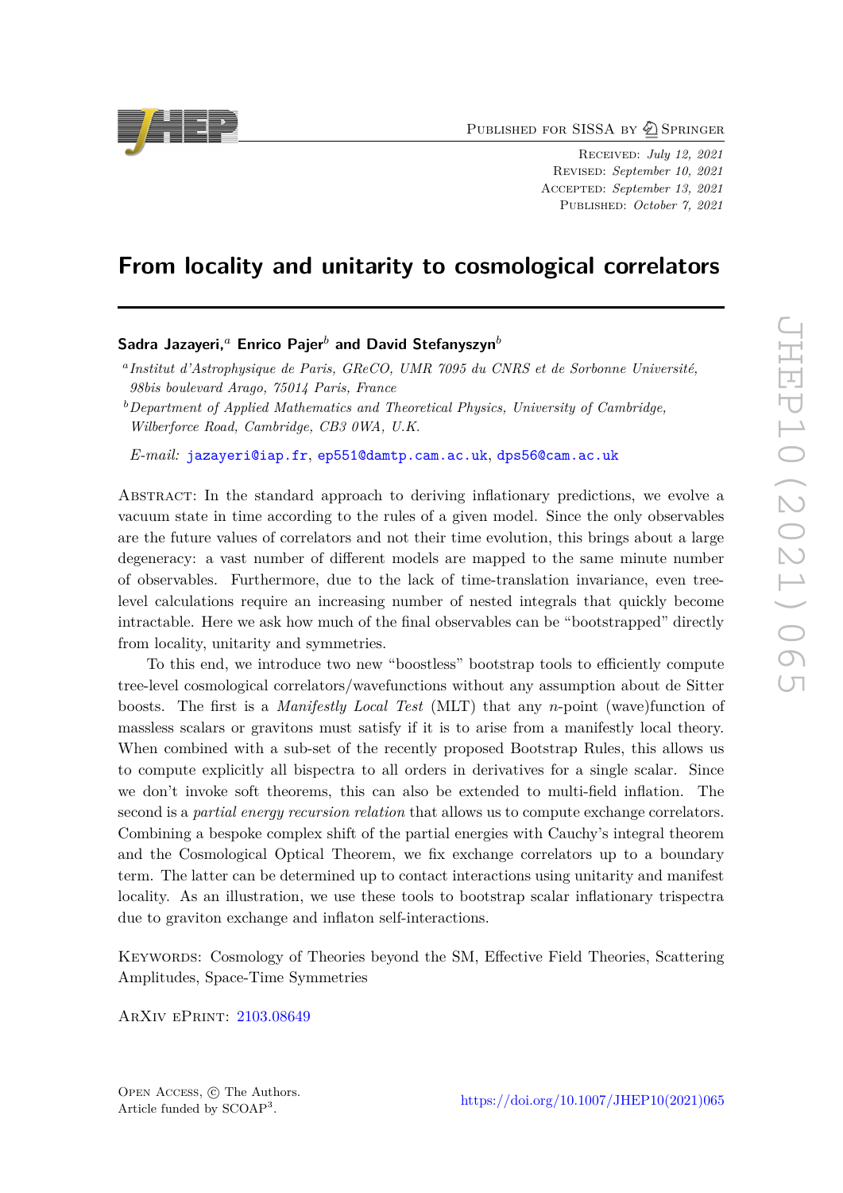Published for SISSA by Springer

Received: *July 12, 2021*
Revised: *September 10, 2021*
Accepted: *September 13, 2021*
Published: *October 7, 2021*

# From locality and unitarity to cosmological correlators

**Sadra Jazayeri,**[a] **Enrico Pajer**[b] **and David Stefanyszyn**[b]

[a]*Institut d'Astrophysique de Paris, GReCO, UMR 7095 du CNRS et de Sorbonne Université, 98bis boulevard Arago, 75014 Paris, France*

[b]*Department of Applied Mathematics and Theoretical Physics, University of Cambridge, Wilberforce Road, Cambridge, CB3 0WA, U.K.*

*E-mail:* jazayeri@iap.fr, ep551@damtp.cam.ac.uk, dps56@cam.ac.uk

Abstract: In the standard approach to deriving inflationary predictions, we evolve a vacuum state in time according to the rules of a given model. Since the only observables are the future values of correlators and not their time evolution, this brings about a large degeneracy: a vast number of different models are mapped to the same minute number of observables. Furthermore, due to the lack of time-translation invariance, even tree-level calculations require an increasing number of nested integrals that quickly become intractable. Here we ask how much of the final observables can be "bootstrapped" directly from locality, unitarity and symmetries.

To this end, we introduce two new "boostless" bootstrap tools to efficiently compute tree-level cosmological correlators/wavefunctions without any assumption about de Sitter boosts. The first is a *Manifestly Local Test* (MLT) that any $n$-point (wave)function of massless scalars or gravitons must satisfy if it is to arise from a manifestly local theory. When combined with a sub-set of the recently proposed Bootstrap Rules, this allows us to compute explicitly all bispectra to all orders in derivatives for a single scalar. Since we don't invoke soft theorems, this can also be extended to multi-field inflation. The second is a *partial energy recursion relation* that allows us to compute exchange correlators. Combining a bespoke complex shift of the partial energies with Cauchy's integral theorem and the Cosmological Optical Theorem, we fix exchange correlators up to a boundary term. The latter can be determined up to contact interactions using unitarity and manifest locality. As an illustration, we use these tools to bootstrap scalar inflationary trispectra due to graviton exchange and inflaton self-interactions.

Keywords: Cosmology of Theories beyond the SM, Effective Field Theories, Scattering Amplitudes, Space-Time Symmetries

ArXiv ePrint: 2103.08649

Open Access, © The Authors.
Article funded by SCOAP[3].

https://doi.org/10.1007/JHEP10(2021)065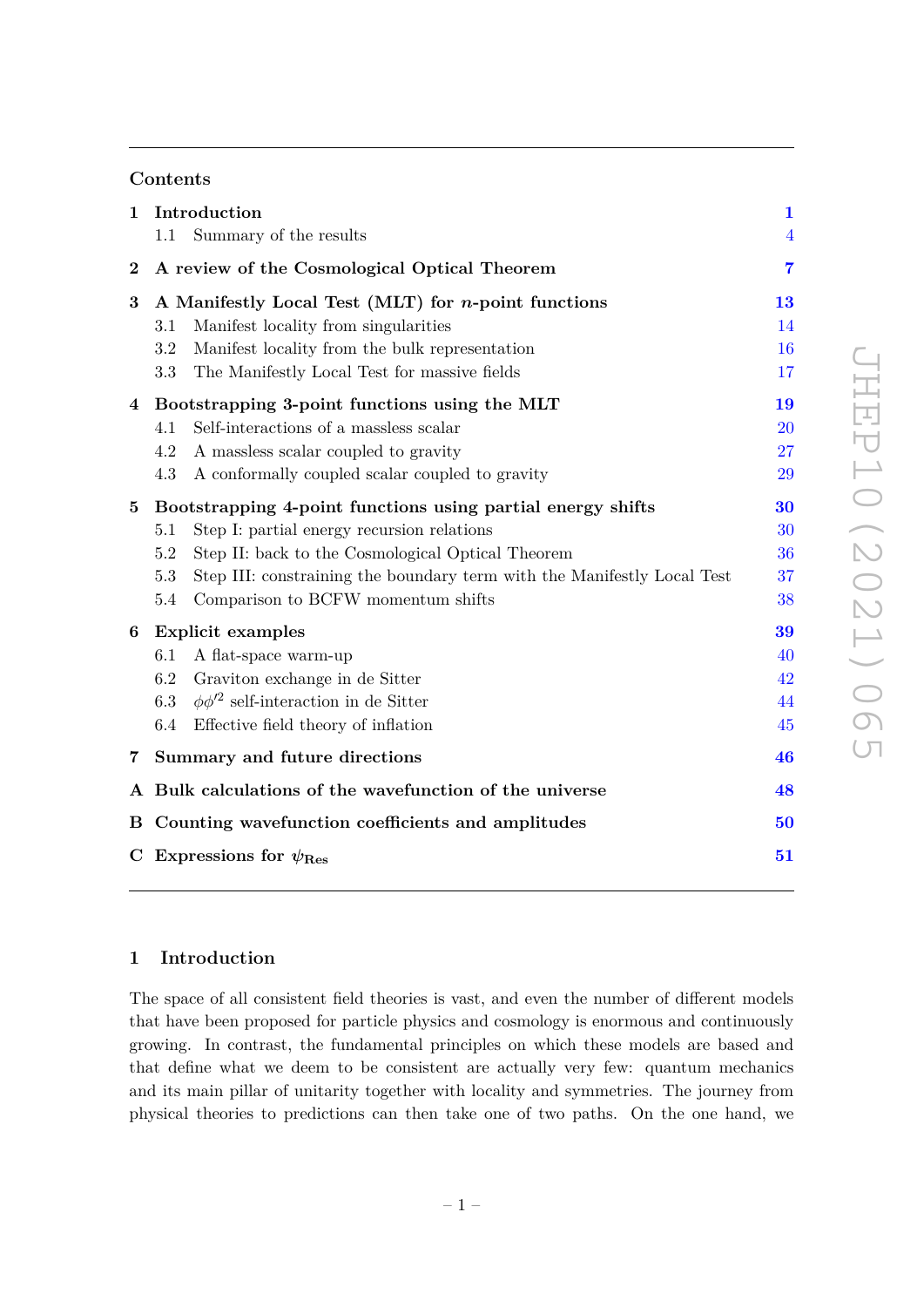## Contents

| | | |
|---|---|---|
| **1** | **Introduction** | **1** |
| | 1.1 Summary of the results | 4 |
| **2** | **A review of the Cosmological Optical Theorem** | **7** |
| **3** | **A Manifestly Local Test (MLT) for $n$-point functions** | **13** |
| | 3.1 Manifest locality from singularities | 14 |
| | 3.2 Manifest locality from the bulk representation | 16 |
| | 3.3 The Manifestly Local Test for massive fields | 17 |
| **4** | **Bootstrapping 3-point functions using the MLT** | **19** |
| | 4.1 Self-interactions of a massless scalar | 20 |
| | 4.2 A massless scalar coupled to gravity | 27 |
| | 4.3 A conformally coupled scalar coupled to gravity | 29 |
| **5** | **Bootstrapping 4-point functions using partial energy shifts** | **30** |
| | 5.1 Step I: partial energy recursion relations | 30 |
| | 5.2 Step II: back to the Cosmological Optical Theorem | 36 |
| | 5.3 Step III: constraining the boundary term with the Manifestly Local Test | 37 |
| | 5.4 Comparison to BCFW momentum shifts | 38 |
| **6** | **Explicit examples** | **39** |
| | 6.1 A flat-space warm-up | 40 |
| | 6.2 Graviton exchange in de Sitter | 42 |
| | 6.3 $\phi\phi'^2$ self-interaction in de Sitter | 44 |
| | 6.4 Effective field theory of inflation | 45 |
| **7** | **Summary and future directions** | **46** |
| **A** | **Bulk calculations of the wavefunction of the universe** | **48** |
| **B** | **Counting wavefunction coefficients and amplitudes** | **50** |
| **C** | **Expressions for $\psi_{\text{Res}}$** | **51** |

## 1 Introduction

The space of all consistent field theories is vast, and even the number of different models that have been proposed for particle physics and cosmology is enormous and continuously growing. In contrast, the fundamental principles on which these models are based and that define what we deem to be consistent are actually very few: quantum mechanics and its main pillar of unitarity together with locality and symmetries. The journey from physical theories to predictions can then take one of two paths. On the one hand, we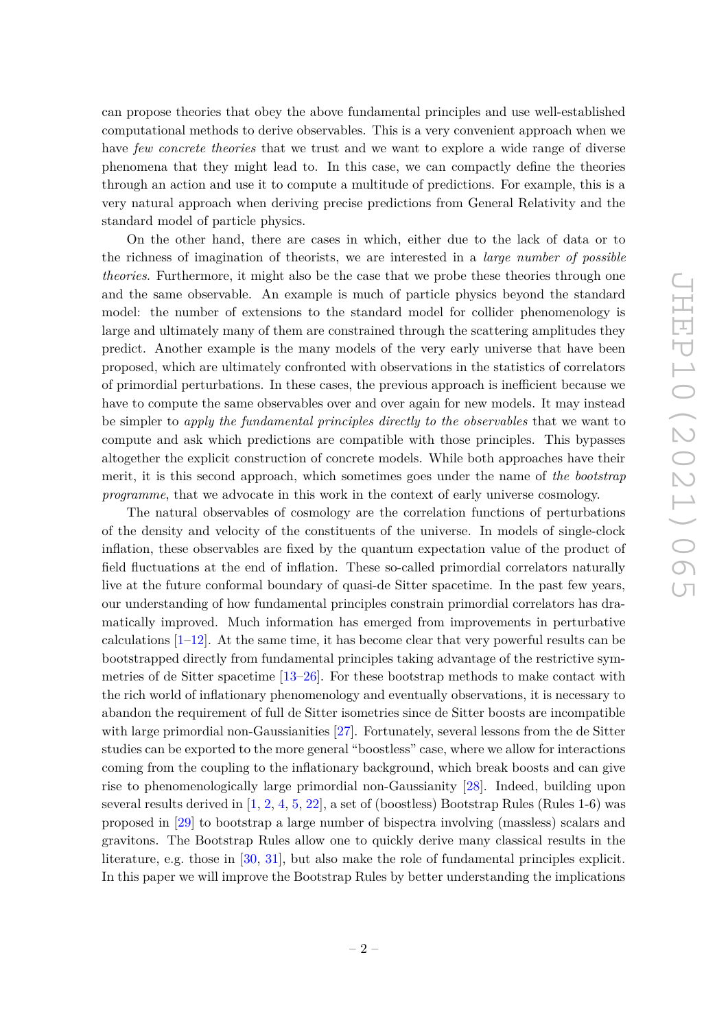can propose theories that obey the above fundamental principles and use well-established computational methods to derive observables. This is a very convenient approach when we have *few concrete theories* that we trust and we want to explore a wide range of diverse phenomena that they might lead to. In this case, we can compactly define the theories through an action and use it to compute a multitude of predictions. For example, this is a very natural approach when deriving precise predictions from General Relativity and the standard model of particle physics.

On the other hand, there are cases in which, either due to the lack of data or to the richness of imagination of theorists, we are interested in a *large number of possible theories*. Furthermore, it might also be the case that we probe these theories through one and the same observable. An example is much of particle physics beyond the standard model: the number of extensions to the standard model for collider phenomenology is large and ultimately many of them are constrained through the scattering amplitudes they predict. Another example is the many models of the very early universe that have been proposed, which are ultimately confronted with observations in the statistics of correlators of primordial perturbations. In these cases, the previous approach is inefficient because we have to compute the same observables over and over again for new models. It may instead be simpler to *apply the fundamental principles directly to the observables* that we want to compute and ask which predictions are compatible with those principles. This bypasses altogether the explicit construction of concrete models. While both approaches have their merit, it is this second approach, which sometimes goes under the name of *the bootstrap programme*, that we advocate in this work in the context of early universe cosmology.

The natural observables of cosmology are the correlation functions of perturbations of the density and velocity of the constituents of the universe. In models of single-clock inflation, these observables are fixed by the quantum expectation value of the product of field fluctuations at the end of inflation. These so-called primordial correlators naturally live at the future conformal boundary of quasi-de Sitter spacetime. In the past few years, our understanding of how fundamental principles constrain primordial correlators has dramatically improved. Much information has emerged from improvements in perturbative calculations [1–12]. At the same time, it has become clear that very powerful results can be bootstrapped directly from fundamental principles taking advantage of the restrictive symmetries of de Sitter spacetime [13–26]. For these bootstrap methods to make contact with the rich world of inflationary phenomenology and eventually observations, it is necessary to abandon the requirement of full de Sitter isometries since de Sitter boosts are incompatible with large primordial non-Gaussianities [27]. Fortunately, several lessons from the de Sitter studies can be exported to the more general "boostless" case, where we allow for interactions coming from the coupling to the inflationary background, which break boosts and can give rise to phenomenologically large primordial non-Gaussianity [28]. Indeed, building upon several results derived in [1, 2, 4, 5, 22], a set of (boostless) Bootstrap Rules (Rules 1-6) was proposed in [29] to bootstrap a large number of bispectra involving (massless) scalars and gravitons. The Bootstrap Rules allow one to quickly derive many classical results in the literature, e.g. those in [30, 31], but also make the role of fundamental principles explicit. In this paper we will improve the Bootstrap Rules by better understanding the implications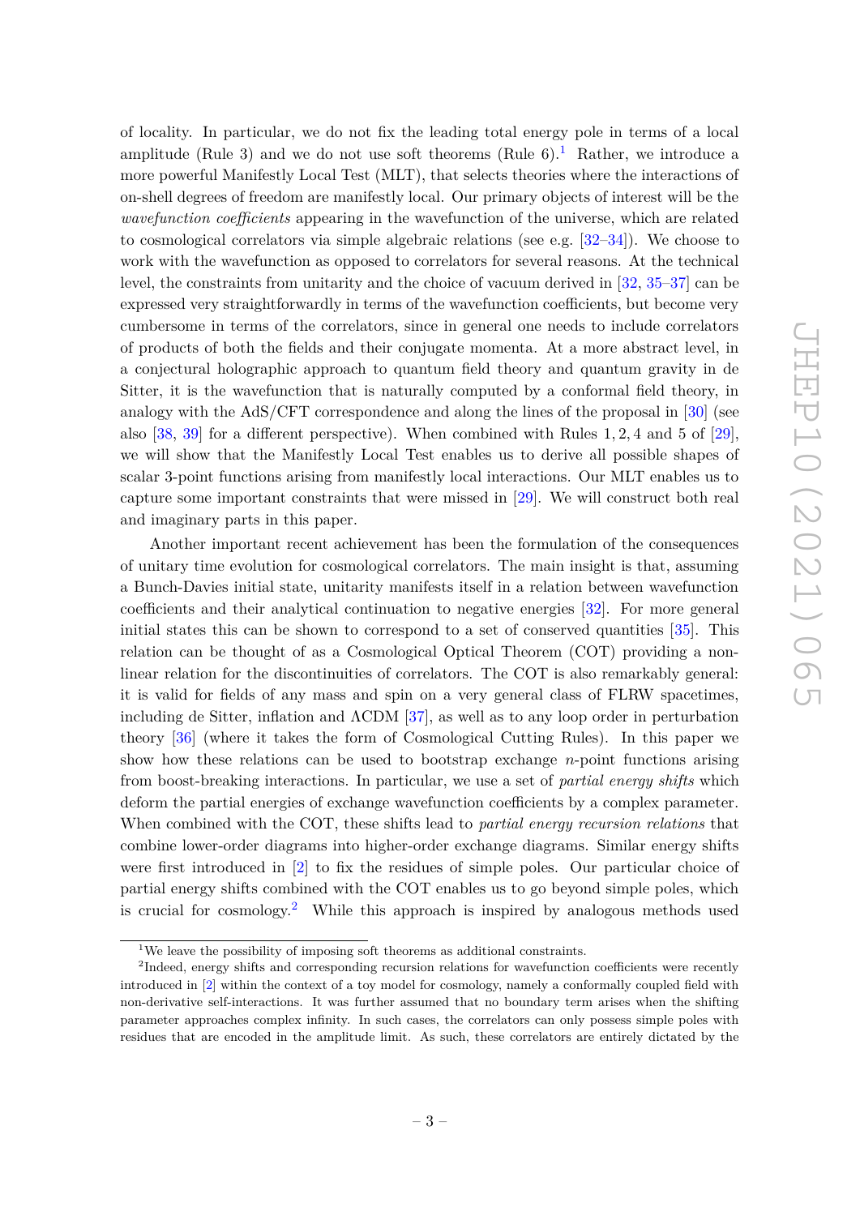of locality. In particular, we do not fix the leading total energy pole in terms of a local amplitude (Rule 3) and we do not use soft theorems (Rule 6).[1] Rather, we introduce a more powerful Manifestly Local Test (MLT), that selects theories where the interactions of on-shell degrees of freedom are manifestly local. Our primary objects of interest will be the *wavefunction coefficients* appearing in the wavefunction of the universe, which are related to cosmological correlators via simple algebraic relations (see e.g. [32–34]). We choose to work with the wavefunction as opposed to correlators for several reasons. At the technical level, the constraints from unitarity and the choice of vacuum derived in [32, 35–37] can be expressed very straightforwardly in terms of the wavefunction coefficients, but become very cumbersome in terms of the correlators, since in general one needs to include correlators of products of both the fields and their conjugate momenta. At a more abstract level, in a conjectural holographic approach to quantum field theory and quantum gravity in de Sitter, it is the wavefunction that is naturally computed by a conformal field theory, in analogy with the AdS/CFT correspondence and along the lines of the proposal in [30] (see also [38, 39] for a different perspective). When combined with Rules $1, 2, 4$ and $5$ of [29], we will show that the Manifestly Local Test enables us to derive all possible shapes of scalar 3-point functions arising from manifestly local interactions. Our MLT enables us to capture some important constraints that were missed in [29]. We will construct both real and imaginary parts in this paper.

Another important recent achievement has been the formulation of the consequences of unitary time evolution for cosmological correlators. The main insight is that, assuming a Bunch-Davies initial state, unitarity manifests itself in a relation between wavefunction coefficients and their analytical continuation to negative energies [32]. For more general initial states this can be shown to correspond to a set of conserved quantities [35]. This relation can be thought of as a Cosmological Optical Theorem (COT) providing a non-linear relation for the discontinuities of correlators. The COT is also remarkably general: it is valid for fields of any mass and spin on a very general class of FLRW spacetimes, including de Sitter, inflation and $\Lambda$CDM [37], as well as to any loop order in perturbation theory [36] (where it takes the form of Cosmological Cutting Rules). In this paper we show how these relations can be used to bootstrap exchange $n$-point functions arising from boost-breaking interactions. In particular, we use a set of *partial energy shifts* which deform the partial energies of exchange wavefunction coefficients by a complex parameter. When combined with the COT, these shifts lead to *partial energy recursion relations* that combine lower-order diagrams into higher-order exchange diagrams. Similar energy shifts were first introduced in [2] to fix the residues of simple poles. Our particular choice of partial energy shifts combined with the COT enables us to go beyond simple poles, which is crucial for cosmology.[2] While this approach is inspired by analogous methods used

[1] We leave the possibility of imposing soft theorems as additional constraints.

[2] Indeed, energy shifts and corresponding recursion relations for wavefunction coefficients were recently introduced in [2] within the context of a toy model for cosmology, namely a conformally coupled field with non-derivative self-interactions. It was further assumed that no boundary term arises when the shifting parameter approaches complex infinity. In such cases, the correlators can only possess simple poles with residues that are encoded in the amplitude limit. As such, these correlators are entirely dictated by the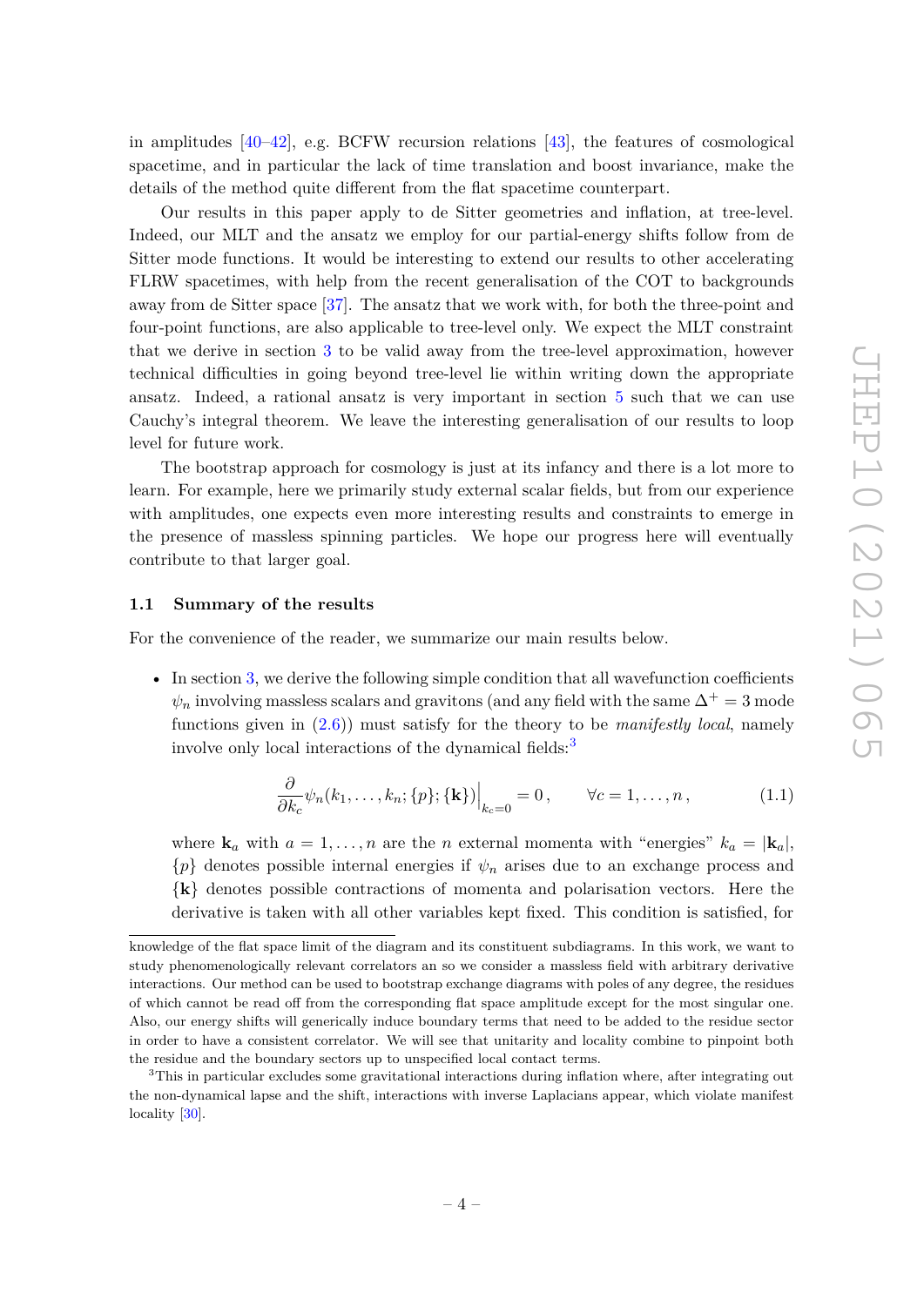in amplitudes [40–42], e.g. BCFW recursion relations [43], the features of cosmological spacetime, and in particular the lack of time translation and boost invariance, make the details of the method quite different from the flat spacetime counterpart.

Our results in this paper apply to de Sitter geometries and inflation, at tree-level. Indeed, our MLT and the ansatz we employ for our partial-energy shifts follow from de Sitter mode functions. It would be interesting to extend our results to other accelerating FLRW spacetimes, with help from the recent generalisation of the COT to backgrounds away from de Sitter space [37]. The ansatz that we work with, for both the three-point and four-point functions, are also applicable to tree-level only. We expect the MLT constraint that we derive in section 3 to be valid away from the tree-level approximation, however technical difficulties in going beyond tree-level lie within writing down the appropriate ansatz. Indeed, a rational ansatz is very important in section 5 such that we can use Cauchy's integral theorem. We leave the interesting generalisation of our results to loop level for future work.

The bootstrap approach for cosmology is just at its infancy and there is a lot more to learn. For example, here we primarily study external scalar fields, but from our experience with amplitudes, one expects even more interesting results and constraints to emerge in the presence of massless spinning particles. We hope our progress here will eventually contribute to that larger goal.

### 1.1 Summary of the results

For the convenience of the reader, we summarize our main results below.

- In section 3, we derive the following simple condition that all wavefunction coefficients $\psi_n$ involving massless scalars and gravitons (and any field with the same $\Delta^+ = 3$ mode functions given in (2.6)) must satisfy for the theory to be *manifestly local*, namely involve only local interactions of the dynamical fields:[3]

$$\frac{\partial}{\partial k_c}\psi_n(k_1,\ldots,k_n;\{p\};\{\mathbf{k}\})\Big|_{k_c=0} = 0\,, \qquad \forall c = 1,\ldots,n\,, \tag{1.1}$$

  where $\mathbf{k}_a$ with $a = 1,\ldots,n$ are the $n$ external momenta with "energies" $k_a = |\mathbf{k}_a|$, $\{p\}$ denotes possible internal energies if $\psi_n$ arises due to an exchange process and $\{\mathbf{k}\}$ denotes possible contractions of momenta and polarisation vectors. Here the derivative is taken with all other variables kept fixed. This condition is satisfied, for

knowledge of the flat space limit of the diagram and its constituent subdiagrams. In this work, we want to study phenomenologically relevant correlators an so we consider a massless field with arbitrary derivative interactions. Our method can be used to bootstrap exchange diagrams with poles of any degree, the residues of which cannot be read off from the corresponding flat space amplitude except for the most singular one. Also, our energy shifts will generically induce boundary terms that need to be added to the residue sector in order to have a consistent correlator. We will see that unitarity and locality combine to pinpoint both the residue and the boundary sectors up to unspecified local contact terms.

[3]This in particular excludes some gravitational interactions during inflation where, after integrating out the non-dynamical lapse and the shift, interactions with inverse Laplacians appear, which violate manifest locality [30].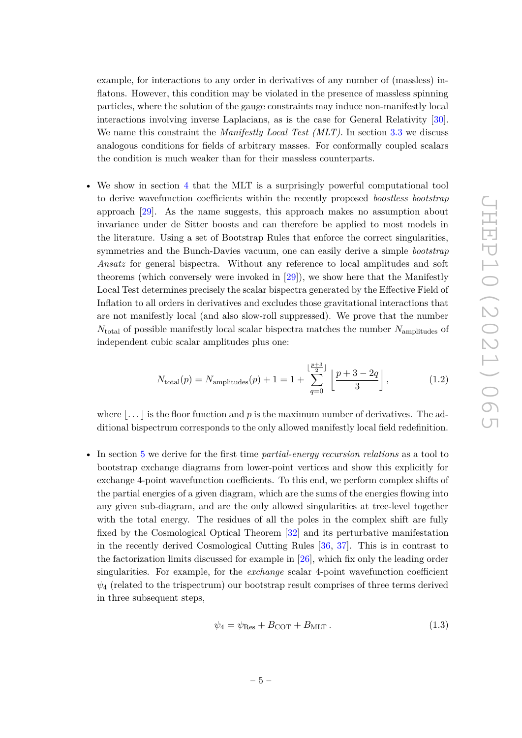example, for interactions to any order in derivatives of any number of (massless) inflatons. However, this condition may be violated in the presence of massless spinning particles, where the solution of the gauge constraints may induce non-manifestly local interactions involving inverse Laplacians, as is the case for General Relativity [30]. We name this constraint the *Manifestly Local Test (MLT)*. In section 3.3 we discuss analogous conditions for fields of arbitrary masses. For conformally coupled scalars the condition is much weaker than for their massless counterparts.

- We show in section 4 that the MLT is a surprisingly powerful computational tool to derive wavefunction coefficients within the recently proposed *boostless bootstrap* approach [29]. As the name suggests, this approach makes no assumption about invariance under de Sitter boosts and can therefore be applied to most models in the literature. Using a set of Bootstrap Rules that enforce the correct singularities, symmetries and the Bunch-Davies vacuum, one can easily derive a simple *bootstrap Ansatz* for general bispectra. Without any reference to local amplitudes and soft theorems (which conversely were invoked in [29]), we show here that the Manifestly Local Test determines precisely the scalar bispectra generated by the Effective Field of Inflation to all orders in derivatives and excludes those gravitational interactions that are not manifestly local (and also slow-roll suppressed). We prove that the number $N_{\text{total}}$ of possible manifestly local scalar bispectra matches the number $N_{\text{amplitudes}}$ of independent cubic scalar amplitudes plus one:

$$N_{\text{total}}(p) = N_{\text{amplitudes}}(p) + 1 = 1 + \sum_{q=0}^{\lfloor \frac{p+3}{2} \rfloor} \left\lfloor \frac{p+3-2q}{3} \right\rfloor, \tag{1.2}$$

where $\lfloor \dots \rfloor$ is the floor function and $p$ is the maximum number of derivatives. The additional bispectrum corresponds to the only allowed manifestly local field redefinition.

- In section 5 we derive for the first time *partial-energy recursion relations* as a tool to bootstrap exchange diagrams from lower-point vertices and show this explicitly for exchange 4-point wavefunction coefficients. To this end, we perform complex shifts of the partial energies of a given diagram, which are the sums of the energies flowing into any given sub-diagram, and are the only allowed singularities at tree-level together with the total energy. The residues of all the poles in the complex shift are fully fixed by the Cosmological Optical Theorem [32] and its perturbative manifestation in the recently derived Cosmological Cutting Rules [36, 37]. This is in contrast to the factorization limits discussed for example in [26], which fix only the leading order singularities. For example, for the *exchange* scalar 4-point wavefunction coefficient $\psi_4$ (related to the trispectrum) our bootstrap result comprises of three terms derived in three subsequent steps,

$$\psi_4 = \psi_{\text{Res}} + B_{\text{COT}} + B_{\text{MLT}}\,. \tag{1.3}$$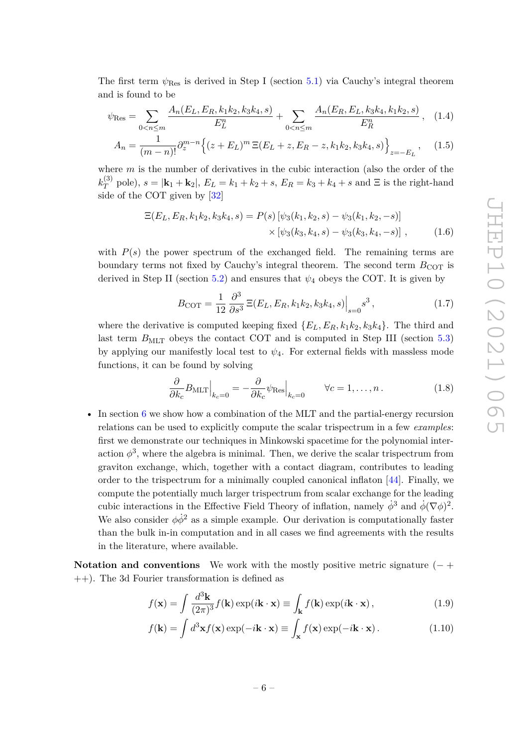The first term $\psi_{\text{Res}}$ is derived in Step I (section 5.1) via Cauchy's integral theorem and is found to be

$$\psi_{\text{Res}} = \sum_{0<n\leq m} \frac{A_n(E_L, E_R, k_1k_2, k_3k_4, s)}{E_L^n} + \sum_{0<n\leq m} \frac{A_n(E_R, E_L, k_3k_4, k_1k_2, s)}{E_R^n}, \quad (1.4)$$

$$A_n = \frac{1}{(m-n)!}\partial_z^{m-n}\Big\{(z+E_L)^m\, \Xi(E_L+z, E_R-z, k_1k_2, k_3k_4, s)\Big\}_{z=-E_L}, \quad (1.5)$$

where $m$ is the number of derivatives in the cubic interaction (also the order of the $k_T^{(3)}$ pole), $s = |\mathbf{k}_1 + \mathbf{k}_2|$, $E_L = k_1 + k_2 + s$, $E_R = k_3 + k_4 + s$ and $\Xi$ is the right-hand side of the COT given by [32]

$$\begin{aligned}\Xi(E_L, E_R, k_1k_2, k_3k_4, s) = P(s)\left[\psi_3(k_1, k_2, s) - \psi_3(k_1, k_2, -s)\right] \\ \times \left[\psi_3(k_3, k_4, s) - \psi_3(k_3, k_4, -s)\right], \end{aligned} \quad (1.6)$$

with $P(s)$ the power spectrum of the exchanged field. The remaining terms are boundary terms not fixed by Cauchy's integral theorem. The second term $B_{\text{COT}}$ is derived in Step II (section 5.2) and ensures that $\psi_4$ obeys the COT. It is given by

$$B_{\text{COT}} = \frac{1}{12}\frac{\partial^3}{\partial s^3}\Xi(E_L, E_R, k_1k_2, k_3k_4, s)\Big|_{s=0} s^3, \quad (1.7)$$

where the derivative is computed keeping fixed $\{E_L, E_R, k_1k_2, k_3k_4\}$. The third and last term $B_{\text{MLT}}$ obeys the contact COT and is computed in Step III (section 5.3) by applying our manifestly local test to $\psi_4$. For external fields with massless mode functions, it can be found by solving

$$\frac{\partial}{\partial k_c}B_{\text{MLT}}\Big|_{k_c=0} = -\frac{\partial}{\partial k_c}\psi_{\text{Res}}\Big|_{k_c=0} \qquad \forall c = 1, \ldots, n. \quad (1.8)$$

- In section 6 we show how a combination of the MLT and the partial-energy recursion relations can be used to explicitly compute the scalar trispectrum in a few *examples*: first we demonstrate our techniques in Minkowski spacetime for the polynomial interaction $\phi^3$, where the algebra is minimal. Then, we derive the scalar trispectrum from graviton exchange, which, together with a contact diagram, contributes to leading order to the trispectrum for a minimally coupled canonical inflaton [44]. Finally, we compute the potentially much larger trispectrum from scalar exchange for the leading cubic interactions in the Effective Field Theory of inflation, namely $\dot\phi^3$ and $\dot\phi(\nabla\phi)^2$. We also consider $\phi\dot\phi^2$ as a simple example. Our derivation is computationally faster than the bulk in-in computation and in all cases we find agreements with the results in the literature, where available.

**Notation and conventions** We work with the mostly positive metric signature $(-+++)$. The 3d Fourier transformation is defined as

$$f(\mathbf{x}) = \int \frac{d^3\mathbf{k}}{(2\pi)^3} f(\mathbf{k})\exp(i\mathbf{k}\cdot\mathbf{x}) \equiv \int_{\mathbf{k}} f(\mathbf{k})\exp(i\mathbf{k}\cdot\mathbf{x}), \quad (1.9)$$

$$f(\mathbf{k}) = \int d^3\mathbf{x} f(\mathbf{x})\exp(-i\mathbf{k}\cdot\mathbf{x}) \equiv \int_{\mathbf{x}} f(\mathbf{x})\exp(-i\mathbf{k}\cdot\mathbf{x}). \quad (1.10)$$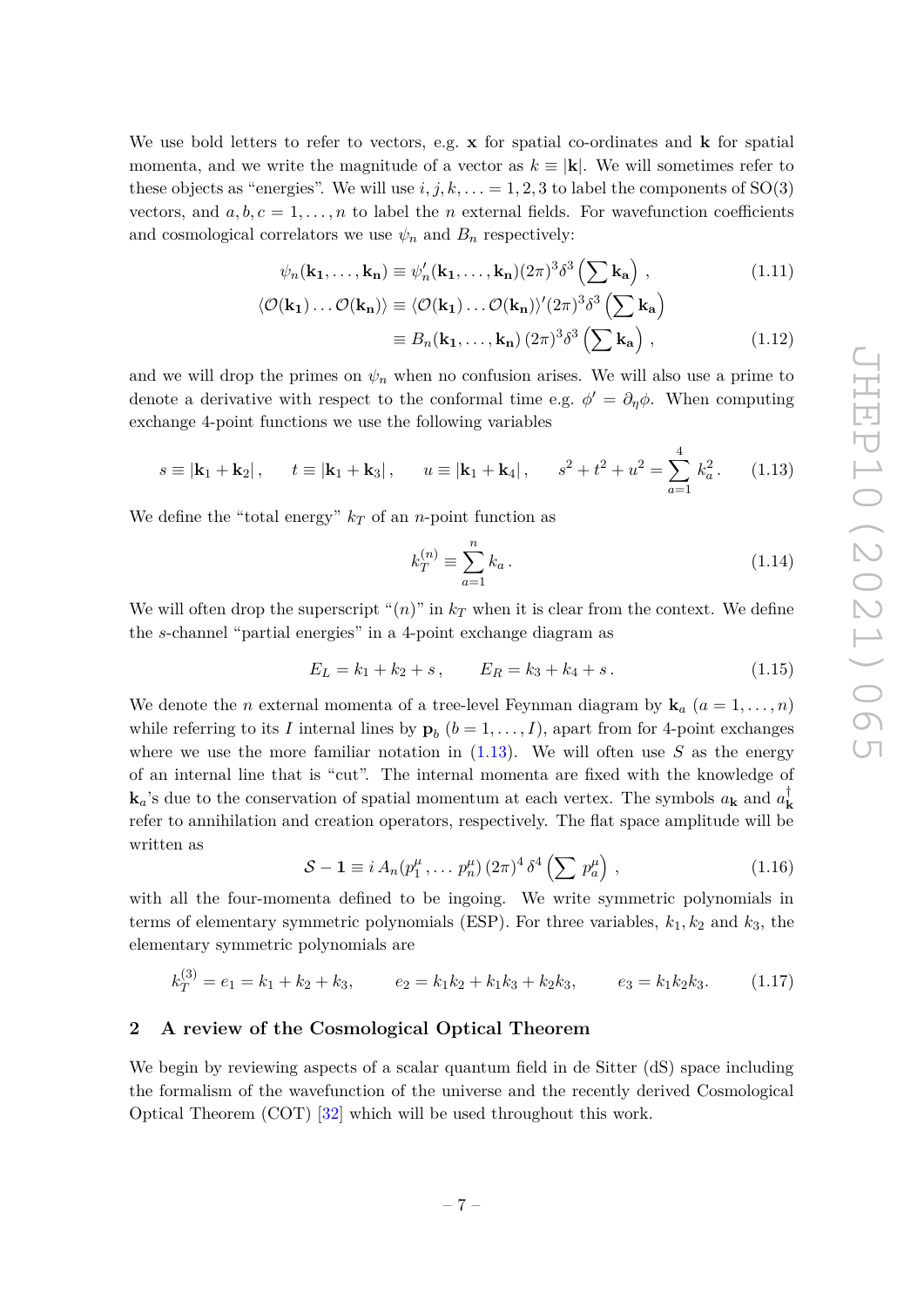We use bold letters to refer to vectors, e.g. $\mathbf{x}$ for spatial co-ordinates and $\mathbf{k}$ for spatial momenta, and we write the magnitude of a vector as $k \equiv |\mathbf{k}|$. We will sometimes refer to these objects as "energies". We will use $i, j, k, \ldots = 1, 2, 3$ to label the components of SO(3) vectors, and $a, b, c = 1, \ldots, n$ to label the $n$ external fields. For wavefunction coefficients and cosmological correlators we use $\psi_n$ and $B_n$ respectively:

$$\psi_n(\mathbf{k_1}, \ldots, \mathbf{k_n}) \equiv \psi_n'(\mathbf{k_1}, \ldots, \mathbf{k_n})(2\pi)^3\delta^3\left(\sum \mathbf{k_a}\right), \tag{1.11}$$

$$\begin{aligned}\langle \mathcal{O}(\mathbf{k_1}) \ldots \mathcal{O}(\mathbf{k_n})\rangle &\equiv \langle \mathcal{O}(\mathbf{k_1}) \ldots \mathcal{O}(\mathbf{k_n})\rangle'(2\pi)^3\delta^3\left(\sum \mathbf{k_a}\right) \\ &\equiv B_n(\mathbf{k_1}, \ldots, \mathbf{k_n})\,(2\pi)^3\delta^3\left(\sum \mathbf{k_a}\right), \end{aligned}\tag{1.12}$$

and we will drop the primes on $\psi_n$ when no confusion arises. We will also use a prime to denote a derivative with respect to the conformal time e.g. $\phi' = \partial_\eta \phi$. When computing exchange 4-point functions we use the following variables

$$s \equiv |\mathbf{k}_1 + \mathbf{k}_2|\,, \qquad t \equiv |\mathbf{k}_1 + \mathbf{k}_3|\,, \qquad u \equiv |\mathbf{k}_1 + \mathbf{k}_4|\,, \qquad s^2 + t^2 + u^2 = \sum_{a=1}^{4} k_a^2\,. \tag{1.13}$$

We define the "total energy" $k_T$ of an $n$-point function as

$$k_T^{(n)} \equiv \sum_{a=1}^{n} k_a\,. \tag{1.14}$$

We will often drop the superscript "$(n)$" in $k_T$ when it is clear from the context. We define the $s$-channel "partial energies" in a 4-point exchange diagram as

$$E_L = k_1 + k_2 + s\,, \qquad E_R = k_3 + k_4 + s\,. \tag{1.15}$$

We denote the $n$ external momenta of a tree-level Feynman diagram by $\mathbf{k}_a$ $(a = 1, \ldots, n)$ while referring to its $I$ internal lines by $\mathbf{p}_b$ $(b = 1, \ldots, I)$, apart from for 4-point exchanges where we use the more familiar notation in (1.13). We will often use $S$ as the energy of an internal line that is "cut". The internal momenta are fixed with the knowledge of $\mathbf{k}_a$'s due to the conservation of spatial momentum at each vertex. The symbols $a_{\mathbf{k}}$ and $a_{\mathbf{k}}^\dagger$ refer to annihilation and creation operators, respectively. The flat space amplitude will be written as

$$\mathcal{S} - \mathbf{1} \equiv i\,A_n(p_1^\mu, \ldots p_n^\mu)\,(2\pi)^4\,\delta^4\left(\sum p_a^\mu\right), \tag{1.16}$$

with all the four-momenta defined to be ingoing. We write symmetric polynomials in terms of elementary symmetric polynomials (ESP). For three variables, $k_1, k_2$ and $k_3$, the elementary symmetric polynomials are

$$k_T^{(3)} = e_1 = k_1 + k_2 + k_3, \qquad e_2 = k_1k_2 + k_1k_3 + k_2k_3, \qquad e_3 = k_1k_2k_3. \tag{1.17}$$

## 2 A review of the Cosmological Optical Theorem

We begin by reviewing aspects of a scalar quantum field in de Sitter (dS) space including the formalism of the wavefunction of the universe and the recently derived Cosmological Optical Theorem (COT) [32] which will be used throughout this work.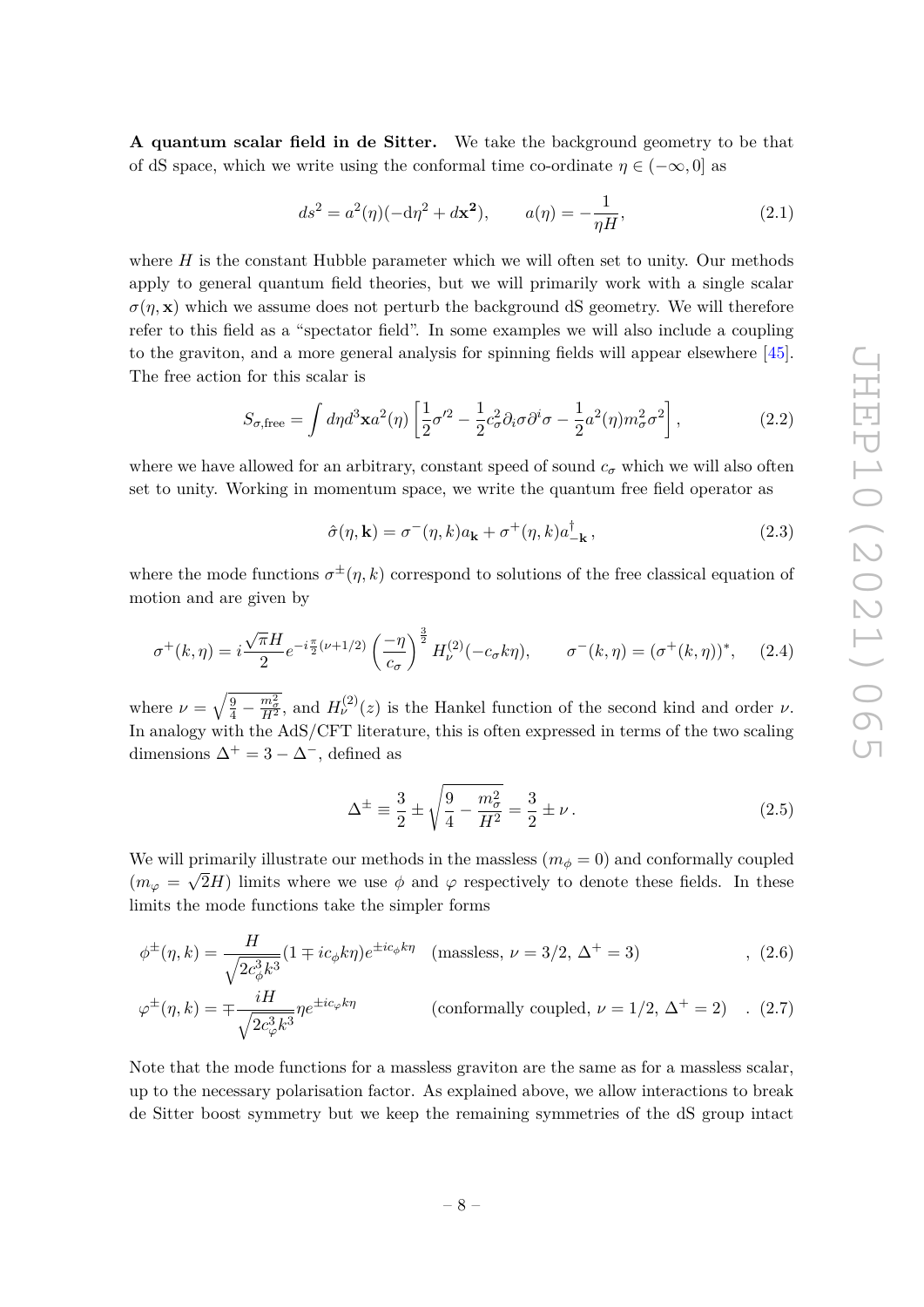**A quantum scalar field in de Sitter.** We take the background geometry to be that of dS space, which we write using the conformal time co-ordinate $\eta \in (-\infty, 0]$ as

$$ds^2 = a^2(\eta)(-\mathrm{d}\eta^2 + d\mathbf{x^2}), \qquad a(\eta) = -\frac{1}{\eta H}, \tag{2.1}$$

where $H$ is the constant Hubble parameter which we will often set to unity. Our methods apply to general quantum field theories, but we will primarily work with a single scalar $\sigma(\eta, \mathbf{x})$ which we assume does not perturb the background dS geometry. We will therefore refer to this field as a "spectator field". In some examples we will also include a coupling to the graviton, and a more general analysis for spinning fields will appear elsewhere [45]. The free action for this scalar is

$$S_{\sigma,\text{free}} = \int d\eta d^3\mathbf{x} a^2(\eta) \left[\frac{1}{2}\sigma'^2 - \frac{1}{2}c_\sigma^2 \partial_i \sigma \partial^i \sigma - \frac{1}{2}a^2(\eta) m_\sigma^2 \sigma^2\right], \tag{2.2}$$

where we have allowed for an arbitrary, constant speed of sound $c_\sigma$ which we will also often set to unity. Working in momentum space, we write the quantum free field operator as

$$\hat{\sigma}(\eta, \mathbf{k}) = \sigma^-(\eta, k) a_\mathbf{k} + \sigma^+(\eta, k) a^\dagger_{-\mathbf{k}}, \tag{2.3}$$

where the mode functions $\sigma^\pm(\eta, k)$ correspond to solutions of the free classical equation of motion and are given by

$$\sigma^+(k, \eta) = i\frac{\sqrt{\pi}H}{2} e^{-i\frac{\pi}{2}(\nu+1/2)} \left(\frac{-\eta}{c_\sigma}\right)^{\frac{3}{2}} H_\nu^{(2)}(-c_\sigma k\eta), \qquad \sigma^-(k, \eta) = (\sigma^+(k, \eta))^*, \tag{2.4}$$

where $\nu = \sqrt{\frac{9}{4} - \frac{m_\sigma^2}{H^2}}$, and $H_\nu^{(2)}(z)$ is the Hankel function of the second kind and order $\nu$. In analogy with the AdS/CFT literature, this is often expressed in terms of the two scaling dimensions $\Delta^+ = 3 - \Delta^-$, defined as

$$\Delta^\pm \equiv \frac{3}{2} \pm \sqrt{\frac{9}{4} - \frac{m_\sigma^2}{H^2}} = \frac{3}{2} \pm \nu\,. \tag{2.5}$$

We will primarily illustrate our methods in the massless ($m_\phi = 0$) and conformally coupled ($m_\varphi = \sqrt{2}H$) limits where we use $\phi$ and $\varphi$ respectively to denote these fields. In these limits the mode functions take the simpler forms

$$\phi^\pm(\eta, k) = \frac{H}{\sqrt{2c_\phi^3 k^3}}(1 \mp ic_\phi k\eta)e^{\pm ic_\phi k\eta} \quad (\text{massless, } \nu = 3/2,\ \Delta^+ = 3) \quad , \tag{2.6}$$

$$\varphi^\pm(\eta, k) = \mp\frac{iH}{\sqrt{2c_\varphi^3 k^3}}\eta e^{\pm ic_\varphi k\eta} \qquad (\text{conformally coupled, } \nu = 1/2,\ \Delta^+ = 2) \quad . \tag{2.7}$$

Note that the mode functions for a massless graviton are the same as for a massless scalar, up to the necessary polarisation factor. As explained above, we allow interactions to break de Sitter boost symmetry but we keep the remaining symmetries of the dS group intact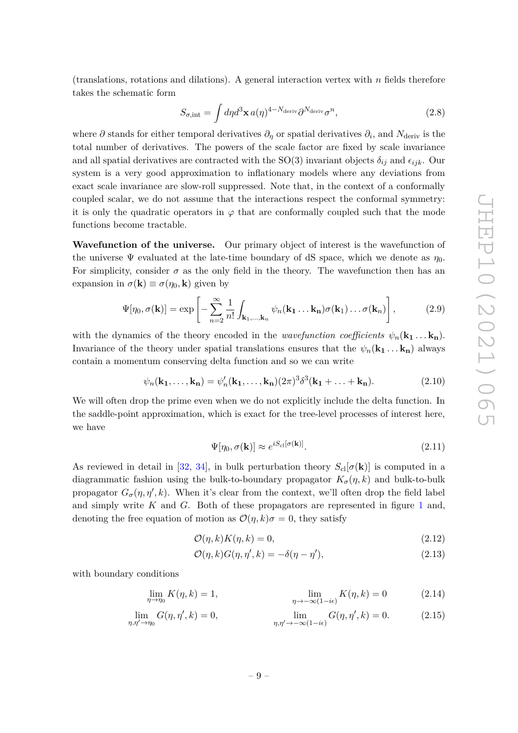(translations, rotations and dilations). A general interaction vertex with $n$ fields therefore takes the schematic form

$$S_{\sigma,\text{int}} = \int d\eta d^3\mathbf{x}\, a(\eta)^{4-N_{\text{deriv}}} \partial^{N_{\text{deriv}}} \sigma^n, \tag{2.8}$$

where $\partial$ stands for either temporal derivatives $\partial_\eta$ or spatial derivatives $\partial_i$, and $N_{\text{deriv}}$ is the total number of derivatives. The powers of the scale factor are fixed by scale invariance and all spatial derivatives are contracted with the SO(3) invariant objects $\delta_{ij}$ and $\epsilon_{ijk}$. Our system is a very good approximation to inflationary models where any deviations from exact scale invariance are slow-roll suppressed. Note that, in the context of a conformally coupled scalar, we do not assume that the interactions respect the conformal symmetry: it is only the quadratic operators in $\varphi$ that are conformally coupled such that the mode functions become tractable.

**Wavefunction of the universe.** Our primary object of interest is the wavefunction of the universe $\Psi$ evaluated at the late-time boundary of dS space, which we denote as $\eta_0$. For simplicity, consider $\sigma$ as the only field in the theory. The wavefunction then has an expansion in $\sigma(\mathbf{k}) \equiv \sigma(\eta_0, \mathbf{k})$ given by

$$\Psi[\eta_0, \sigma(\mathbf{k})] = \exp\left[-\sum_{n=2}^{\infty} \frac{1}{n!} \int_{\mathbf{k}_1,\ldots,\mathbf{k}_n} \psi_n(\mathbf{k_1}\ldots\mathbf{k_n})\sigma(\mathbf{k}_1)\ldots\sigma(\mathbf{k}_n)\right], \tag{2.9}$$

with the dynamics of the theory encoded in the *wavefunction coefficients* $\psi_n(\mathbf{k_1}\ldots\mathbf{k_n})$. Invariance of the theory under spatial translations ensures that the $\psi_n(\mathbf{k_1}\ldots\mathbf{k_n})$ always contain a momentum conserving delta function and so we can write

$$\psi_n(\mathbf{k_1},\ldots,\mathbf{k_n}) = \psi_n'(\mathbf{k_1},\ldots,\mathbf{k_n})(2\pi)^3\delta^3(\mathbf{k_1}+\ldots+\mathbf{k_n}). \tag{2.10}$$

We will often drop the prime even when we do not explicitly include the delta function. In the saddle-point approximation, which is exact for the tree-level processes of interest here, we have

$$\Psi[\eta_0, \sigma(\mathbf{k})] \approx e^{iS_{\text{cl}}[\sigma(\mathbf{k})]}. \tag{2.11}$$

As reviewed in detail in [32, 34], in bulk perturbation theory $S_{\text{cl}}[\sigma(\mathbf{k})]$ is computed in a diagrammatic fashion using the bulk-to-boundary propagator $K_\sigma(\eta, k)$ and bulk-to-bulk propagator $G_\sigma(\eta, \eta', k)$. When it's clear from the context, we'll often drop the field label and simply write $K$ and $G$. Both of these propagators are represented in figure 1 and, denoting the free equation of motion as $\mathcal{O}(\eta, k)\sigma = 0$, they satisfy

$$\mathcal{O}(\eta, k)K(\eta, k) = 0, \tag{2.12}$$

$$\mathcal{O}(\eta, k)G(\eta, \eta', k) = -\delta(\eta - \eta'), \tag{2.13}$$

with boundary conditions

$$\lim_{\eta\to\eta_0} K(\eta, k) = 1, \qquad \lim_{\eta\to-\infty(1-i\epsilon)} K(\eta, k) = 0 \tag{2.14}$$

$$\lim_{\eta,\eta'\to\eta_0} G(\eta, \eta', k) = 0, \qquad \lim_{\eta,\eta'\to-\infty(1-i\epsilon)} G(\eta, \eta', k) = 0. \tag{2.15}$$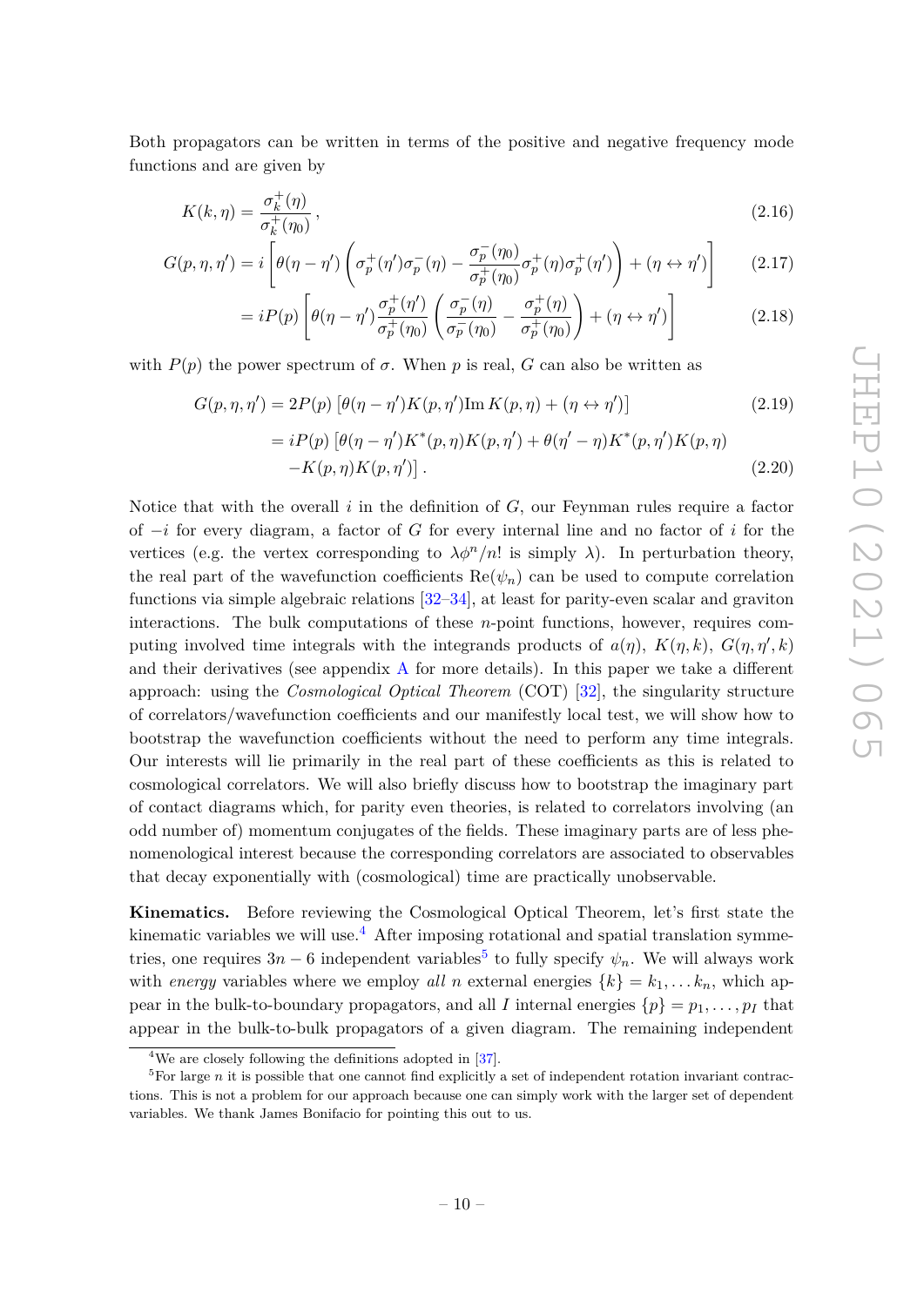Both propagators can be written in terms of the positive and negative frequency mode functions and are given by

$$K(k,\eta) = \frac{\sigma_k^+(\eta)}{\sigma_k^+(\eta_0)}\,, \tag{2.16}$$

$$G(p,\eta,\eta') = i\left[\theta(\eta-\eta')\left(\sigma_p^+(\eta')\sigma_p^-(\eta) - \frac{\sigma_p^-(\eta_0)}{\sigma_p^+(\eta_0)}\sigma_p^+(\eta)\sigma_p^+(\eta')\right) + (\eta \leftrightarrow \eta')\right] \tag{2.17}$$

$$= iP(p)\left[\theta(\eta-\eta')\frac{\sigma_p^+(\eta')}{\sigma_p^+(\eta_0)}\left(\frac{\sigma_p^-(\eta)}{\sigma_p^-(\eta_0)} - \frac{\sigma_p^+(\eta)}{\sigma_p^+(\eta_0)}\right) + (\eta \leftrightarrow \eta')\right] \tag{2.18}$$

with $P(p)$ the power spectrum of $\sigma$. When $p$ is real, $G$ can also be written as

$$G(p,\eta,\eta') = 2P(p)\left[\theta(\eta-\eta')K(p,\eta')\mathrm{Im}\,K(p,\eta) + (\eta \leftrightarrow \eta')\right] \tag{2.19}$$

$$\begin{aligned} &= iP(p)\left[\theta(\eta-\eta')K^*(p,\eta)K(p,\eta') + \theta(\eta'-\eta)K^*(p,\eta')K(p,\eta)\right. \\ &\quad \left. - K(p,\eta)K(p,\eta')\right]. \end{aligned} \tag{2.20}$$

Notice that with the overall $i$ in the definition of $G$, our Feynman rules require a factor of $-i$ for every diagram, a factor of $G$ for every internal line and no factor of $i$ for the vertices (e.g. the vertex corresponding to $\lambda\phi^n/n!$ is simply $\lambda$). In perturbation theory, the real part of the wavefunction coefficients $\mathrm{Re}(\psi_n)$ can be used to compute correlation functions via simple algebraic relations [32–34], at least for parity-even scalar and graviton interactions. The bulk computations of these $n$-point functions, however, requires computing involved time integrals with the integrands products of $a(\eta)$, $K(\eta,k)$, $G(\eta,\eta',k)$ and their derivatives (see appendix A for more details). In this paper we take a different approach: using the *Cosmological Optical Theorem* (COT) [32], the singularity structure of correlators/wavefunction coefficients and our manifestly local test, we will show how to bootstrap the wavefunction coefficients without the need to perform any time integrals. Our interests will lie primarily in the real part of these coefficients as this is related to cosmological correlators. We will also briefly discuss how to bootstrap the imaginary part of contact diagrams which, for parity even theories, is related to correlators involving (an odd number of) momentum conjugates of the fields. These imaginary parts are of less phenomenological interest because the corresponding correlators are associated to observables that decay exponentially with (cosmological) time are practically unobservable.

**Kinematics.** Before reviewing the Cosmological Optical Theorem, let's first state the kinematic variables we will use.[4] After imposing rotational and spatial translation symmetries, one requires $3n-6$ independent variables[5] to fully specify $\psi_n$. We will always work with *energy* variables where we employ *all* $n$ external energies $\{k\} = k_1, \ldots k_n$, which appear in the bulk-to-boundary propagators, and all $I$ internal energies $\{p\} = p_1, \ldots, p_I$ that appear in the bulk-to-bulk propagators of a given diagram. The remaining independent

[4] We are closely following the definitions adopted in [37].

[5] For large $n$ it is possible that one cannot find explicitly a set of independent rotation invariant contractions. This is not a problem for our approach because one can simply work with the larger set of dependent variables. We thank James Bonifacio for pointing this out to us.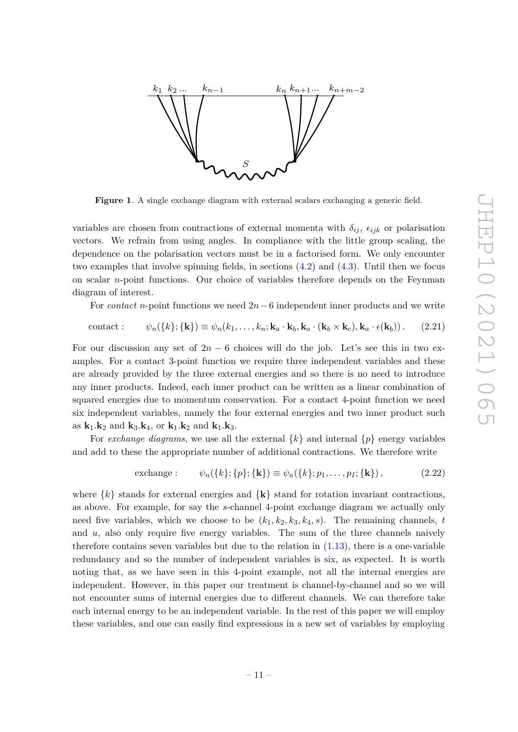**Figure 1**. A single exchange diagram with external scalars exchanging a generic field.

variables are chosen from contractions of external momenta with $\delta_{ij}$, $\epsilon_{ijk}$ or polarisation vectors. We refrain from using angles. In compliance with the little group scaling, the dependence on the polarisation vectors must be in a factorised form. We only encounter two examples that involve spinning fields, in sections (4.2) and (4.3). Until then we focus on scalar $n$-point functions. Our choice of variables therefore depends on the Feynman diagram of interest.

For *contact* $n$-point functions we need $2n-6$ independent inner products and we write

$$\text{contact :} \qquad \psi_n(\{k\};\{\mathbf{k}\}) \equiv \psi_n(k_1,\dots,k_n;\mathbf{k}_a\cdot\mathbf{k}_b,\mathbf{k}_a\cdot(\mathbf{k}_b\times\mathbf{k}_c),\mathbf{k}_a\cdot\epsilon(\mathbf{k}_b))\,. \tag{2.21}$$

For our discussion any set of $2n-6$ choices will do the job. Let's see this in two examples. For a contact 3-point function we require three independent variables and these are already provided by the three external energies and so there is no need to introduce any inner products. Indeed, each inner product can be written as a linear combination of squared energies due to momentum conservation. For a contact 4-point function we need six independent variables, namely the four external energies and two inner product such as $\mathbf{k}_1.\mathbf{k}_2$ and $\mathbf{k}_3.\mathbf{k}_4$, or $\mathbf{k}_1.\mathbf{k}_2$ and $\mathbf{k}_1.\mathbf{k}_3$.

For *exchange diagrams*, we use all the external $\{k\}$ and internal $\{p\}$ energy variables and add to these the appropriate number of additional contractions. We therefore write

$$\text{exchange :} \qquad \psi_n(\{k\};\{p\};\{\mathbf{k}\}) \equiv \psi_n(\{k\};p_1,\dots,p_I;\{\mathbf{k}\})\,, \tag{2.22}$$

where $\{k\}$ stands for external energies and $\{\mathbf{k}\}$ stand for rotation invariant contractions, as above. For example, for say the $s$-channel 4-point exchange diagram we actually only need five variables, which we choose to be $(k_1,k_2,k_3,k_4,s)$. The remaining channels, $t$ and $u$, also only require five energy variables. The sum of the three channels naively therefore contains seven variables but due to the relation in (1.13), there is a one-variable redundancy and so the number of independent variables is six, as expected. It is worth noting that, as we have seen in this 4-point example, not all the internal energies are independent. However, in this paper our treatment is channel-by-channel and so we will not encounter sums of internal energies due to different channels. We can therefore take each internal energy to be an independent variable. In the rest of this paper we will employ these variables, and one can easily find expressions in a new set of variables by employing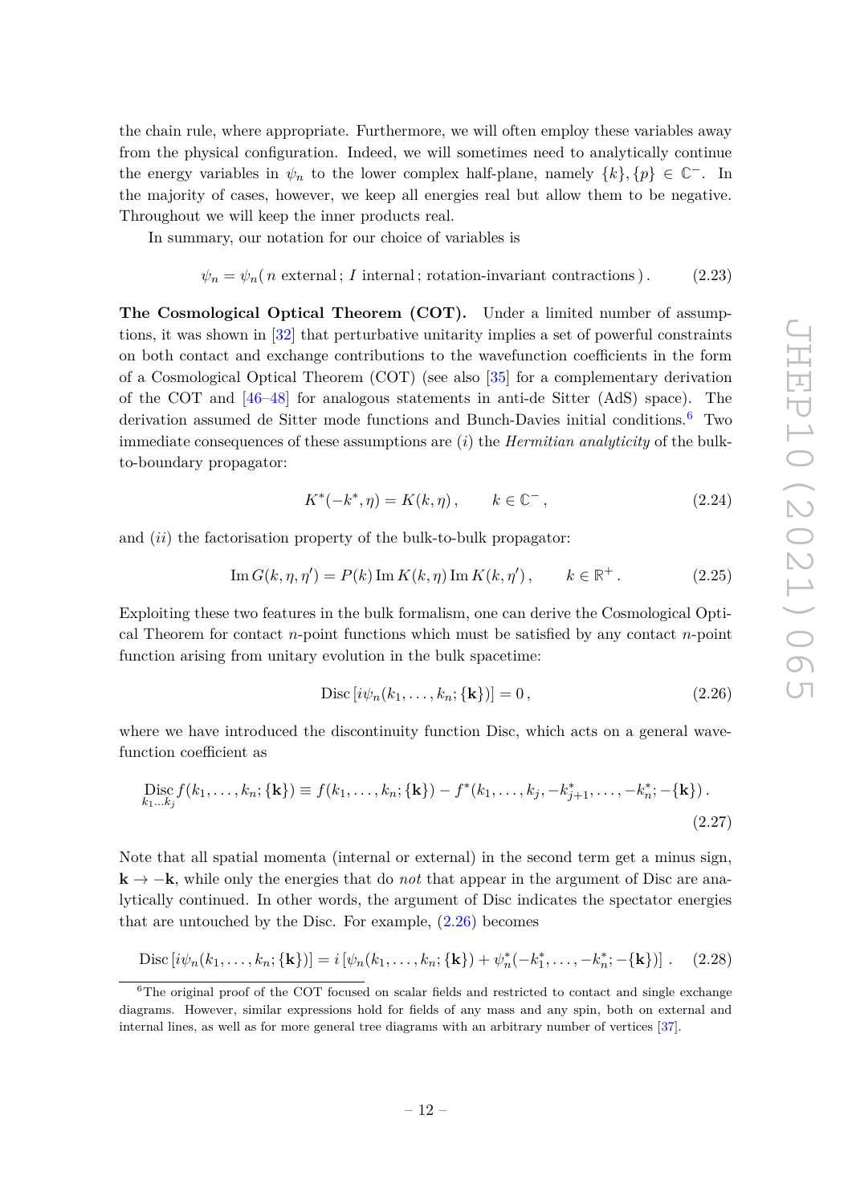the chain rule, where appropriate. Furthermore, we will often employ these variables away from the physical configuration. Indeed, we will sometimes need to analytically continue the energy variables in $\psi_n$ to the lower complex half-plane, namely $\{k\}, \{p\} \in \mathbb{C}^-$. In the majority of cases, however, we keep all energies real but allow them to be negative. Throughout we will keep the inner products real.

In summary, our notation for our choice of variables is

$$\psi_n = \psi_n(\, n \text{ external}\,;\, I \text{ internal}\,;\, \text{rotation-invariant contractions}\,)\,. \tag{2.23}$$

**The Cosmological Optical Theorem (COT).** Under a limited number of assumptions, it was shown in [32] that perturbative unitarity implies a set of powerful constraints on both contact and exchange contributions to the wavefunction coefficients in the form of a Cosmological Optical Theorem (COT) (see also [35] for a complementary derivation of the COT and [46–48] for analogous statements in anti-de Sitter (AdS) space). The derivation assumed de Sitter mode functions and Bunch-Davies initial conditions.[6] Two immediate consequences of these assumptions are $(i)$ the *Hermitian analyticity* of the bulk-to-boundary propagator:

$$K^*(-k^*, \eta) = K(k, \eta)\,, \qquad k \in \mathbb{C}^-\,, \tag{2.24}$$

and $(ii)$ the factorisation property of the bulk-to-bulk propagator:

$$\operatorname{Im} G(k, \eta, \eta') = P(k) \operatorname{Im} K(k, \eta) \operatorname{Im} K(k, \eta')\,, \qquad k \in \mathbb{R}^+\,. \tag{2.25}$$

Exploiting these two features in the bulk formalism, one can derive the Cosmological Optical Theorem for contact $n$-point functions which must be satisfied by any contact $n$-point function arising from unitary evolution in the bulk spacetime:

$$\operatorname{Disc}\left[i\psi_n(k_1, \ldots, k_n; \{\mathbf{k}\})\right] = 0\,, \tag{2.26}$$

where we have introduced the discontinuity function Disc, which acts on a general wavefunction coefficient as

$$\underset{k_1 \ldots k_j}{\operatorname{Disc}} f(k_1, \ldots, k_n; \{\mathbf{k}\}) \equiv f(k_1, \ldots, k_n; \{\mathbf{k}\}) - f^*(k_1, \ldots, k_j, -k^*_{j+1}, \ldots, -k^*_n; -\{\mathbf{k}\})\,. \tag{2.27}$$

Note that all spatial momenta (internal or external) in the second term get a minus sign, $\mathbf{k} \to -\mathbf{k}$, while only the energies that do *not* that appear in the argument of Disc are analytically continued. In other words, the argument of Disc indicates the spectator energies that are untouched by the Disc. For example, (2.26) becomes

$$\operatorname{Disc}\left[i\psi_n(k_1, \ldots, k_n; \{\mathbf{k}\})\right] = i\left[\psi_n(k_1, \ldots, k_n; \{\mathbf{k}\}) + \psi^*_n(-k^*_1, \ldots, -k^*_n; -\{\mathbf{k}\})\right]\,. \tag{2.28}$$

[6] The original proof of the COT focused on scalar fields and restricted to contact and single exchange diagrams. However, similar expressions hold for fields of any mass and any spin, both on external and internal lines, as well as for more general tree diagrams with an arbitrary number of vertices [37].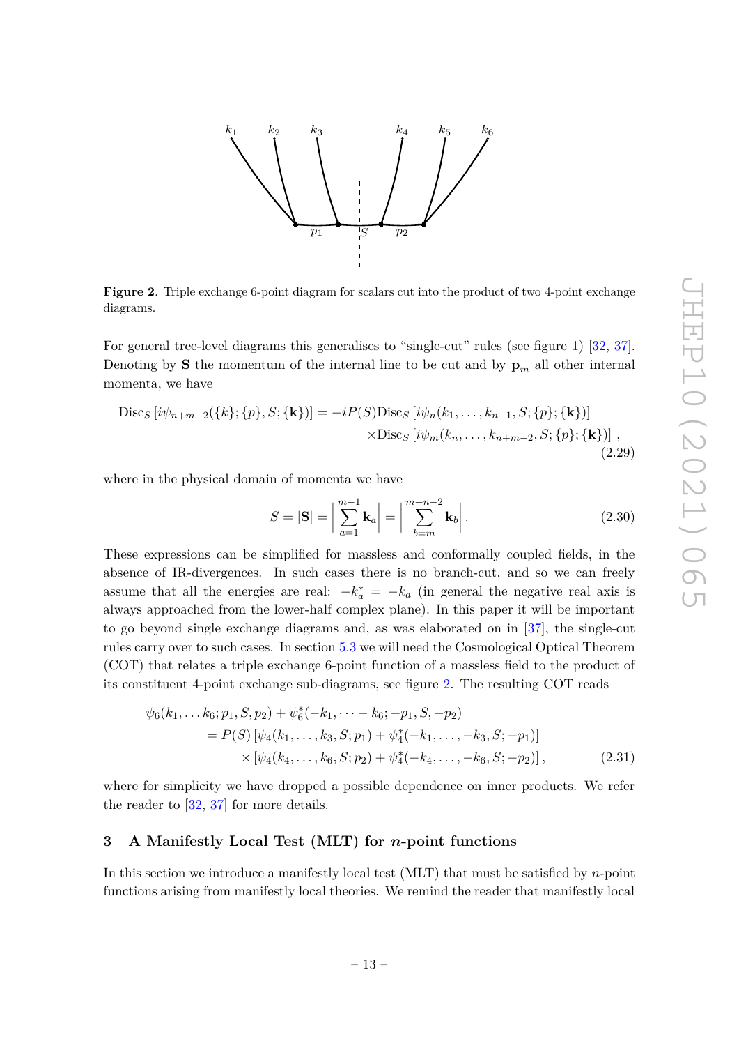**Figure 2**. Triple exchange 6-point diagram for scalars cut into the product of two 4-point exchange diagrams.

For general tree-level diagrams this generalises to "single-cut" rules (see figure 1) [32, 37]. Denoting by $\mathbf{S}$ the momentum of the internal line to be cut and by $\mathbf{p}_m$ all other internal momenta, we have

$$\begin{aligned}\text{Disc}_S\left[i\psi_{n+m-2}(\{k\};\{p\},S;\{\mathbf{k}\})\right] = -iP(S)\text{Disc}_S\left[i\psi_n(k_1,\dots,k_{n-1},S;\{p\};\{\mathbf{k}\})\right]\\ \times\text{Disc}_S\left[i\psi_m(k_n,\dots,k_{n+m-2},S;\{p\};\{\mathbf{k}\})\right],\end{aligned}\tag{2.29}$$

where in the physical domain of momenta we have

$$S = |\mathbf{S}| = \left|\sum_{a=1}^{m-1}\mathbf{k}_a\right| = \left|\sum_{b=m}^{m+n-2}\mathbf{k}_b\right|.\tag{2.30}$$

These expressions can be simplified for massless and conformally coupled fields, in the absence of IR-divergences. In such cases there is no branch-cut, and so we can freely assume that all the energies are real: $-k_a^* = -k_a$ (in general the negative real axis is always approached from the lower-half complex plane). In this paper it will be important to go beyond single exchange diagrams and, as was elaborated on in [37], the single-cut rules carry over to such cases. In section 5.3 we will need the Cosmological Optical Theorem (COT) that relates a triple exchange 6-point function of a massless field to the product of its constituent 4-point exchange sub-diagrams, see figure 2. The resulting COT reads

$$\begin{aligned}\psi_6(k_1,\dots k_6;p_1,S,p_2) &+ \psi_6^*(-k_1,\dots -k_6;-p_1,S,-p_2)\\ &= P(S)\left[\psi_4(k_1,\dots,k_3,S;p_1)+\psi_4^*(-k_1,\dots,-k_3,S;-p_1)\right]\\ &\quad\times\left[\psi_4(k_4,\dots,k_6,S;p_2)+\psi_4^*(-k_4,\dots,-k_6,S;-p_2)\right],\end{aligned}\tag{2.31}$$

where for simplicity we have dropped a possible dependence on inner products. We refer the reader to [32, 37] for more details.

## 3 A Manifestly Local Test (MLT) for $n$-point functions

In this section we introduce a manifestly local test (MLT) that must be satisfied by $n$-point functions arising from manifestly local theories. We remind the reader that manifestly local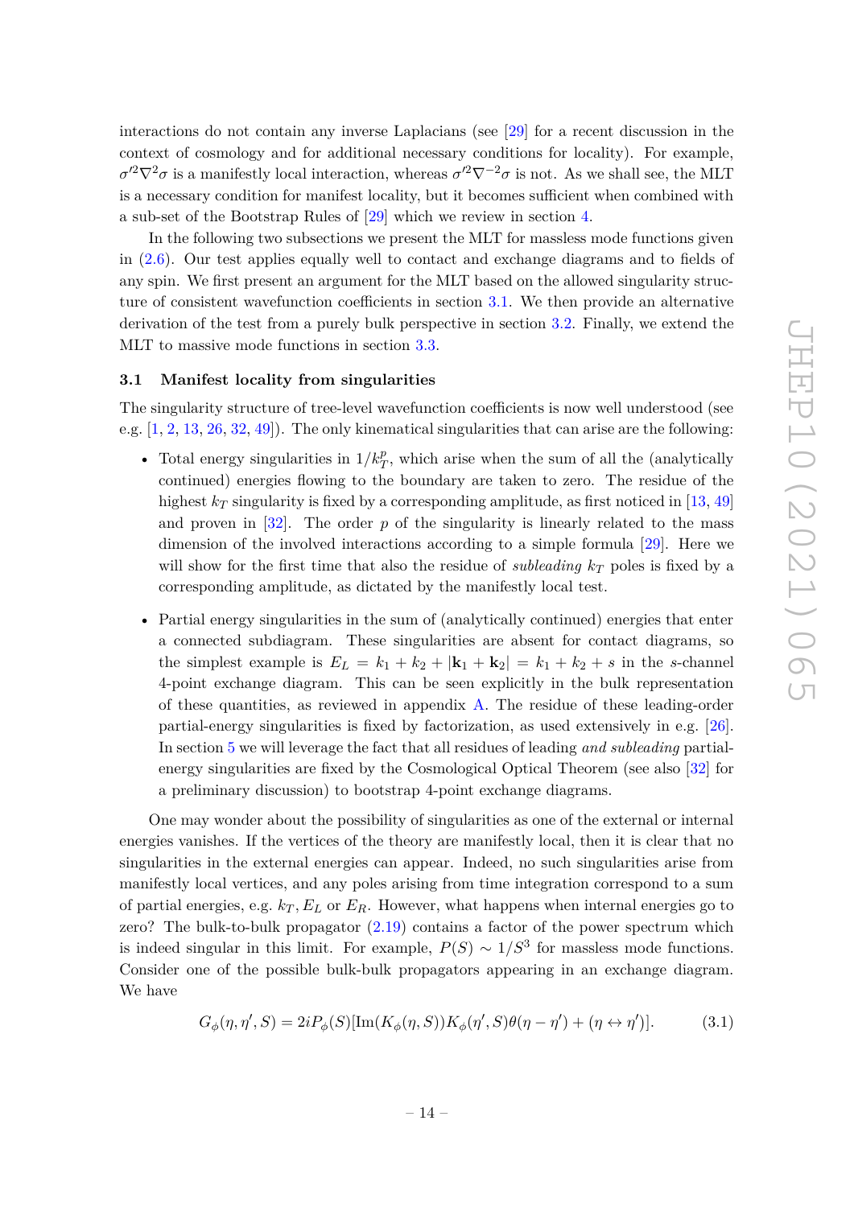interactions do not contain any inverse Laplacians (see [29] for a recent discussion in the context of cosmology and for additional necessary conditions for locality). For example, $\sigma'^2\nabla^2\sigma$ is a manifestly local interaction, whereas $\sigma'^2\nabla^{-2}\sigma$ is not. As we shall see, the MLT is a necessary condition for manifest locality, but it becomes sufficient when combined with a sub-set of the Bootstrap Rules of [29] which we review in section 4.

In the following two subsections we present the MLT for massless mode functions given in (2.6). Our test applies equally well to contact and exchange diagrams and to fields of any spin. We first present an argument for the MLT based on the allowed singularity structure of consistent wavefunction coefficients in section 3.1. We then provide an alternative derivation of the test from a purely bulk perspective in section 3.2. Finally, we extend the MLT to massive mode functions in section 3.3.

### 3.1 Manifest locality from singularities

The singularity structure of tree-level wavefunction coefficients is now well understood (see e.g. [1, 2, 13, 26, 32, 49]). The only kinematical singularities that can arise are the following:

- Total energy singularities in $1/k_T^p$, which arise when the sum of all the (analytically continued) energies flowing to the boundary are taken to zero. The residue of the highest $k_T$ singularity is fixed by a corresponding amplitude, as first noticed in [13, 49] and proven in [32]. The order $p$ of the singularity is linearly related to the mass dimension of the involved interactions according to a simple formula [29]. Here we will show for the first time that also the residue of *subleading* $k_T$ poles is fixed by a corresponding amplitude, as dictated by the manifestly local test.
- Partial energy singularities in the sum of (analytically continued) energies that enter a connected subdiagram. These singularities are absent for contact diagrams, so the simplest example is $E_L = k_1 + k_2 + |\mathbf{k}_1 + \mathbf{k}_2| = k_1 + k_2 + s$ in the $s$-channel 4-point exchange diagram. This can be seen explicitly in the bulk representation of these quantities, as reviewed in appendix A. The residue of these leading-order partial-energy singularities is fixed by factorization, as used extensively in e.g. [26]. In section 5 we will leverage the fact that all residues of leading *and subleading* partial-energy singularities are fixed by the Cosmological Optical Theorem (see also [32] for a preliminary discussion) to bootstrap 4-point exchange diagrams.

One may wonder about the possibility of singularities as one of the external or internal energies vanishes. If the vertices of the theory are manifestly local, then it is clear that no singularities in the external energies can appear. Indeed, no such singularities arise from manifestly local vertices, and any poles arising from time integration correspond to a sum of partial energies, e.g. $k_T, E_L$ or $E_R$. However, what happens when internal energies go to zero? The bulk-to-bulk propagator (2.19) contains a factor of the power spectrum which is indeed singular in this limit. For example, $P(S) \sim 1/S^3$ for massless mode functions. Consider one of the possible bulk-bulk propagators appearing in an exchange diagram. We have

$$G_\phi(\eta, \eta', S) = 2iP_\phi(S)[\text{Im}(K_\phi(\eta, S))K_\phi(\eta', S)\theta(\eta - \eta') + (\eta \leftrightarrow \eta')]. \tag{3.1}$$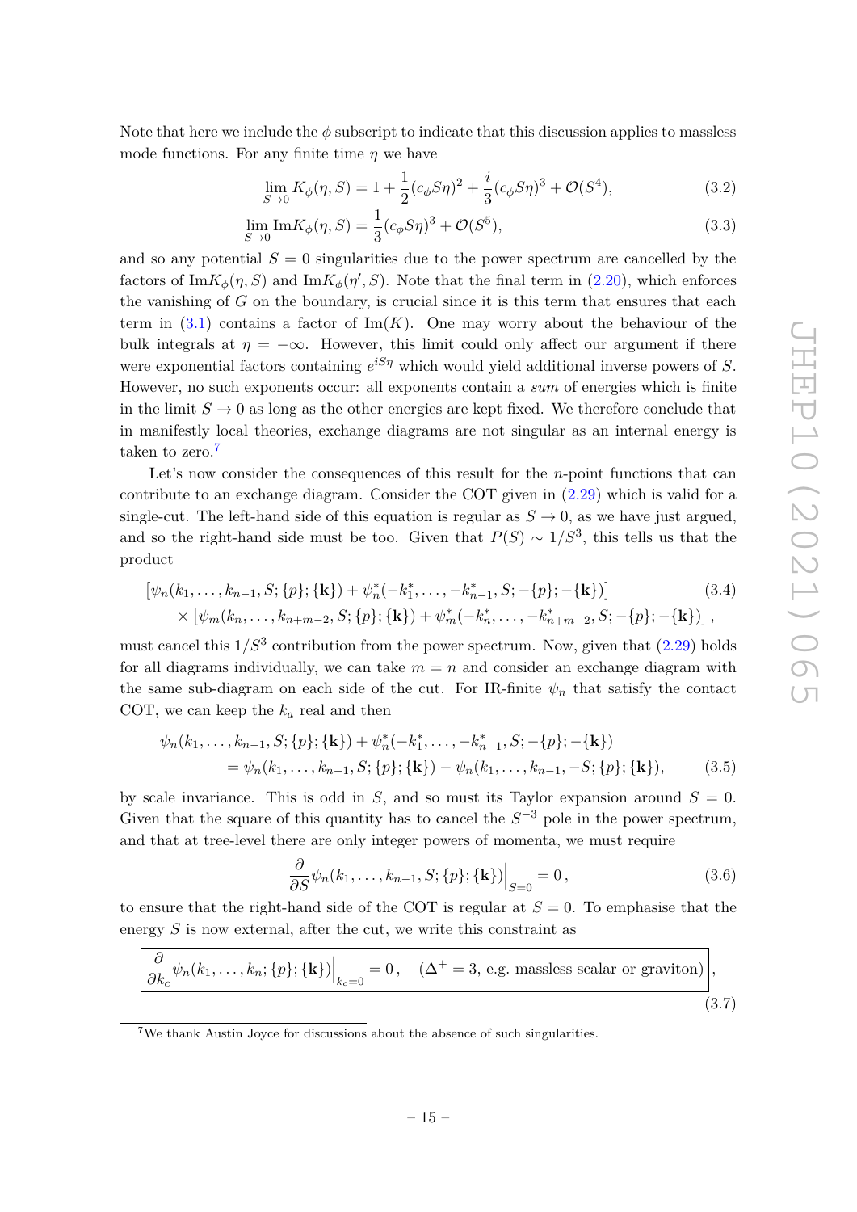Note that here we include the $\phi$ subscript to indicate that this discussion applies to massless mode functions. For any finite time $\eta$ we have

$$\lim_{S\to 0} K_\phi(\eta, S) = 1 + \frac{1}{2}(c_\phi S\eta)^2 + \frac{i}{3}(c_\phi S\eta)^3 + \mathcal{O}(S^4), \tag{3.2}$$

$$\lim_{S\to 0} \text{Im}K_\phi(\eta, S) = \frac{1}{3}(c_\phi S\eta)^3 + \mathcal{O}(S^5), \tag{3.3}$$

and so any potential $S = 0$ singularities due to the power spectrum are cancelled by the factors of $\text{Im}K_\phi(\eta, S)$ and $\text{Im}K_\phi(\eta', S)$. Note that the final term in (2.20), which enforces the vanishing of $G$ on the boundary, is crucial since it is this term that ensures that each term in (3.1) contains a factor of $\text{Im}(K)$. One may worry about the behaviour of the bulk integrals at $\eta = -\infty$. However, this limit could only affect our argument if there were exponential factors containing $e^{iS\eta}$ which would yield additional inverse powers of $S$. However, no such exponents occur: all exponents contain a *sum* of energies which is finite in the limit $S \to 0$ as long as the other energies are kept fixed. We therefore conclude that in manifestly local theories, exchange diagrams are not singular as an internal energy is taken to zero.[7]

Let's now consider the consequences of this result for the $n$-point functions that can contribute to an exchange diagram. Consider the COT given in (2.29) which is valid for a single-cut. The left-hand side of this equation is regular as $S \to 0$, as we have just argued, and so the right-hand side must be too. Given that $P(S) \sim 1/S^3$, this tells us that the product

$$\begin{aligned}&\left[\psi_n(k_1, \ldots, k_{n-1}, S; \{p\}; \{\mathbf{k}\}) + \psi_n^*(-k_1^*, \ldots, -k_{n-1}^*, S; -\{p\}; -\{\mathbf{k}\})\right] \\ &\quad \times \left[\psi_m(k_n, \ldots, k_{n+m-2}, S; \{p\}; \{\mathbf{k}\}) + \psi_m^*(-k_n^*, \ldots, -k_{n+m-2}^*, S; -\{p\}; -\{\mathbf{k}\})\right],\end{aligned} \tag{3.4}$$

must cancel this $1/S^3$ contribution from the power spectrum. Now, given that (2.29) holds for all diagrams individually, we can take $m = n$ and consider an exchange diagram with the same sub-diagram on each side of the cut. For IR-finite $\psi_n$ that satisfy the contact COT, we can keep the $k_a$ real and then

$$\begin{aligned}&\psi_n(k_1, \ldots, k_{n-1}, S; \{p\}; \{\mathbf{k}\}) + \psi_n^*(-k_1^*, \ldots, -k_{n-1}^*, S; -\{p\}; -\{\mathbf{k}\}) \\ &\quad = \psi_n(k_1, \ldots, k_{n-1}, S; \{p\}; \{\mathbf{k}\}) - \psi_n(k_1, \ldots, k_{n-1}, -S; \{p\}; \{\mathbf{k}\}),\end{aligned} \tag{3.5}$$

by scale invariance. This is odd in $S$, and so must its Taylor expansion around $S = 0$. Given that the square of this quantity has to cancel the $S^{-3}$ pole in the power spectrum, and that at tree-level there are only integer powers of momenta, we must require

$$\frac{\partial}{\partial S}\psi_n(k_1, \ldots, k_{n-1}, S; \{p\}; \{\mathbf{k}\})\Big|_{S=0} = 0\,, \tag{3.6}$$

to ensure that the right-hand side of the COT is regular at $S = 0$. To emphasise that the energy $S$ is now external, after the cut, we write this constraint as

$$\boxed{\frac{\partial}{\partial k_c}\psi_n(k_1, \ldots, k_n; \{p\}; \{\mathbf{k}\})\Big|_{k_c=0} = 0\,, \quad (\Delta^+ = 3, \text{ e.g. massless scalar or graviton})}, \tag{3.7}$$

---

[7] We thank Austin Joyce for discussions about the absence of such singularities.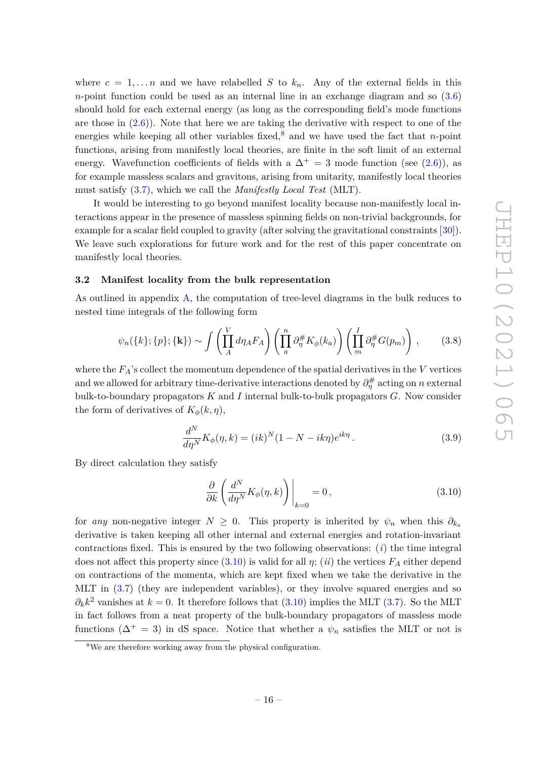where $c = 1, \ldots n$ and we have relabelled $S$ to $k_n$. Any of the external fields in this $n$-point function could be used as an internal line in an exchange diagram and so (3.6) should hold for each external energy (as long as the corresponding field's mode functions are those in (2.6)). Note that here we are taking the derivative with respect to one of the energies while keeping all other variables fixed,[8] and we have used the fact that $n$-point functions, arising from manifestly local theories, are finite in the soft limit of an external energy. Wavefunction coefficients of fields with a $\Delta^+ = 3$ mode function (see (2.6)), as for example massless scalars and gravitons, arising from unitarity, manifestly local theories must satisfy (3.7), which we call the *Manifestly Local Test* (MLT).

It would be interesting to go beyond manifest locality because non-manifestly local interactions appear in the presence of massless spinning fields on non-trivial backgrounds, for example for a scalar field coupled to gravity (after solving the gravitational constraints [30]). We leave such explorations for future work and for the rest of this paper concentrate on manifestly local theories.

### 3.2 Manifest locality from the bulk representation

As outlined in appendix A, the computation of tree-level diagrams in the bulk reduces to nested time integrals of the following form

$$\psi_n(\{k\};\{p\};\{\mathbf{k}\}) \sim \int \left(\prod_A^V d\eta_A F_A\right)\left(\prod_a^n \partial_\eta^\# K_\phi(k_a)\right)\left(\prod_m^I \partial_\eta^\# G(p_m)\right), \tag{3.8}$$

where the $F_A$'s collect the momentum dependence of the spatial derivatives in the $V$ vertices and we allowed for arbitrary time-derivative interactions denoted by $\partial_\eta^\#$ acting on $n$ external bulk-to-boundary propagators $K$ and $I$ internal bulk-to-bulk propagators $G$. Now consider the form of derivatives of $K_\phi(k,\eta)$,

$$\frac{d^N}{d\eta^N} K_\phi(\eta,k) = (ik)^N (1 - N - ik\eta) e^{ik\eta}. \tag{3.9}$$

By direct calculation they satisfy

$$\frac{\partial}{\partial k}\left(\frac{d^N}{d\eta^N} K_\phi(\eta,k)\right)\Bigg|_{k=0} = 0, \tag{3.10}$$

for *any* non-negative integer $N \geq 0$. This property is inherited by $\psi_n$ when this $\partial_{k_a}$ derivative is taken keeping all other internal and external energies and rotation-invariant contractions fixed. This is ensured by the two following observations: $(i)$ the time integral does not affect this property since (3.10) is valid for all $\eta$; $(ii)$ the vertices $F_A$ either depend on contractions of the momenta, which are kept fixed when we take the derivative in the MLT in (3.7) (they are independent variables), or they involve squared energies and so $\partial_k k^2$ vanishes at $k = 0$. It therefore follows that (3.10) implies the MLT (3.7). So the MLT in fact follows from a neat property of the bulk-boundary propagators of massless mode functions ($\Delta^+ = 3$) in dS space. Notice that whether a $\psi_n$ satisfies the MLT or not is

[8] We are therefore working away from the physical configuration.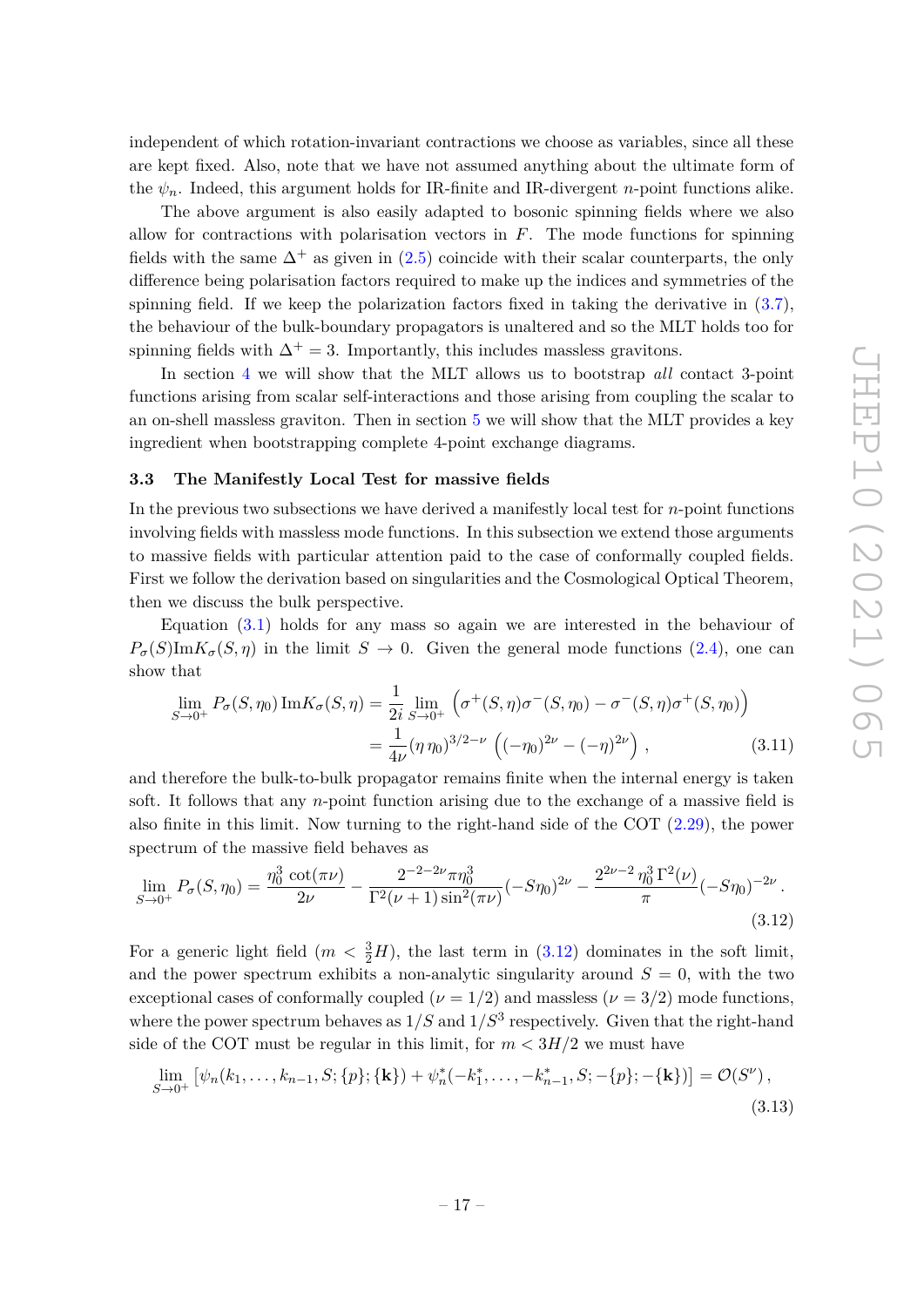independent of which rotation-invariant contractions we choose as variables, since all these are kept fixed. Also, note that we have not assumed anything about the ultimate form of the $\psi_n$. Indeed, this argument holds for IR-finite and IR-divergent $n$-point functions alike.

The above argument is also easily adapted to bosonic spinning fields where we also allow for contractions with polarisation vectors in $F$. The mode functions for spinning fields with the same $\Delta^+$ as given in (2.5) coincide with their scalar counterparts, the only difference being polarisation factors required to make up the indices and symmetries of the spinning field. If we keep the polarization factors fixed in taking the derivative in (3.7), the behaviour of the bulk-boundary propagators is unaltered and so the MLT holds too for spinning fields with $\Delta^+ = 3$. Importantly, this includes massless gravitons.

In section 4 we will show that the MLT allows us to bootstrap *all* contact 3-point functions arising from scalar self-interactions and those arising from coupling the scalar to an on-shell massless graviton. Then in section 5 we will show that the MLT provides a key ingredient when bootstrapping complete 4-point exchange diagrams.

### 3.3 The Manifestly Local Test for massive fields

In the previous two subsections we have derived a manifestly local test for $n$-point functions involving fields with massless mode functions. In this subsection we extend those arguments to massive fields with particular attention paid to the case of conformally coupled fields. First we follow the derivation based on singularities and the Cosmological Optical Theorem, then we discuss the bulk perspective.

Equation (3.1) holds for any mass so again we are interested in the behaviour of $P_\sigma(S)\text{Im}K_\sigma(S,\eta)$ in the limit $S \to 0$. Given the general mode functions (2.4), one can show that

$$
\begin{aligned}
\lim_{S\to 0^+} P_\sigma(S,\eta_0)\,\text{Im}K_\sigma(S,\eta) &= \frac{1}{2i}\lim_{S\to 0^+}\Big(\sigma^+(S,\eta)\sigma^-(S,\eta_0) - \sigma^-(S,\eta)\sigma^+(S,\eta_0)\Big) \\
&= \frac{1}{4\nu}(\eta\,\eta_0)^{3/2-\nu}\left((-\eta_0)^{2\nu} - (-\eta)^{2\nu}\right), \qquad (3.11)
\end{aligned}
$$

and therefore the bulk-to-bulk propagator remains finite when the internal energy is taken soft. It follows that any $n$-point function arising due to the exchange of a massive field is also finite in this limit. Now turning to the right-hand side of the COT (2.29), the power spectrum of the massive field behaves as

$$
\lim_{S\to 0^+} P_\sigma(S,\eta_0) = \frac{\eta_0^3\cot(\pi\nu)}{2\nu} - \frac{2^{-2-2\nu}\pi\eta_0^3}{\Gamma^2(\nu+1)\sin^2(\pi\nu)}(-S\eta_0)^{2\nu} - \frac{2^{2\nu-2}\,\eta_0^3\,\Gamma^2(\nu)}{\pi}(-S\eta_0)^{-2\nu}. \qquad (3.12)
$$

For a generic light field ($m < \frac{3}{2}H$), the last term in (3.12) dominates in the soft limit, and the power spectrum exhibits a non-analytic singularity around $S = 0$, with the two exceptional cases of conformally coupled ($\nu = 1/2$) and massless ($\nu = 3/2$) mode functions, where the power spectrum behaves as $1/S$ and $1/S^3$ respectively. Given that the right-hand side of the COT must be regular in this limit, for $m < 3H/2$ we must have

$$
\lim_{S\to 0^+}\left[\psi_n(k_1,\ldots,k_{n-1},S;\{p\};\{\mathbf{k}\}) + \psi_n^*(-k_1^*,\ldots,-k_{n-1}^*,S;-\{p\};-\{\mathbf{k}\})\right] = \mathcal{O}(S^\nu), \qquad (3.13)
$$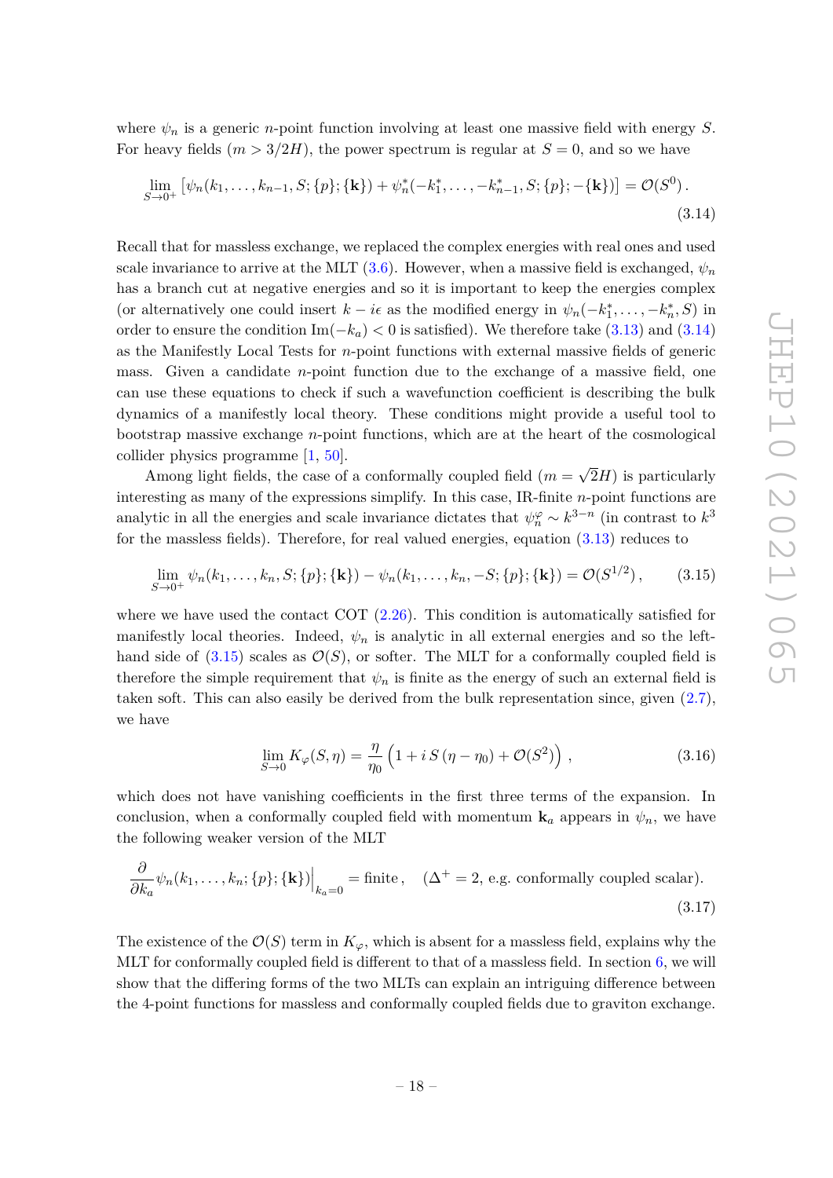where $\psi_n$ is a generic $n$-point function involving at least one massive field with energy $S$. For heavy fields ($m > 3/2H$), the power spectrum is regular at $S = 0$, and so we have

$$\lim_{S\to 0^+} \left[\psi_n(k_1, \ldots, k_{n-1}, S; \{p\}; \{\mathbf{k}\}) + \psi_n^*(-k_1^*, \ldots, -k_{n-1}^*, S; \{p\}; -\{\mathbf{k}\})\right] = \mathcal{O}(S^0)\,. \tag{3.14}$$

Recall that for massless exchange, we replaced the complex energies with real ones and used scale invariance to arrive at the MLT (3.6). However, when a massive field is exchanged, $\psi_n$ has a branch cut at negative energies and so it is important to keep the energies complex (or alternatively one could insert $k - i\epsilon$ as the modified energy in $\psi_n(-k_1^*, \ldots, -k_n^*, S)$ in order to ensure the condition $\text{Im}(-k_a) < 0$ is satisfied). We therefore take (3.13) and (3.14) as the Manifestly Local Tests for $n$-point functions with external massive fields of generic mass. Given a candidate $n$-point function due to the exchange of a massive field, one can use these equations to check if such a wavefunction coefficient is describing the bulk dynamics of a manifestly local theory. These conditions might provide a useful tool to bootstrap massive exchange $n$-point functions, which are at the heart of the cosmological collider physics programme [1, 50].

Among light fields, the case of a conformally coupled field ($m = \sqrt{2}H$) is particularly interesting as many of the expressions simplify. In this case, IR-finite $n$-point functions are analytic in all the energies and scale invariance dictates that $\psi_n^\varphi \sim k^{3-n}$ (in contrast to $k^3$ for the massless fields). Therefore, for real valued energies, equation (3.13) reduces to

$$\lim_{S\to 0^+} \psi_n(k_1, \ldots, k_n, S; \{p\}; \{\mathbf{k}\}) - \psi_n(k_1, \ldots, k_n, -S; \{p\}; \{\mathbf{k}\}) = \mathcal{O}(S^{1/2})\,, \tag{3.15}$$

where we have used the contact COT (2.26). This condition is automatically satisfied for manifestly local theories. Indeed, $\psi_n$ is analytic in all external energies and so the left-hand side of (3.15) scales as $\mathcal{O}(S)$, or softer. The MLT for a conformally coupled field is therefore the simple requirement that $\psi_n$ is finite as the energy of such an external field is taken soft. This can also easily be derived from the bulk representation since, given (2.7), we have

$$\lim_{S\to 0} K_\varphi(S, \eta) = \frac{\eta}{\eta_0}\left(1 + i\, S\,(\eta - \eta_0) + \mathcal{O}(S^2)\right)\,, \tag{3.16}$$

which does not have vanishing coefficients in the first three terms of the expansion. In conclusion, when a conformally coupled field with momentum $\mathbf{k}_a$ appears in $\psi_n$, we have the following weaker version of the MLT

$$\frac{\partial}{\partial k_a}\psi_n(k_1, \ldots, k_n; \{p\}; \{\mathbf{k}\})\Big|_{k_a=0} = \text{finite}\,, \quad (\Delta^+ = 2, \text{ e.g. conformally coupled scalar}). \tag{3.17}$$

The existence of the $\mathcal{O}(S)$ term in $K_\varphi$, which is absent for a massless field, explains why the MLT for conformally coupled field is different to that of a massless field. In section 6, we will show that the differing forms of the two MLTs can explain an intriguing difference between the 4-point functions for massless and conformally coupled fields due to graviton exchange.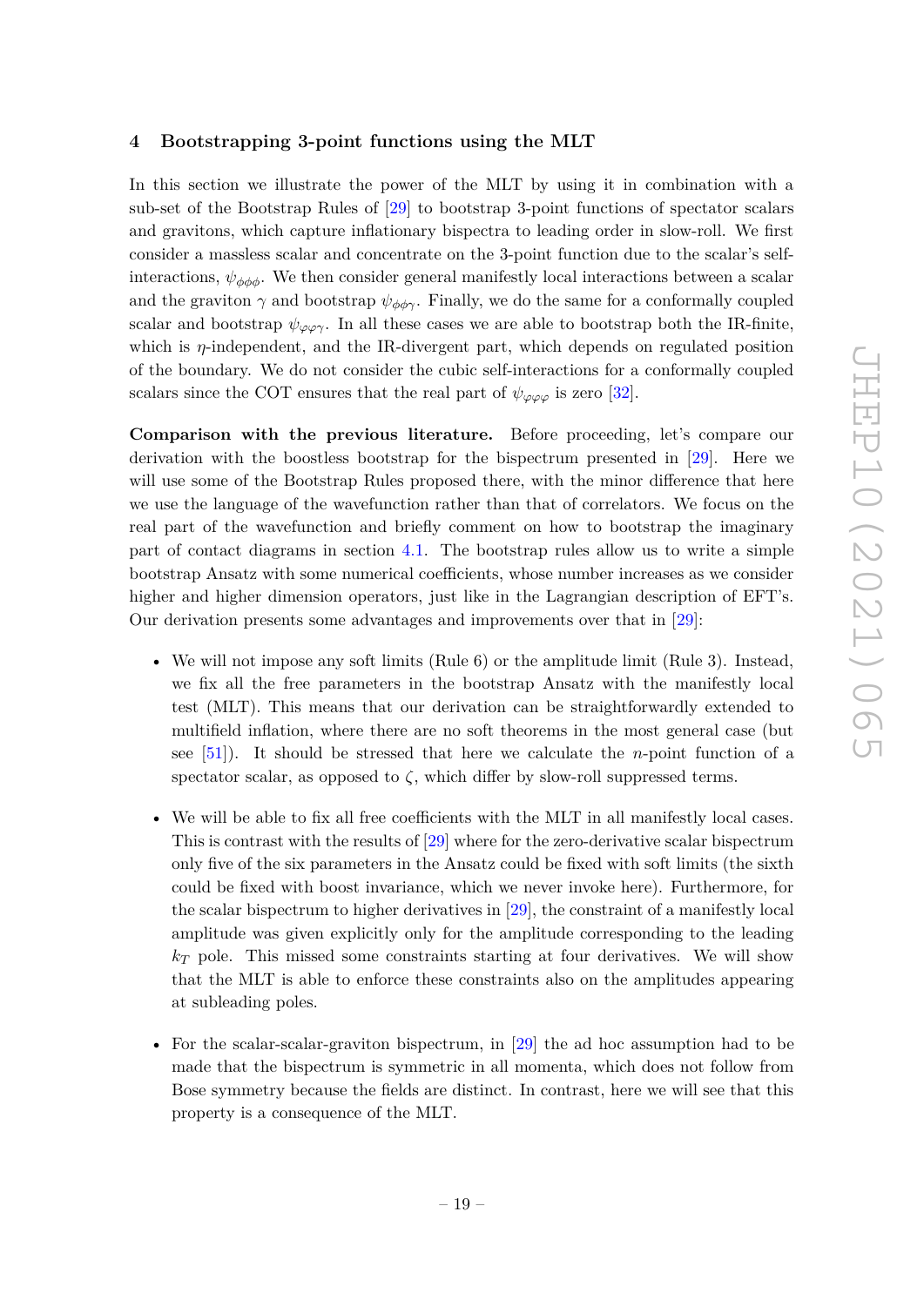## 4 Bootstrapping 3-point functions using the MLT

In this section we illustrate the power of the MLT by using it in combination with a sub-set of the Bootstrap Rules of [29] to bootstrap 3-point functions of spectator scalars and gravitons, which capture inflationary bispectra to leading order in slow-roll. We first consider a massless scalar and concentrate on the 3-point function due to the scalar's self-interactions, $\psi_{\phi\phi\phi}$. We then consider general manifestly local interactions between a scalar and the graviton $\gamma$ and bootstrap $\psi_{\phi\phi\gamma}$. Finally, we do the same for a conformally coupled scalar and bootstrap $\psi_{\varphi\varphi\gamma}$. In all these cases we are able to bootstrap both the IR-finite, which is $\eta$-independent, and the IR-divergent part, which depends on regulated position of the boundary. We do not consider the cubic self-interactions for a conformally coupled scalars since the COT ensures that the real part of $\psi_{\varphi\varphi\varphi}$ is zero [32].

**Comparison with the previous literature.** Before proceeding, let's compare our derivation with the boostless bootstrap for the bispectrum presented in [29]. Here we will use some of the Bootstrap Rules proposed there, with the minor difference that here we use the language of the wavefunction rather than that of correlators. We focus on the real part of the wavefunction and briefly comment on how to bootstrap the imaginary part of contact diagrams in section 4.1. The bootstrap rules allow us to write a simple bootstrap Ansatz with some numerical coefficients, whose number increases as we consider higher and higher dimension operators, just like in the Lagrangian description of EFT's. Our derivation presents some advantages and improvements over that in [29]:

- We will not impose any soft limits (Rule 6) or the amplitude limit (Rule 3). Instead, we fix all the free parameters in the bootstrap Ansatz with the manifestly local test (MLT). This means that our derivation can be straightforwardly extended to multifield inflation, where there are no soft theorems in the most general case (but see [51]). It should be stressed that here we calculate the $n$-point function of a spectator scalar, as opposed to $\zeta$, which differ by slow-roll suppressed terms.

- We will be able to fix all free coefficients with the MLT in all manifestly local cases. This is contrast with the results of [29] where for the zero-derivative scalar bispectrum only five of the six parameters in the Ansatz could be fixed with soft limits (the sixth could be fixed with boost invariance, which we never invoke here). Furthermore, for the scalar bispectrum to higher derivatives in [29], the constraint of a manifestly local amplitude was given explicitly only for the amplitude corresponding to the leading $k_T$ pole. This missed some constraints starting at four derivatives. We will show that the MLT is able to enforce these constraints also on the amplitudes appearing at subleading poles.

- For the scalar-scalar-graviton bispectrum, in [29] the ad hoc assumption had to be made that the bispectrum is symmetric in all momenta, which does not follow from Bose symmetry because the fields are distinct. In contrast, here we will see that this property is a consequence of the MLT.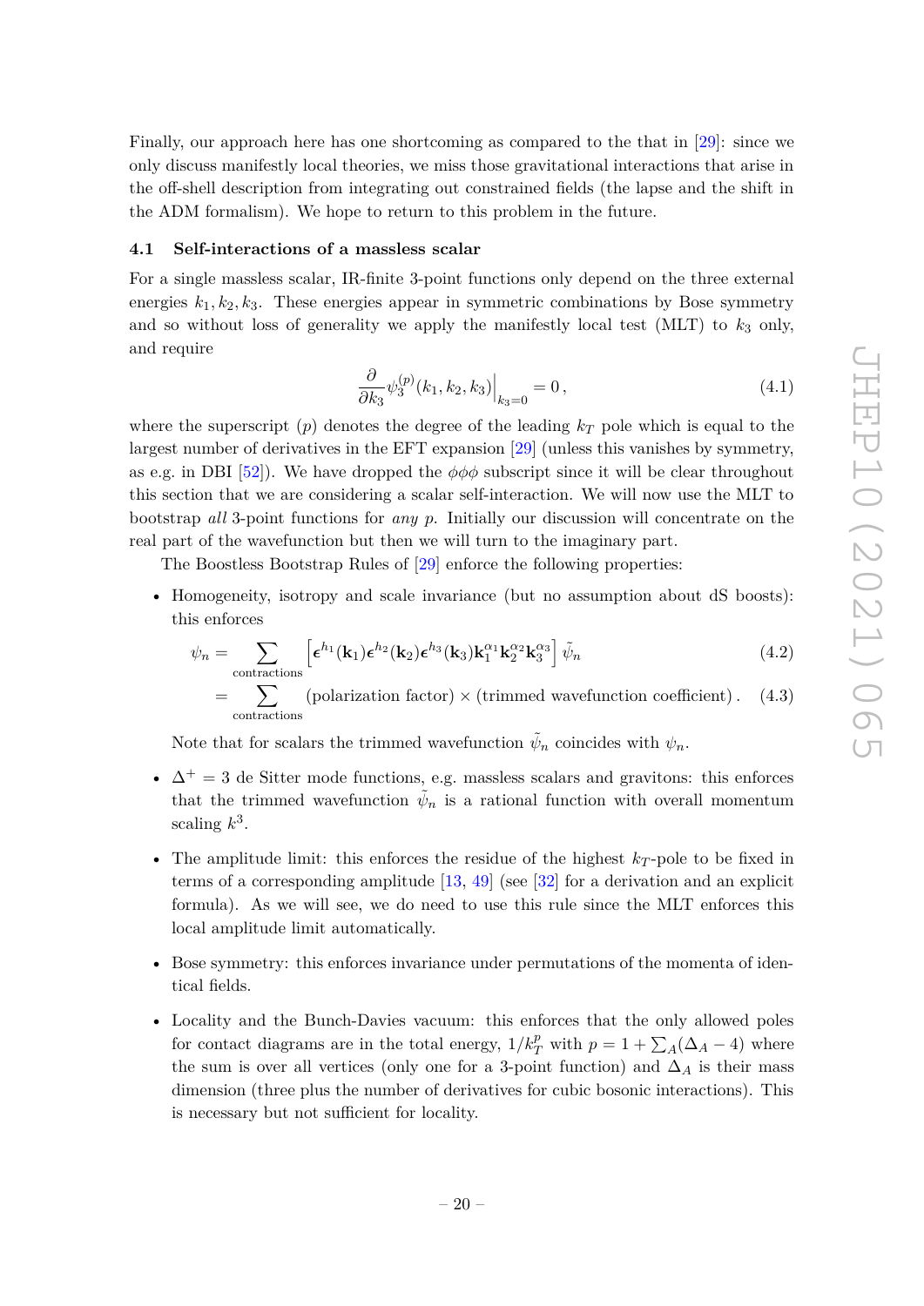Finally, our approach here has one shortcoming as compared to the that in [29]: since we only discuss manifestly local theories, we miss those gravitational interactions that arise in the off-shell description from integrating out constrained fields (the lapse and the shift in the ADM formalism). We hope to return to this problem in the future.

### 4.1 Self-interactions of a massless scalar

For a single massless scalar, IR-finite 3-point functions only depend on the three external energies $k_1, k_2, k_3$. These energies appear in symmetric combinations by Bose symmetry and so without loss of generality we apply the manifestly local test (MLT) to $k_3$ only, and require

$$\frac{\partial}{\partial k_3}\psi_3^{(p)}(k_1,k_2,k_3)\Big|_{k_3=0} = 0\,, \tag{4.1}$$

where the superscript $(p)$ denotes the degree of the leading $k_T$ pole which is equal to the largest number of derivatives in the EFT expansion [29] (unless this vanishes by symmetry, as e.g. in DBI [52]). We have dropped the $\phi\phi\phi$ subscript since it will be clear throughout this section that we are considering a scalar self-interaction. We will now use the MLT to bootstrap *all* 3-point functions for *any* $p$. Initially our discussion will concentrate on the real part of the wavefunction but then we will turn to the imaginary part.

The Boostless Bootstrap Rules of [29] enforce the following properties:

- Homogeneity, isotropy and scale invariance (but no assumption about dS boosts): this enforces

$$\begin{aligned}
\psi_n &= \sum_{\text{contractions}} \left[\boldsymbol{\epsilon}^{h_1}(\mathbf{k}_1)\boldsymbol{\epsilon}^{h_2}(\mathbf{k}_2)\boldsymbol{\epsilon}^{h_3}(\mathbf{k}_3)\mathbf{k}_1^{\alpha_1}\mathbf{k}_2^{\alpha_2}\mathbf{k}_3^{\alpha_3}\right]\tilde{\psi}_n &(4.2)\\
&= \sum_{\text{contractions}} (\text{polarization factor}) \times (\text{trimmed wavefunction coefficient})\,. &(4.3)
\end{aligned}$$

  Note that for scalars the trimmed wavefunction $\tilde{\psi}_n$ coincides with $\psi_n$.

- $\Delta^+ = 3$ de Sitter mode functions, e.g. massless scalars and gravitons: this enforces that the trimmed wavefunction $\tilde{\psi}_n$ is a rational function with overall momentum scaling $k^3$.

- The amplitude limit: this enforces the residue of the highest $k_T$-pole to be fixed in terms of a corresponding amplitude [13, 49] (see [32] for a derivation and an explicit formula). As we will see, we do need to use this rule since the MLT enforces this local amplitude limit automatically.

- Bose symmetry: this enforces invariance under permutations of the momenta of identical fields.

- Locality and the Bunch-Davies vacuum: this enforces that the only allowed poles for contact diagrams are in the total energy, $1/k_T^p$ with $p = 1 + \sum_A(\Delta_A - 4)$ where the sum is over all vertices (only one for a 3-point function) and $\Delta_A$ is their mass dimension (three plus the number of derivatives for cubic bosonic interactions). This is necessary but not sufficient for locality.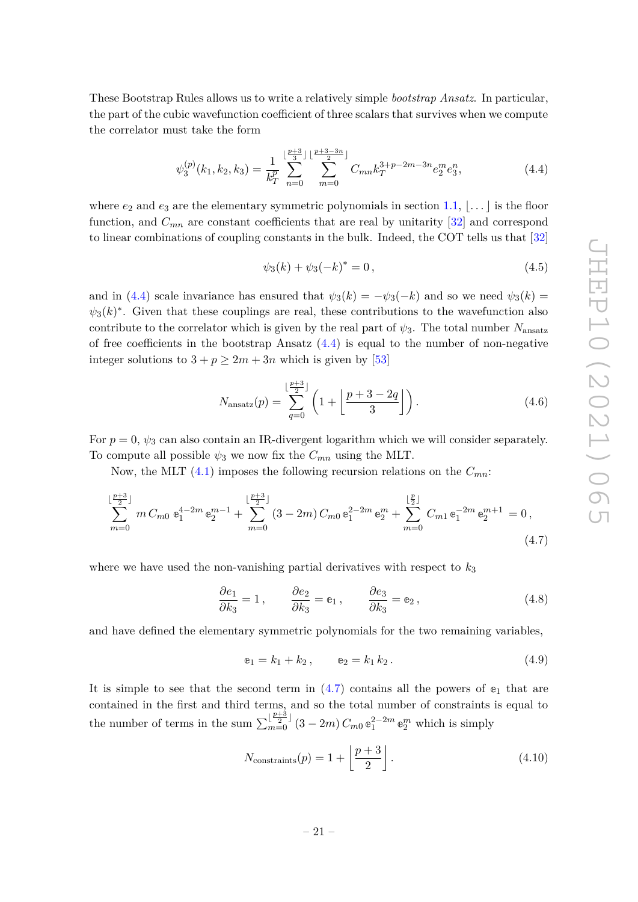These Bootstrap Rules allows us to write a relatively simple *bootstrap Ansatz*. In particular, the part of the cubic wavefunction coefficient of three scalars that survives when we compute the correlator must take the form

$$\psi_3^{(p)}(k_1,k_2,k_3) = \frac{1}{k_T^p} \sum_{n=0}^{\lfloor \frac{p+3}{3} \rfloor} \sum_{m=0}^{\lfloor \frac{p+3-3n}{2} \rfloor} C_{mn} k_T^{3+p-2m-3n} e_2^m e_3^n, \tag{4.4}$$

where $e_2$ and $e_3$ are the elementary symmetric polynomials in section 1.1, $\lfloor \dots \rfloor$ is the floor function, and $C_{mn}$ are constant coefficients that are real by unitarity [32] and correspond to linear combinations of coupling constants in the bulk. Indeed, the COT tells us that [32]

$$\psi_3(k) + \psi_3(-k)^* = 0\,, \tag{4.5}$$

and in (4.4) scale invariance has ensured that $\psi_3(k) = -\psi_3(-k)$ and so we need $\psi_3(k) = \psi_3(k)^*$. Given that these couplings are real, these contributions to the wavefunction also contribute to the correlator which is given by the real part of $\psi_3$. The total number $N_{\text{ansatz}}$ of free coefficients in the bootstrap Ansatz (4.4) is equal to the number of non-negative integer solutions to $3+p \geq 2m+3n$ which is given by [53]

$$N_{\text{ansatz}}(p) = \sum_{q=0}^{\lfloor \frac{p+3}{2} \rfloor} \left(1 + \left\lfloor \frac{p+3-2q}{3} \right\rfloor \right). \tag{4.6}$$

For $p=0$, $\psi_3$ can also contain an IR-divergent logarithm which we will consider separately. To compute all possible $\psi_3$ we now fix the $C_{mn}$ using the MLT.

Now, the MLT (4.1) imposes the following recursion relations on the $C_{mn}$:

$$\sum_{m=0}^{\lfloor \frac{p+3}{2} \rfloor} m\, C_{m0}\, \mathbb{e}_1^{4-2m}\, \mathbb{e}_2^{m-1} + \sum_{m=0}^{\lfloor \frac{p+3}{2} \rfloor} (3-2m)\, C_{m0}\, \mathbb{e}_1^{2-2m}\, \mathbb{e}_2^{m} + \sum_{m=0}^{\lfloor \frac{p}{2} \rfloor} C_{m1}\, \mathbb{e}_1^{-2m}\, \mathbb{e}_2^{m+1} = 0\,, \tag{4.7}$$

where we have used the non-vanishing partial derivatives with respect to $k_3$

$$\frac{\partial e_1}{\partial k_3} = 1\,, \qquad \frac{\partial e_2}{\partial k_3} = \mathbb{e}_1\,, \qquad \frac{\partial e_3}{\partial k_3} = \mathbb{e}_2\,, \tag{4.8}$$

and have defined the elementary symmetric polynomials for the two remaining variables,

$$\mathbb{e}_1 = k_1 + k_2\,, \qquad \mathbb{e}_2 = k_1\, k_2\,. \tag{4.9}$$

It is simple to see that the second term in (4.7) contains all the powers of $\mathbb{e}_1$ that are contained in the first and third terms, and so the total number of constraints is equal to the number of terms in the sum $\sum_{m=0}^{\lfloor \frac{p+3}{2} \rfloor} (3-2m)\, C_{m0}\, \mathbb{e}_1^{2-2m}\, \mathbb{e}_2^{m}$ which is simply

$$N_{\text{constraints}}(p) = 1 + \left\lfloor \frac{p+3}{2} \right\rfloor. \tag{4.10}$$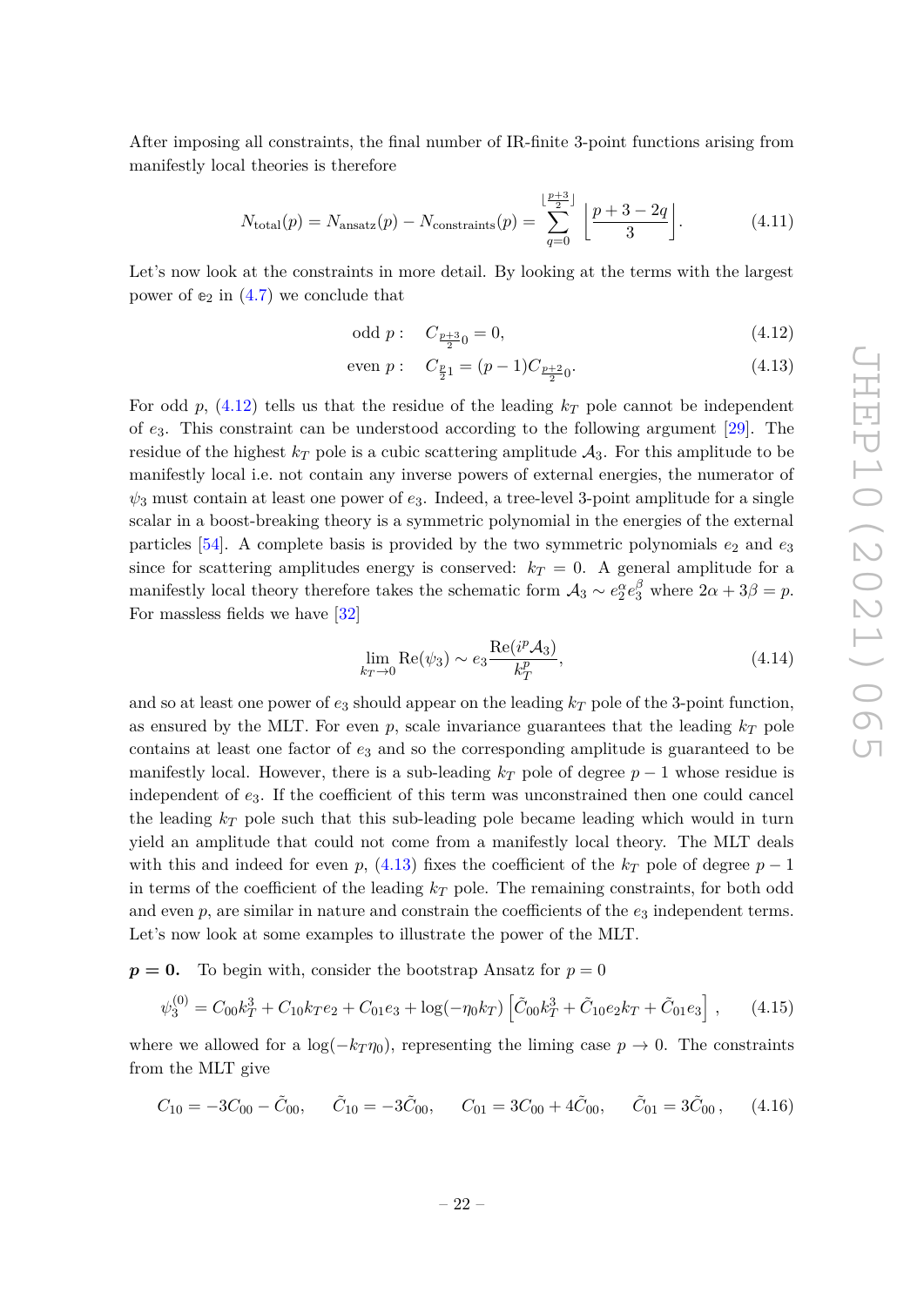After imposing all constraints, the final number of IR-finite 3-point functions arising from manifestly local theories is therefore

$$N_{\text{total}}(p) = N_{\text{ansatz}}(p) - N_{\text{constraints}}(p) = \sum_{q=0}^{\lfloor \frac{p+3}{2} \rfloor} \left\lfloor \frac{p+3-2q}{3} \right\rfloor . \tag{4.11}$$

Let's now look at the constraints in more detail. By looking at the terms with the largest power of $\mathbb{e}_2$ in (4.7) we conclude that

$$\text{odd } p: \quad C_{\frac{p+3}{2}0} = 0, \tag{4.12}$$

$$\text{even } p: \quad C_{\frac{p}{2}1} = (p-1)C_{\frac{p+2}{2}0}. \tag{4.13}$$

For odd $p$, (4.12) tells us that the residue of the leading $k_T$ pole cannot be independent of $e_3$. This constraint can be understood according to the following argument [29]. The residue of the highest $k_T$ pole is a cubic scattering amplitude $\mathcal{A}_3$. For this amplitude to be manifestly local i.e. not contain any inverse powers of external energies, the numerator of $\psi_3$ must contain at least one power of $e_3$. Indeed, a tree-level 3-point amplitude for a single scalar in a boost-breaking theory is a symmetric polynomial in the energies of the external particles [54]. A complete basis is provided by the two symmetric polynomials $e_2$ and $e_3$ since for scattering amplitudes energy is conserved: $k_T = 0$. A general amplitude for a manifestly local theory therefore takes the schematic form $\mathcal{A}_3 \sim e_2^\alpha e_3^\beta$ where $2\alpha + 3\beta = p$. For massless fields we have [32]

$$\lim_{k_T \to 0} \text{Re}(\psi_3) \sim e_3 \frac{\text{Re}(i^p \mathcal{A}_3)}{k_T^p}, \tag{4.14}$$

and so at least one power of $e_3$ should appear on the leading $k_T$ pole of the 3-point function, as ensured by the MLT. For even $p$, scale invariance guarantees that the leading $k_T$ pole contains at least one factor of $e_3$ and so the corresponding amplitude is guaranteed to be manifestly local. However, there is a sub-leading $k_T$ pole of degree $p-1$ whose residue is independent of $e_3$. If the coefficient of this term was unconstrained then one could cancel the leading $k_T$ pole such that this sub-leading pole became leading which would in turn yield an amplitude that could not come from a manifestly local theory. The MLT deals with this and indeed for even $p$, (4.13) fixes the coefficient of the $k_T$ pole of degree $p-1$ in terms of the coefficient of the leading $k_T$ pole. The remaining constraints, for both odd and even $p$, are similar in nature and constrain the coefficients of the $e_3$ independent terms. Let's now look at some examples to illustrate the power of the MLT.

**$p = 0$.** To begin with, consider the bootstrap Ansatz for $p = 0$

$$\psi_3^{(0)} = C_{00}k_T^3 + C_{10}k_T e_2 + C_{01}e_3 + \log(-\eta_0 k_T)\left[\tilde{C}_{00}k_T^3 + \tilde{C}_{10}e_2 k_T + \tilde{C}_{01}e_3\right], \tag{4.15}$$

where we allowed for a $\log(-k_T\eta_0)$, representing the liming case $p \to 0$. The constraints from the MLT give

$$C_{10} = -3C_{00} - \tilde{C}_{00}, \qquad \tilde{C}_{10} = -3\tilde{C}_{00}, \qquad C_{01} = 3C_{00} + 4\tilde{C}_{00}, \qquad \tilde{C}_{01} = 3\tilde{C}_{00}, \tag{4.16}$$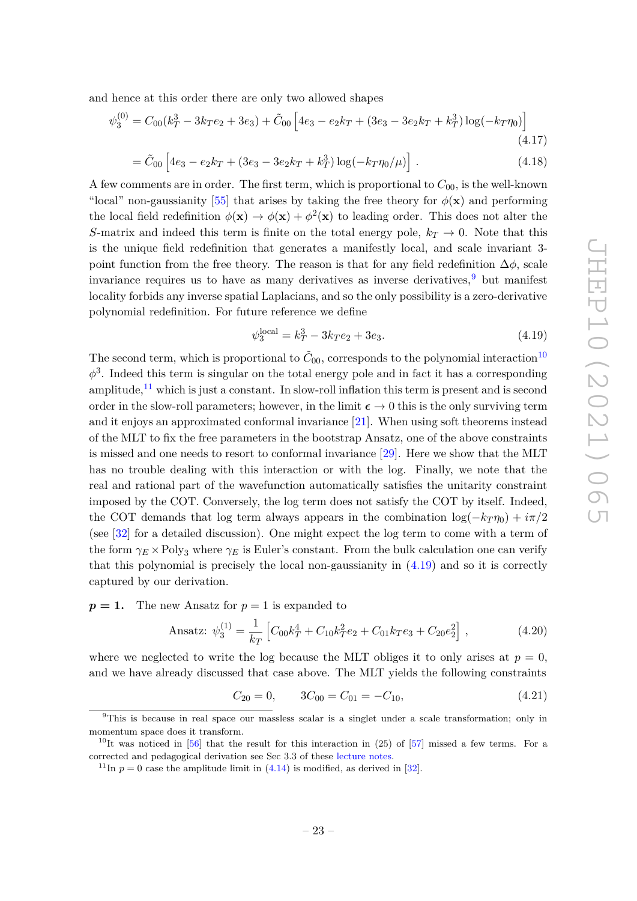and hence at this order there are only two allowed shapes

$$
\begin{aligned}
\psi_3^{(0)} &= C_{00}(k_T^3 - 3k_T e_2 + 3e_3) + \tilde{C}_{00}\left[4e_3 - e_2 k_T + (3e_3 - 3e_2 k_T + k_T^3)\log(-k_T\eta_0)\right] \qquad (4.17)\\
&= \tilde{C}_{00}\left[4e_3 - e_2 k_T + (3e_3 - 3e_2 k_T + k_T^3)\log(-k_T\eta_0/\mu)\right] . \qquad (4.18)
\end{aligned}
$$

A few comments are in order. The first term, which is proportional to $C_{00}$, is the well-known "local" non-gaussianity [55] that arises by taking the free theory for $\phi(\mathbf{x})$ and performing the local field redefinition $\phi(\mathbf{x}) \to \phi(\mathbf{x}) + \phi^2(\mathbf{x})$ to leading order. This does not alter the $S$-matrix and indeed this term is finite on the total energy pole, $k_T \to 0$. Note that this is the unique field redefinition that generates a manifestly local, and scale invariant 3-point function from the free theory. The reason is that for any field redefinition $\Delta\phi$, scale invariance requires us to have as many derivatives as inverse derivatives,[9] but manifest locality forbids any inverse spatial Laplacians, and so the only possibility is a zero-derivative polynomial redefinition. For future reference we define

$$
\psi_3^{\text{local}} = k_T^3 - 3k_T e_2 + 3e_3. \qquad (4.19)
$$

The second term, which is proportional to $\tilde{C}_{00}$, corresponds to the polynomial interaction[10] $\phi^3$. Indeed this term is singular on the total energy pole and in fact it has a corresponding amplitude,[11] which is just a constant. In slow-roll inflation this term is present and is second order in the slow-roll parameters; however, in the limit $\epsilon \to 0$ this is the only surviving term and it enjoys an approximated conformal invariance [21]. When using soft theorems instead of the MLT to fix the free parameters in the bootstrap Ansatz, one of the above constraints is missed and one needs to resort to conformal invariance [29]. Here we show that the MLT has no trouble dealing with this interaction or with the log. Finally, we note that the real and rational part of the wavefunction automatically satisfies the unitarity constraint imposed by the COT. Conversely, the log term does not satisfy the COT by itself. Indeed, the COT demands that log term always appears in the combination $\log(-k_T\eta_0) + i\pi/2$ (see [32] for a detailed discussion). One might expect the log term to come with a term of the form $\gamma_E \times \text{Poly}_3$ where $\gamma_E$ is Euler's constant. From the bulk calculation one can verify that this polynomial is precisely the local non-gaussianity in (4.19) and so it is correctly captured by our derivation.

$\boldsymbol{p = 1.}$ The new Ansatz for $p = 1$ is expanded to

$$
\text{Ansatz: } \psi_3^{(1)} = \frac{1}{k_T}\left[C_{00}k_T^4 + C_{10}k_T^2 e_2 + C_{01}k_T e_3 + C_{20}e_2^2\right] , \qquad (4.20)
$$

where we neglected to write the log because the MLT obliges it to only arises at $p = 0$, and we have already discussed that case above. The MLT yields the following constraints

$$
C_{20} = 0, \qquad 3C_{00} = C_{01} = -C_{10}, \qquad (4.21)
$$

[9] This is because in real space our massless scalar is a singlet under a scale transformation; only in momentum space does it transform.

[10] It was noticed in [56] that the result for this interaction in (25) of [57] missed a few terms. For a corrected and pedagogical derivation see Sec 3.3 of these lecture notes.

[11] In $p = 0$ case the amplitude limit in (4.14) is modified, as derived in [32].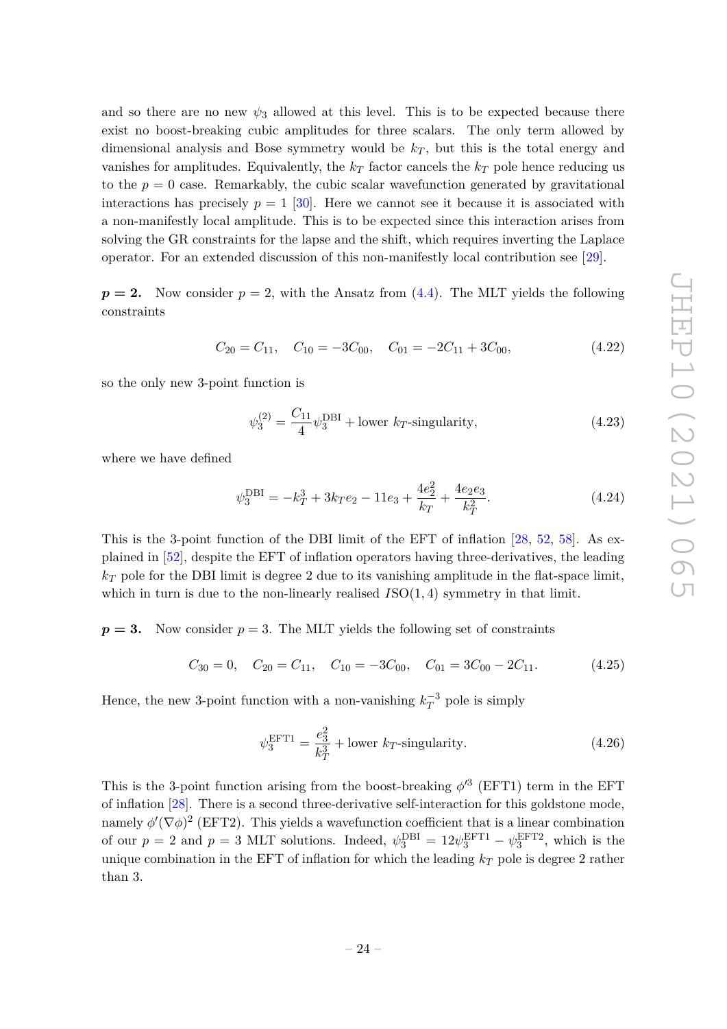and so there are no new $\psi_3$ allowed at this level. This is to be expected because there exist no boost-breaking cubic amplitudes for three scalars. The only term allowed by dimensional analysis and Bose symmetry would be $k_T$, but this is the total energy and vanishes for amplitudes. Equivalently, the $k_T$ factor cancels the $k_T$ pole hence reducing us to the $p = 0$ case. Remarkably, the cubic scalar wavefunction generated by gravitational interactions has precisely $p = 1$ [30]. Here we cannot see it because it is associated with a non-manifestly local amplitude. This is to be expected since this interaction arises from solving the GR constraints for the lapse and the shift, which requires inverting the Laplace operator. For an extended discussion of this non-manifestly local contribution see [29].

**$p = 2$.** Now consider $p = 2$, with the Ansatz from (4.4). The MLT yields the following constraints

$$C_{20} = C_{11}, \quad C_{10} = -3C_{00}, \quad C_{01} = -2C_{11} + 3C_{00}, \tag{4.22}$$

so the only new 3-point function is

$$\psi_3^{(2)} = \frac{C_{11}}{4}\psi_3^{\text{DBI}} + \text{lower } k_T\text{-singularity}, \tag{4.23}$$

where we have defined

$$\psi_3^{\text{DBI}} = -k_T^3 + 3k_T e_2 - 11e_3 + \frac{4e_2^2}{k_T} + \frac{4e_2 e_3}{k_T^2}. \tag{4.24}$$

This is the 3-point function of the DBI limit of the EFT of inflation [28, 52, 58]. As explained in [52], despite the EFT of inflation operators having three-derivatives, the leading $k_T$ pole for the DBI limit is degree 2 due to its vanishing amplitude in the flat-space limit, which in turn is due to the non-linearly realised $ISO(1, 4)$ symmetry in that limit.

**$p = 3$.** Now consider $p = 3$. The MLT yields the following set of constraints

$$C_{30} = 0, \quad C_{20} = C_{11}, \quad C_{10} = -3C_{00}, \quad C_{01} = 3C_{00} - 2C_{11}. \tag{4.25}$$

Hence, the new 3-point function with a non-vanishing $k_T^{-3}$ pole is simply

$$\psi_3^{\text{EFT1}} = \frac{e_3^2}{k_T^3} + \text{lower } k_T\text{-singularity}. \tag{4.26}$$

This is the 3-point function arising from the boost-breaking $\phi'^3$ (EFT1) term in the EFT of inflation [28]. There is a second three-derivative self-interaction for this goldstone mode, namely $\phi'(\nabla\phi)^2$ (EFT2). This yields a wavefunction coefficient that is a linear combination of our $p = 2$ and $p = 3$ MLT solutions. Indeed, $\psi_3^{\text{DBI}} = 12\psi_3^{\text{EFT1}} - \psi_3^{\text{EFT2}}$, which is the unique combination in the EFT of inflation for which the leading $k_T$ pole is degree 2 rather than 3.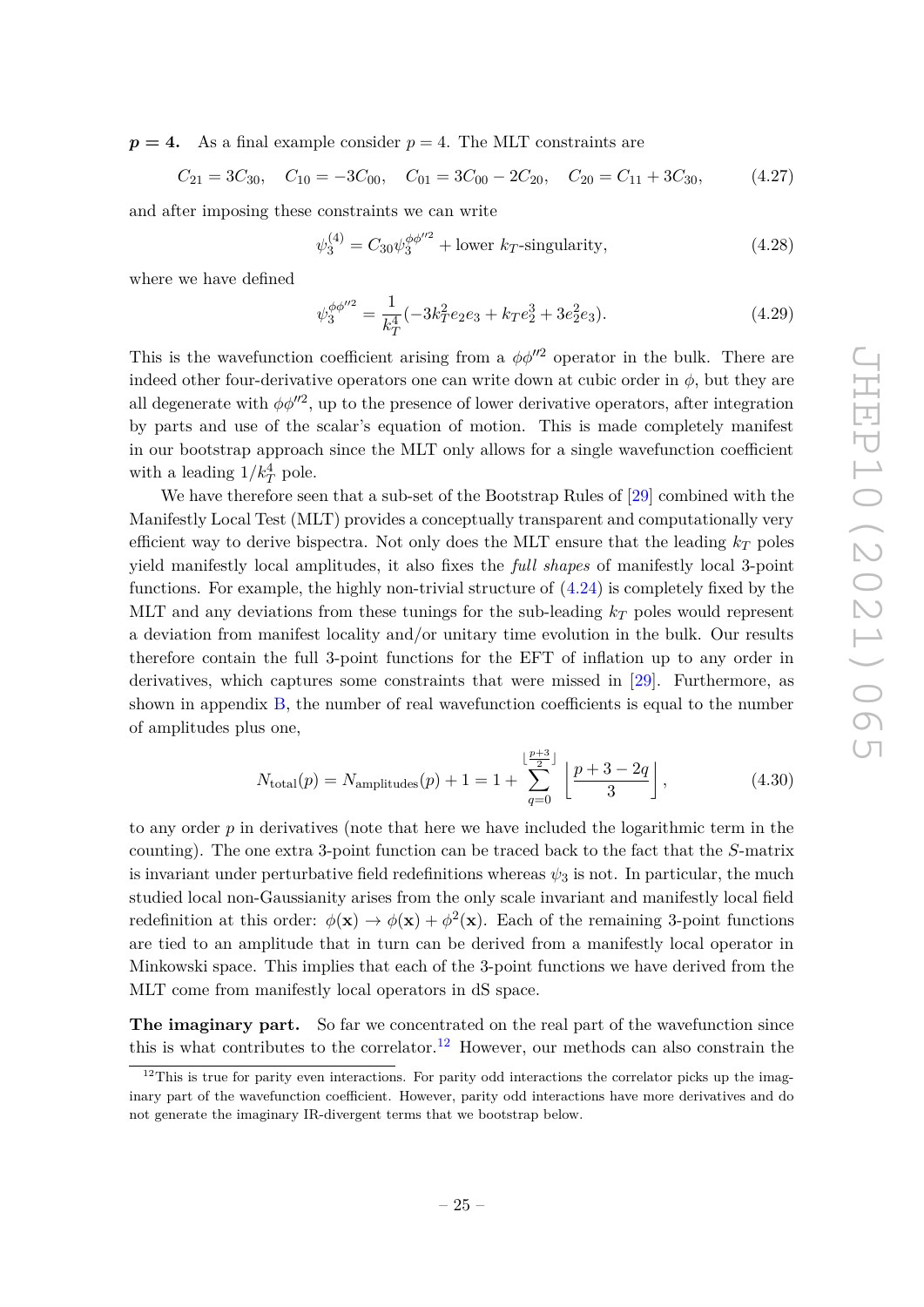**$p = 4$.** As a final example consider $p = 4$. The MLT constraints are

$$C_{21} = 3C_{30}, \quad C_{10} = -3C_{00}, \quad C_{01} = 3C_{00} - 2C_{20}, \quad C_{20} = C_{11} + 3C_{30}, \tag{4.27}$$

and after imposing these constraints we can write

$$\psi_3^{(4)} = C_{30}\psi_3^{\phi\phi''^2} + \text{lower } k_T\text{-singularity}, \tag{4.28}$$

where we have defined

$$\psi_3^{\phi\phi''^2} = \frac{1}{k_T^4}(-3k_T^2 e_2 e_3 + k_T e_2^3 + 3e_2^2 e_3). \tag{4.29}$$

This is the wavefunction coefficient arising from a $\phi\phi''^2$ operator in the bulk. There are indeed other four-derivative operators one can write down at cubic order in $\phi$, but they are all degenerate with $\phi\phi''^2$, up to the presence of lower derivative operators, after integration by parts and use of the scalar's equation of motion. This is made completely manifest in our bootstrap approach since the MLT only allows for a single wavefunction coefficient with a leading $1/k_T^4$ pole.

We have therefore seen that a sub-set of the Bootstrap Rules of [29] combined with the Manifestly Local Test (MLT) provides a conceptually transparent and computationally very efficient way to derive bispectra. Not only does the MLT ensure that the leading $k_T$ poles yield manifestly local amplitudes, it also fixes the *full shapes* of manifestly local 3-point functions. For example, the highly non-trivial structure of (4.24) is completely fixed by the MLT and any deviations from these tunings for the sub-leading $k_T$ poles would represent a deviation from manifest locality and/or unitary time evolution in the bulk. Our results therefore contain the full 3-point functions for the EFT of inflation up to any order in derivatives, which captures some constraints that were missed in [29]. Furthermore, as shown in appendix B, the number of real wavefunction coefficients is equal to the number of amplitudes plus one,

$$N_{\text{total}}(p) = N_{\text{amplitudes}}(p) + 1 = 1 + \sum_{q=0}^{\lfloor \frac{p+3}{2} \rfloor} \left\lfloor \frac{p+3-2q}{3} \right\rfloor, \tag{4.30}$$

to any order $p$ in derivatives (note that here we have included the logarithmic term in the counting). The one extra 3-point function can be traced back to the fact that the $S$-matrix is invariant under perturbative field redefinitions whereas $\psi_3$ is not. In particular, the much studied local non-Gaussianity arises from the only scale invariant and manifestly local field redefinition at this order: $\phi(\mathbf{x}) \to \phi(\mathbf{x}) + \phi^2(\mathbf{x})$. Each of the remaining 3-point functions are tied to an amplitude that in turn can be derived from a manifestly local operator in Minkowski space. This implies that each of the 3-point functions we have derived from the MLT come from manifestly local operators in dS space.

**The imaginary part.** So far we concentrated on the real part of the wavefunction since this is what contributes to the correlator.[12] However, our methods can also constrain the

[12] This is true for parity even interactions. For parity odd interactions the correlator picks up the imaginary part of the wavefunction coefficient. However, parity odd interactions have more derivatives and do not generate the imaginary IR-divergent terms that we bootstrap below.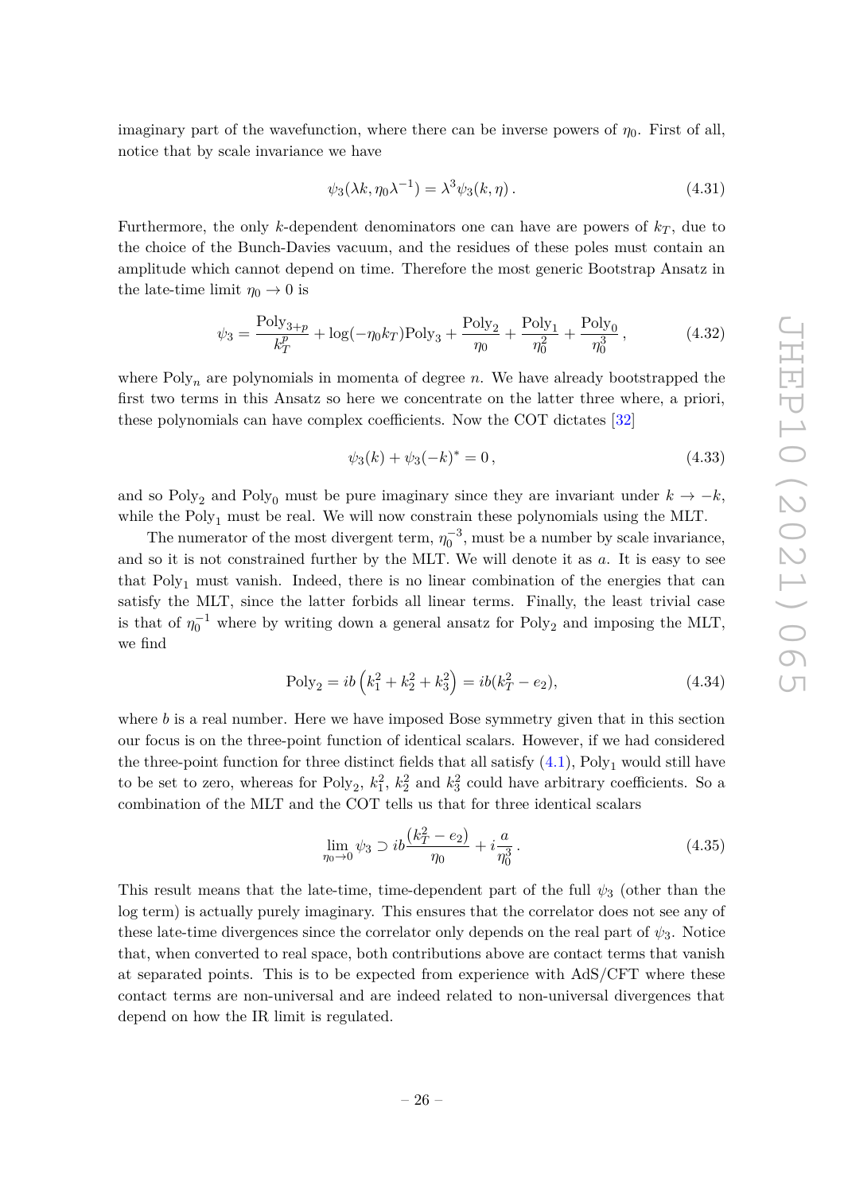imaginary part of the wavefunction, where there can be inverse powers of $\eta_0$. First of all, notice that by scale invariance we have

$$\psi_3(\lambda k, \eta_0 \lambda^{-1}) = \lambda^3 \psi_3(k, \eta) \,. \tag{4.31}$$

Furthermore, the only $k$-dependent denominators one can have are powers of $k_T$, due to the choice of the Bunch-Davies vacuum, and the residues of these poles must contain an amplitude which cannot depend on time. Therefore the most generic Bootstrap Ansatz in the late-time limit $\eta_0 \to 0$ is

$$\psi_3 = \frac{\text{Poly}_{3+p}}{k_T^p} + \log(-\eta_0 k_T)\text{Poly}_3 + \frac{\text{Poly}_2}{\eta_0} + \frac{\text{Poly}_1}{\eta_0^2} + \frac{\text{Poly}_0}{\eta_0^3} \,, \tag{4.32}$$

where $\text{Poly}_n$ are polynomials in momenta of degree $n$. We have already bootstrapped the first two terms in this Ansatz so here we concentrate on the latter three where, a priori, these polynomials can have complex coefficients. Now the COT dictates [32]

$$\psi_3(k) + \psi_3(-k)^* = 0 \,, \tag{4.33}$$

and so $\text{Poly}_2$ and $\text{Poly}_0$ must be pure imaginary since they are invariant under $k \to -k$, while the $\text{Poly}_1$ must be real. We will now constrain these polynomials using the MLT.

The numerator of the most divergent term, $\eta_0^{-3}$, must be a number by scale invariance, and so it is not constrained further by the MLT. We will denote it as $a$. It is easy to see that $\text{Poly}_1$ must vanish. Indeed, there is no linear combination of the energies that can satisfy the MLT, since the latter forbids all linear terms. Finally, the least trivial case is that of $\eta_0^{-1}$ where by writing down a general ansatz for $\text{Poly}_2$ and imposing the MLT, we find

$$\text{Poly}_2 = ib\left(k_1^2 + k_2^2 + k_3^2\right) = ib(k_T^2 - e_2), \tag{4.34}$$

where $b$ is a real number. Here we have imposed Bose symmetry given that in this section our focus is on the three-point function of identical scalars. However, if we had considered the three-point function for three distinct fields that all satisfy (4.1), $\text{Poly}_1$ would still have to be set to zero, whereas for $\text{Poly}_2$, $k_1^2$, $k_2^2$ and $k_3^2$ could have arbitrary coefficients. So a combination of the MLT and the COT tells us that for three identical scalars

$$\lim_{\eta_0 \to 0} \psi_3 \supset ib\frac{(k_T^2 - e_2)}{\eta_0} + i\frac{a}{\eta_0^3} \,. \tag{4.35}$$

This result means that the late-time, time-dependent part of the full $\psi_3$ (other than the log term) is actually purely imaginary. This ensures that the correlator does not see any of these late-time divergences since the correlator only depends on the real part of $\psi_3$. Notice that, when converted to real space, both contributions above are contact terms that vanish at separated points. This is to be expected from experience with AdS/CFT where these contact terms are non-universal and are indeed related to non-universal divergences that depend on how the IR limit is regulated.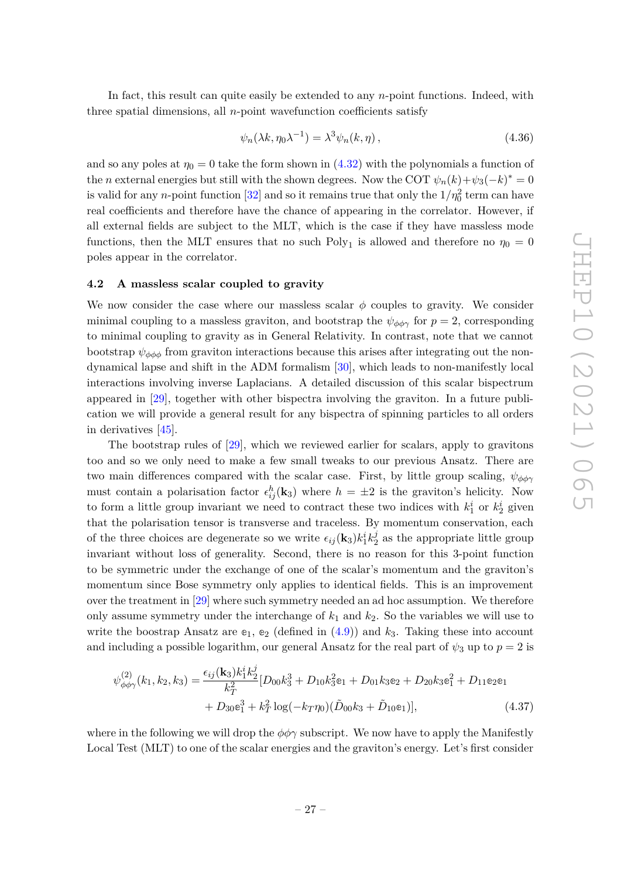In fact, this result can quite easily be extended to any $n$-point functions. Indeed, with three spatial dimensions, all $n$-point wavefunction coefficients satisfy

$$\psi_n(\lambda k, \eta_0\lambda^{-1}) = \lambda^3\psi_n(k,\eta)\,, \tag{4.36}$$

and so any poles at $\eta_0 = 0$ take the form shown in (4.32) with the polynomials a function of the $n$ external energies but still with the shown degrees. Now the COT $\psi_n(k)+\psi_3(-k)^* = 0$ is valid for any $n$-point function [32] and so it remains true that only the $1/\eta_0^2$ term can have real coefficients and therefore have the chance of appearing in the correlator. However, if all external fields are subject to the MLT, which is the case if they have massless mode functions, then the MLT ensures that no such $\text{Poly}_1$ is allowed and therefore no $\eta_0 = 0$ poles appear in the correlator.

### 4.2 A massless scalar coupled to gravity

We now consider the case where our massless scalar $\phi$ couples to gravity. We consider minimal coupling to a massless graviton, and bootstrap the $\psi_{\phi\phi\gamma}$ for $p = 2$, corresponding to minimal coupling to gravity as in General Relativity. In contrast, note that we cannot bootstrap $\psi_{\phi\phi\phi}$ from graviton interactions because this arises after integrating out the non-dynamical lapse and shift in the ADM formalism [30], which leads to non-manifestly local interactions involving inverse Laplacians. A detailed discussion of this scalar bispectrum appeared in [29], together with other bispectra involving the graviton. In a future publication we will provide a general result for any bispectra of spinning particles to all orders in derivatives [45].

The bootstrap rules of [29], which we reviewed earlier for scalars, apply to gravitons too and so we only need to make a few small tweaks to our previous Ansatz. There are two main differences compared with the scalar case. First, by little group scaling, $\psi_{\phi\phi\gamma}$ must contain a polarisation factor $\epsilon^h_{ij}(\mathbf{k}_3)$ where $h = \pm 2$ is the graviton's helicity. Now to form a little group invariant we need to contract these two indices with $k_1^i$ or $k_2^i$ given that the polarisation tensor is transverse and traceless. By momentum conservation, each of the three choices are degenerate so we write $\epsilon_{ij}(\mathbf{k}_3)k_1^ik_2^j$ as the appropriate little group invariant without loss of generality. Second, there is no reason for this 3-point function to be symmetric under the exchange of one of the scalar's momentum and the graviton's momentum since Bose symmetry only applies to identical fields. This is an improvement over the treatment in [29] where such symmetry needed an ad hoc assumption. We therefore only assume symmetry under the interchange of $k_1$ and $k_2$. So the variables we will use to write the boostrap Ansatz are $\mathbb{e}_1$, $\mathbb{e}_2$ (defined in (4.9)) and $k_3$. Taking these into account and including a possible logarithm, our general Ansatz for the real part of $\psi_3$ up to $p = 2$ is

$$\begin{aligned}\psi^{(2)}_{\phi\phi\gamma}(k_1,k_2,k_3) = \frac{\epsilon_{ij}(\mathbf{k}_3)k_1^ik_2^j}{k_T^2}[&D_{00}k_3^3 + D_{10}k_3^2\mathbb{e}_1 + D_{01}k_3\mathbb{e}_2 + D_{20}k_3\mathbb{e}_1^2 + D_{11}\mathbb{e}_2\mathbb{e}_1 \\ &+ D_{30}\mathbb{e}_1^3 + k_T^2\log(-k_T\eta_0)(\tilde{D}_{00}k_3 + \tilde{D}_{10}\mathbb{e}_1)],\end{aligned} \tag{4.37}$$

where in the following we will drop the $\phi\phi\gamma$ subscript. We now have to apply the Manifestly Local Test (MLT) to one of the scalar energies and the graviton's energy. Let's first consider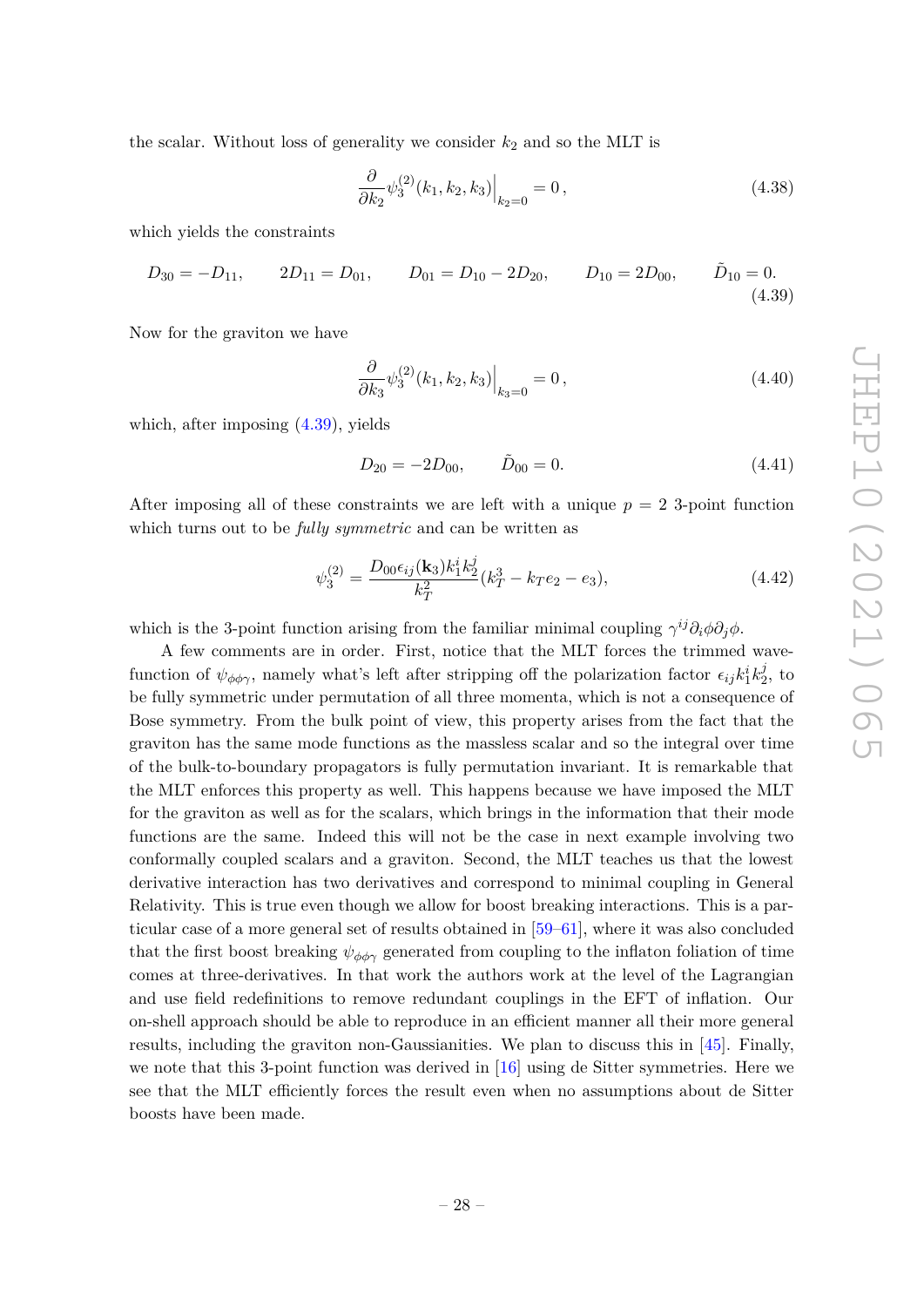the scalar. Without loss of generality we consider $k_2$ and so the MLT is

$$\frac{\partial}{\partial k_2}\psi_3^{(2)}(k_1,k_2,k_3)\Big|_{k_2=0}=0\,, \tag{4.38}$$

which yields the constraints

$$D_{30}=-D_{11}, \qquad 2D_{11}=D_{01}, \qquad D_{01}=D_{10}-2D_{20}, \qquad D_{10}=2D_{00}, \qquad \tilde{D}_{10}=0. \tag{4.39}$$

Now for the graviton we have

$$\frac{\partial}{\partial k_3}\psi_3^{(2)}(k_1,k_2,k_3)\Big|_{k_3=0}=0\,, \tag{4.40}$$

which, after imposing (4.39), yields

$$D_{20}=-2D_{00}, \qquad \tilde{D}_{00}=0. \tag{4.41}$$

After imposing all of these constraints we are left with a unique $p=2$ 3-point function which turns out to be *fully symmetric* and can be written as

$$\psi_3^{(2)}=\frac{D_{00}\epsilon_{ij}(\mathbf{k}_3)k_1^ik_2^j}{k_T^2}(k_T^3-k_Te_2-e_3), \tag{4.42}$$

which is the 3-point function arising from the familiar minimal coupling $\gamma^{ij}\partial_i\phi\partial_j\phi$.

A few comments are in order. First, notice that the MLT forces the trimmed wavefunction of $\psi_{\phi\phi\gamma}$, namely what's left after stripping off the polarization factor $\epsilon_{ij}k_1^ik_2^j$, to be fully symmetric under permutation of all three momenta, which is not a consequence of Bose symmetry. From the bulk point of view, this property arises from the fact that the graviton has the same mode functions as the massless scalar and so the integral over time of the bulk-to-boundary propagators is fully permutation invariant. It is remarkable that the MLT enforces this property as well. This happens because we have imposed the MLT for the graviton as well as for the scalars, which brings in the information that their mode functions are the same. Indeed this will not be the case in next example involving two conformally coupled scalars and a graviton. Second, the MLT teaches us that the lowest derivative interaction has two derivatives and correspond to minimal coupling in General Relativity. This is true even though we allow for boost breaking interactions. This is a particular case of a more general set of results obtained in [59–61], where it was also concluded that the first boost breaking $\psi_{\phi\phi\gamma}$ generated from coupling to the inflaton foliation of time comes at three-derivatives. In that work the authors work at the level of the Lagrangian and use field redefinitions to remove redundant couplings in the EFT of inflation. Our on-shell approach should be able to reproduce in an efficient manner all their more general results, including the graviton non-Gaussianities. We plan to discuss this in [45]. Finally, we note that this 3-point function was derived in [16] using de Sitter symmetries. Here we see that the MLT efficiently forces the result even when no assumptions about de Sitter boosts have been made.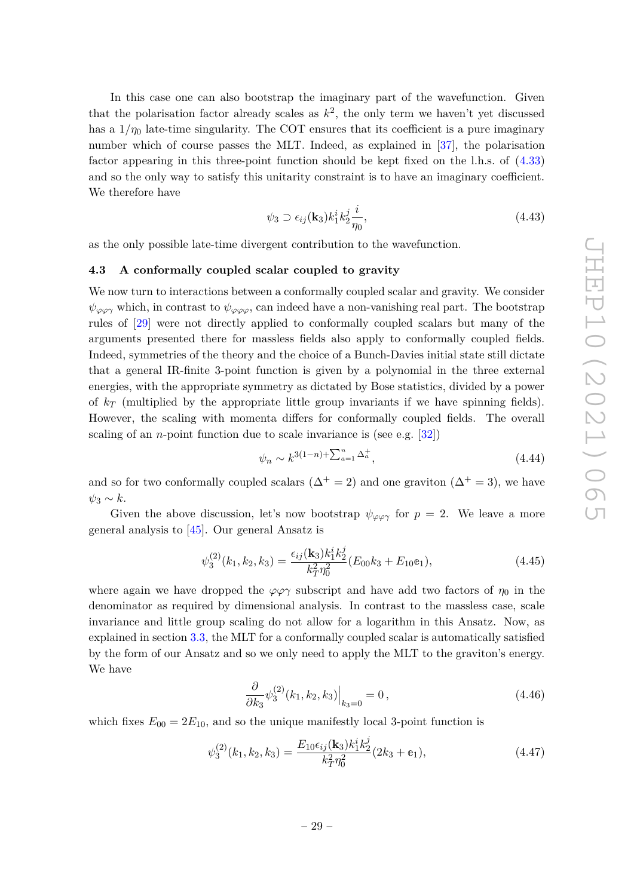In this case one can also bootstrap the imaginary part of the wavefunction. Given that the polarisation factor already scales as $k^2$, the only term we haven't yet discussed has a $1/\eta_0$ late-time singularity. The COT ensures that its coefficient is a pure imaginary number which of course passes the MLT. Indeed, as explained in [37], the polarisation factor appearing in this three-point function should be kept fixed on the l.h.s. of (4.33) and so the only way to satisfy this unitarity constraint is to have an imaginary coefficient. We therefore have

$$\psi_3 \supset \epsilon_{ij}(\mathbf{k}_3) k_1^i k_2^j \frac{i}{\eta_0}, \tag{4.43}$$

as the only possible late-time divergent contribution to the wavefunction.

### 4.3 A conformally coupled scalar coupled to gravity

We now turn to interactions between a conformally coupled scalar and gravity. We consider $\psi_{\varphi\varphi\gamma}$ which, in contrast to $\psi_{\varphi\varphi\varphi}$, can indeed have a non-vanishing real part. The bootstrap rules of [29] were not directly applied to conformally coupled scalars but many of the arguments presented there for massless fields also apply to conformally coupled fields. Indeed, symmetries of the theory and the choice of a Bunch-Davies initial state still dictate that a general IR-finite 3-point function is given by a polynomial in the three external energies, with the appropriate symmetry as dictated by Bose statistics, divided by a power of $k_T$ (multiplied by the appropriate little group invariants if we have spinning fields). However, the scaling with momenta differs for conformally coupled fields. The overall scaling of an $n$-point function due to scale invariance is (see e.g. [32])

$$\psi_n \sim k^{3(1-n)+\sum_{a=1}^n \Delta_a^+}, \tag{4.44}$$

and so for two conformally coupled scalars ($\Delta^+ = 2$) and one graviton ($\Delta^+ = 3$), we have $\psi_3 \sim k$.

Given the above discussion, let's now bootstrap $\psi_{\varphi\varphi\gamma}$ for $p = 2$. We leave a more general analysis to [45]. Our general Ansatz is

$$\psi_3^{(2)}(k_1, k_2, k_3) = \frac{\epsilon_{ij}(\mathbf{k}_3) k_1^i k_2^j}{k_T^2 \eta_0^2} (E_{00} k_3 + E_{10} \mathbb{e}_1), \tag{4.45}$$

where again we have dropped the $\varphi\varphi\gamma$ subscript and have add two factors of $\eta_0$ in the denominator as required by dimensional analysis. In contrast to the massless case, scale invariance and little group scaling do not allow for a logarithm in this Ansatz. Now, as explained in section 3.3, the MLT for a conformally coupled scalar is automatically satisfied by the form of our Ansatz and so we only need to apply the MLT to the graviton's energy. We have

$$\frac{\partial}{\partial k_3} \psi_3^{(2)}(k_1, k_2, k_3)\Big|_{k_3=0} = 0\,, \tag{4.46}$$

which fixes $E_{00} = 2E_{10}$, and so the unique manifestly local 3-point function is

$$\psi_3^{(2)}(k_1, k_2, k_3) = \frac{E_{10} \epsilon_{ij}(\mathbf{k}_3) k_1^i k_2^j}{k_T^2 \eta_0^2} (2k_3 + \mathbb{e}_1), \tag{4.47}$$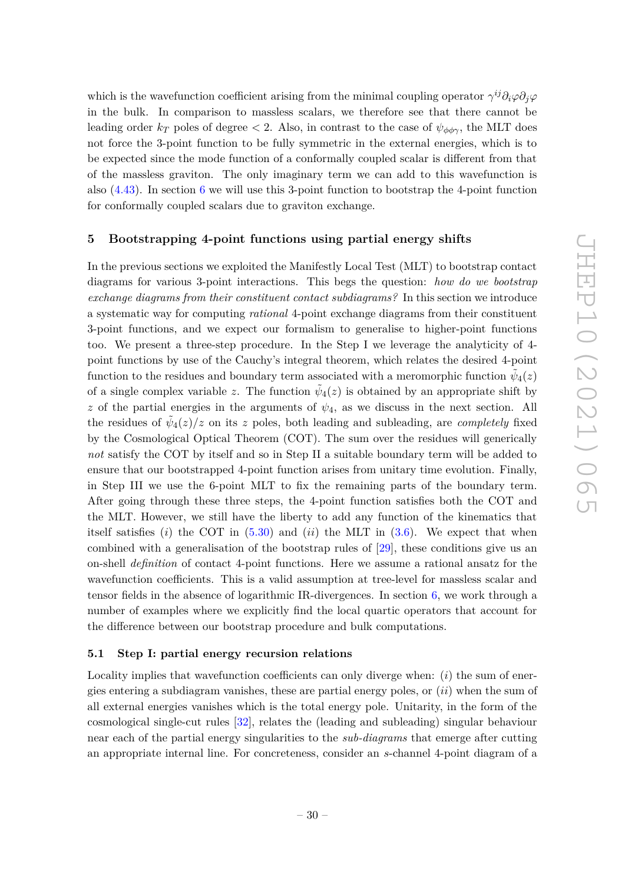which is the wavefunction coefficient arising from the minimal coupling operator $\gamma^{ij}\partial_i\varphi\partial_j\varphi$ in the bulk. In comparison to massless scalars, we therefore see that there cannot be leading order $k_T$ poles of degree $< 2$. Also, in contrast to the case of $\psi_{\phi\phi\gamma}$, the MLT does not force the 3-point function to be fully symmetric in the external energies, which is to be expected since the mode function of a conformally coupled scalar is different from that of the massless graviton. The only imaginary term we can add to this wavefunction is also (4.43). In section 6 we will use this 3-point function to bootstrap the 4-point function for conformally coupled scalars due to graviton exchange.

## 5 Bootstrapping 4-point functions using partial energy shifts

In the previous sections we exploited the Manifestly Local Test (MLT) to bootstrap contact diagrams for various 3-point interactions. This begs the question: *how do we bootstrap exchange diagrams from their constituent contact subdiagrams?* In this section we introduce a systematic way for computing *rational* 4-point exchange diagrams from their constituent 3-point functions, and we expect our formalism to generalise to higher-point functions too. We present a three-step procedure. In the Step I we leverage the analyticity of 4-point functions by use of the Cauchy's integral theorem, which relates the desired 4-point function to the residues and boundary term associated with a meromorphic function $\tilde{\psi}_4(z)$ of a single complex variable $z$. The function $\tilde{\psi}_4(z)$ is obtained by an appropriate shift by $z$ of the partial energies in the arguments of $\psi_4$, as we discuss in the next section. All the residues of $\tilde{\psi}_4(z)/z$ on its $z$ poles, both leading and subleading, are *completely* fixed by the Cosmological Optical Theorem (COT). The sum over the residues will generically *not* satisfy the COT by itself and so in Step II a suitable boundary term will be added to ensure that our bootstrapped 4-point function arises from unitary time evolution. Finally, in Step III we use the 6-point MLT to fix the remaining parts of the boundary term. After going through these three steps, the 4-point function satisfies both the COT and the MLT. However, we still have the liberty to add any function of the kinematics that itself satisfies $(i)$ the COT in (5.30) and $(ii)$ the MLT in (3.6). We expect that when combined with a generalisation of the bootstrap rules of [29], these conditions give us an on-shell *definition* of contact 4-point functions. Here we assume a rational ansatz for the wavefunction coefficients. This is a valid assumption at tree-level for massless scalar and tensor fields in the absence of logarithmic IR-divergences. In section 6, we work through a number of examples where we explicitly find the local quartic operators that account for the difference between our bootstrap procedure and bulk computations.

### 5.1 Step I: partial energy recursion relations

Locality implies that wavefunction coefficients can only diverge when: $(i)$ the sum of energies entering a subdiagram vanishes, these are partial energy poles, or $(ii)$ when the sum of all external energies vanishes which is the total energy pole. Unitarity, in the form of the cosmological single-cut rules [32], relates the (leading and subleading) singular behaviour near each of the partial energy singularities to the *sub-diagrams* that emerge after cutting an appropriate internal line. For concreteness, consider an $s$-channel 4-point diagram of a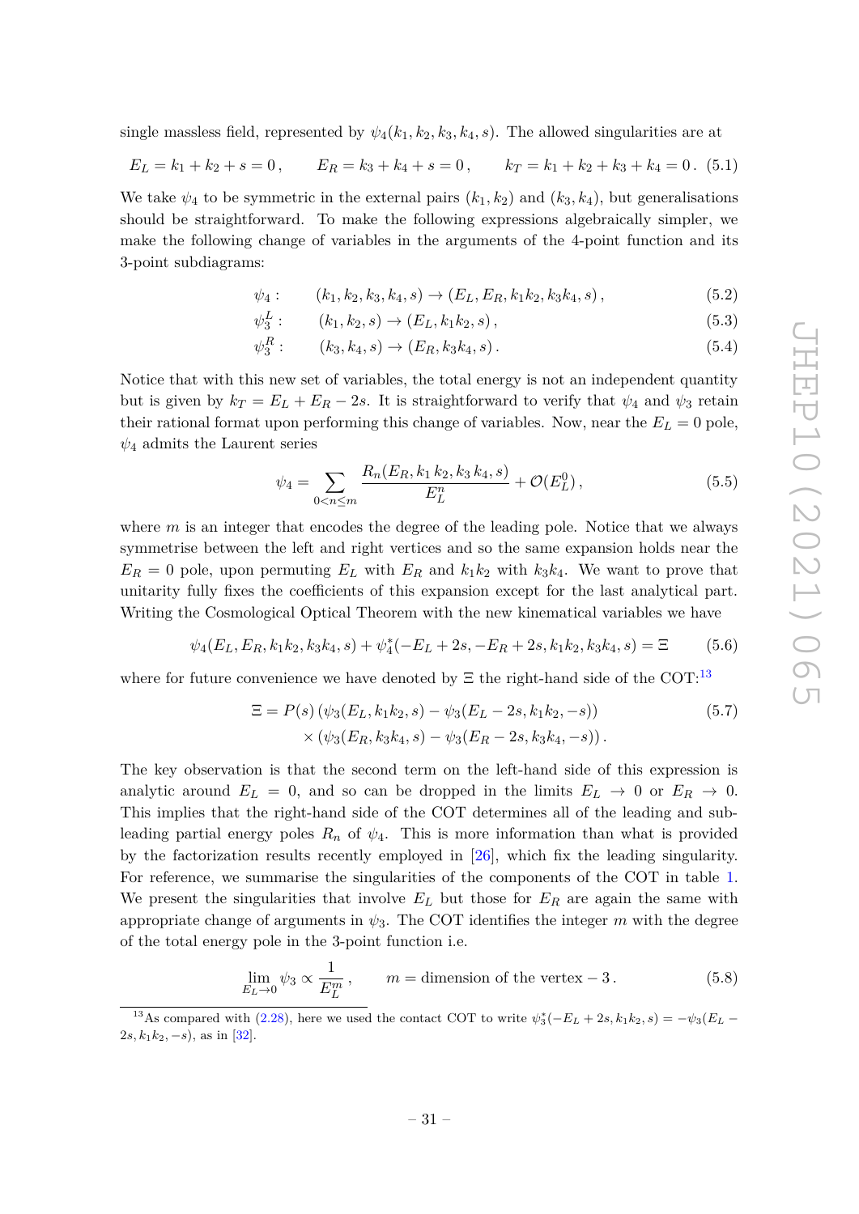single massless field, represented by $\psi_4(k_1, k_2, k_3, k_4, s)$. The allowed singularities are at

$$E_L = k_1 + k_2 + s = 0\,, \qquad E_R = k_3 + k_4 + s = 0\,, \qquad k_T = k_1 + k_2 + k_3 + k_4 = 0\,. \tag{5.1}$$

We take $\psi_4$ to be symmetric in the external pairs $(k_1, k_2)$ and $(k_3, k_4)$, but generalisations should be straightforward. To make the following expressions algebraically simpler, we make the following change of variables in the arguments of the 4-point function and its 3-point subdiagrams:

$$\psi_4: \qquad (k_1, k_2, k_3, k_4, s) \to (E_L, E_R, k_1k_2, k_3k_4, s)\,, \tag{5.2}$$

$$\psi_3^L: \qquad (k_1, k_2, s) \to (E_L, k_1k_2, s)\,, \tag{5.3}$$

$$\psi_3^R: \qquad (k_3, k_4, s) \to (E_R, k_3k_4, s)\,. \tag{5.4}$$

Notice that with this new set of variables, the total energy is not an independent quantity but is given by $k_T = E_L + E_R - 2s$. It is straightforward to verify that $\psi_4$ and $\psi_3$ retain their rational format upon performing this change of variables. Now, near the $E_L = 0$ pole, $\psi_4$ admits the Laurent series

$$\psi_4 = \sum_{0<n\leq m} \frac{R_n(E_R, k_1\, k_2, k_3\, k_4, s)}{E_L^n} + \mathcal{O}(E_L^0)\,, \tag{5.5}$$

where $m$ is an integer that encodes the degree of the leading pole. Notice that we always symmetrise between the left and right vertices and so the same expansion holds near the $E_R = 0$ pole, upon permuting $E_L$ with $E_R$ and $k_1k_2$ with $k_3k_4$. We want to prove that unitarity fully fixes the coefficients of this expansion except for the last analytical part. Writing the Cosmological Optical Theorem with the new kinematical variables we have

$$\psi_4(E_L, E_R, k_1k_2, k_3k_4, s) + \psi_4^*(-E_L + 2s, -E_R + 2s, k_1k_2, k_3k_4, s) = \Xi \tag{5.6}$$

where for future convenience we have denoted by $\Xi$ the right-hand side of the COT:[13]

$$\begin{aligned}\Xi = P(s)\,&(\psi_3(E_L, k_1k_2, s) - \psi_3(E_L - 2s, k_1k_2, -s)) \\ &\times (\psi_3(E_R, k_3k_4, s) - \psi_3(E_R - 2s, k_3k_4, -s))\,.\end{aligned} \tag{5.7}$$

The key observation is that the second term on the left-hand side of this expression is analytic around $E_L = 0$, and so can be dropped in the limits $E_L \to 0$ or $E_R \to 0$. This implies that the right-hand side of the COT determines all of the leading and sub-leading partial energy poles $R_n$ of $\psi_4$. This is more information than what is provided by the factorization results recently employed in [26], which fix the leading singularity. For reference, we summarise the singularities of the components of the COT in table 1. We present the singularities that involve $E_L$ but those for $E_R$ are again the same with appropriate change of arguments in $\psi_3$. The COT identifies the integer $m$ with the degree of the total energy pole in the 3-point function i.e.

$$\lim_{E_L\to 0} \psi_3 \propto \frac{1}{E_L^m}\,, \qquad m = \text{dimension of the vertex} - 3\,. \tag{5.8}$$

[13] As compared with (2.28), here we used the contact COT to write $\psi_3^*(-E_L + 2s, k_1k_2, s) = -\psi_3(E_L - 2s, k_1k_2, -s)$, as in [32].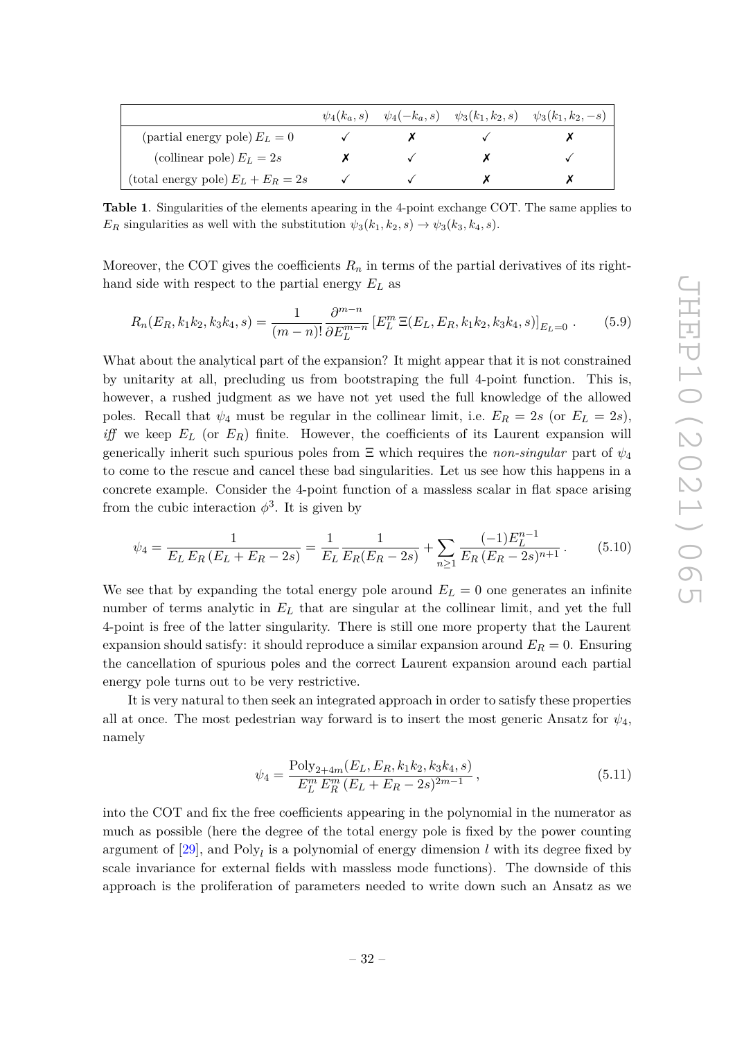| | $\psi_4(k_a, s)$ | $\psi_4(-k_a, s)$ | $\psi_3(k_1, k_2, s)$ | $\psi_3(k_1, k_2, -s)$ |
|---|---|---|---|---|
| (partial energy pole) $E_L = 0$ | ✓ | ✗ | ✓ | ✗ |
| (collinear pole) $E_L = 2s$ | ✗ | ✓ | ✗ | ✓ |
| (total energy pole) $E_L + E_R = 2s$ | ✓ | ✓ | ✗ | ✗ |

**Table 1**. Singularities of the elements apearing in the 4-point exchange COT. The same applies to $E_R$ singularities as well with the substitution $\psi_3(k_1, k_2, s) \to \psi_3(k_3, k_4, s)$.

Moreover, the COT gives the coefficients $R_n$ in terms of the partial derivatives of its right-hand side with respect to the partial energy $E_L$ as

$$R_n(E_R, k_1k_2, k_3k_4, s) = \frac{1}{(m-n)!} \frac{\partial^{m-n}}{\partial E_L^{m-n}} \left[ E_L^m \, \Xi(E_L, E_R, k_1k_2, k_3k_4, s) \right]_{E_L=0} . \tag{5.9}$$

What about the analytical part of the expansion? It might appear that it is not constrained by unitarity at all, precluding us from bootstraping the full 4-point function. This is, however, a rushed judgment as we have not yet used the full knowledge of the allowed poles. Recall that $\psi_4$ must be regular in the collinear limit, i.e. $E_R = 2s$ (or $E_L = 2s$), *iff* we keep $E_L$ (or $E_R$) finite. However, the coefficients of its Laurent expansion will generically inherit such spurious poles from $\Xi$ which requires the *non-singular* part of $\psi_4$ to come to the rescue and cancel these bad singularities. Let us see how this happens in a concrete example. Consider the 4-point function of a massless scalar in flat space arising from the cubic interaction $\phi^3$. It is given by

$$\psi_4 = \frac{1}{E_L \, E_R \, (E_L + E_R - 2s)} = \frac{1}{E_L} \frac{1}{E_R(E_R - 2s)} + \sum_{n \geq 1} \frac{(-1) E_L^{n-1}}{E_R \, (E_R - 2s)^{n+1}} . \tag{5.10}$$

We see that by expanding the total energy pole around $E_L = 0$ one generates an infinite number of terms analytic in $E_L$ that are singular at the collinear limit, and yet the full 4-point is free of the latter singularity. There is still one more property that the Laurent expansion should satisfy: it should reproduce a similar expansion around $E_R = 0$. Ensuring the cancellation of spurious poles and the correct Laurent expansion around each partial energy pole turns out to be very restrictive.

It is very natural to then seek an integrated approach in order to satisfy these properties all at once. The most pedestrian way forward is to insert the most generic Ansatz for $\psi_4$, namely

$$\psi_4 = \frac{\text{Poly}_{2+4m}(E_L, E_R, k_1k_2, k_3k_4, s)}{E_L^m \, E_R^m \, (E_L + E_R - 2s)^{2m-1}} , \tag{5.11}$$

into the COT and fix the free coefficients appearing in the polynomial in the numerator as much as possible (here the degree of the total energy pole is fixed by the power counting argument of [29], and $\text{Poly}_l$ is a polynomial of energy dimension $l$ with its degree fixed by scale invariance for external fields with massless mode functions). The downside of this approach is the proliferation of parameters needed to write down such an Ansatz as we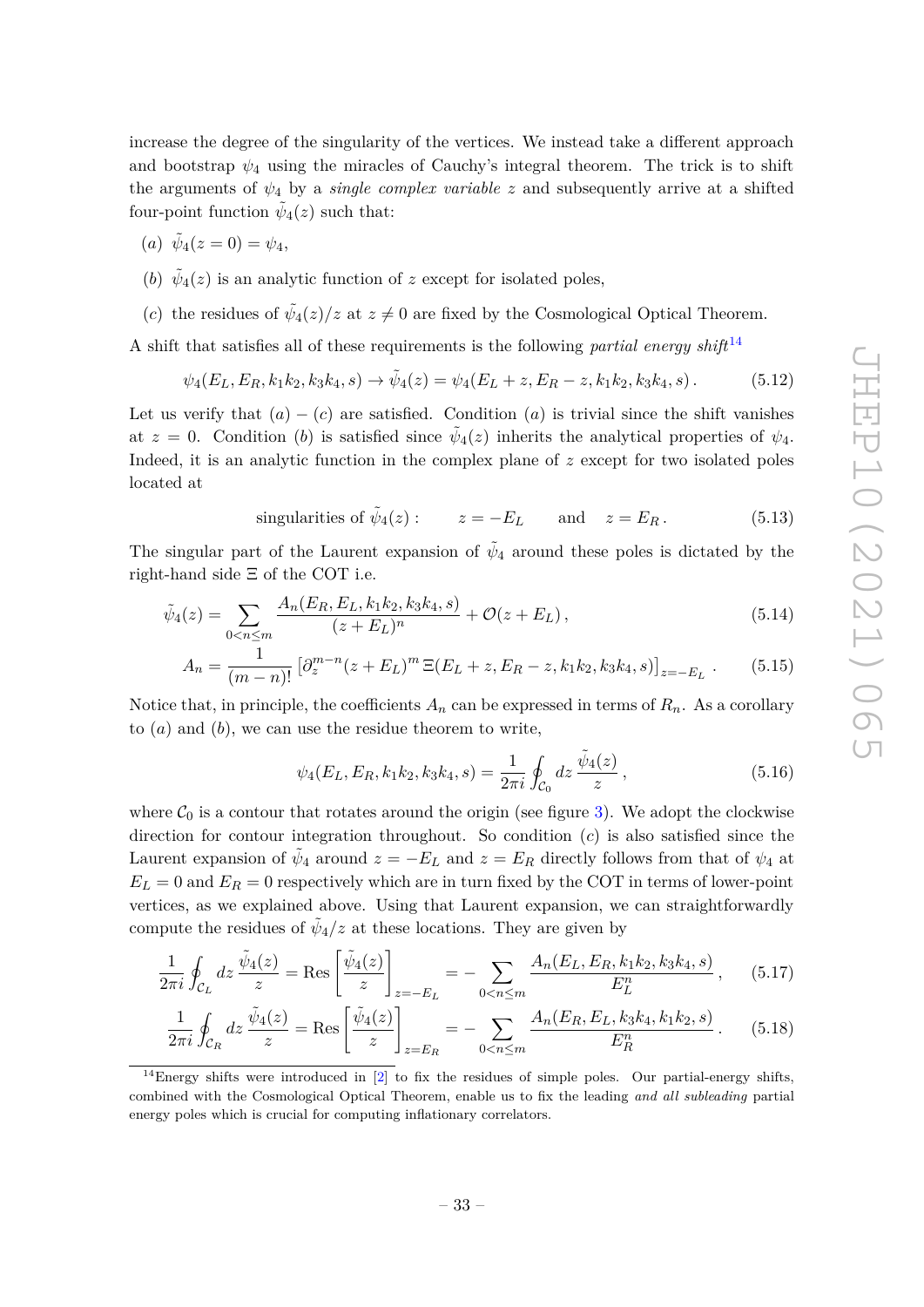increase the degree of the singularity of the vertices. We instead take a different approach and bootstrap $\psi_4$ using the miracles of Cauchy's integral theorem. The trick is to shift the arguments of $\psi_4$ by a *single complex variable* $z$ and subsequently arrive at a shifted four-point function $\tilde{\psi}_4(z)$ such that:

(*a*) $\tilde{\psi}_4(z=0) = \psi_4$,

(*b*) $\tilde{\psi}_4(z)$ is an analytic function of $z$ except for isolated poles,

(*c*) the residues of $\tilde{\psi}_4(z)/z$ at $z \neq 0$ are fixed by the Cosmological Optical Theorem.

A shift that satisfies all of these requirements is the following *partial energy shift*[14]

$$\psi_4(E_L, E_R, k_1k_2, k_3k_4, s) \to \tilde{\psi}_4(z) = \psi_4(E_L + z, E_R - z, k_1k_2, k_3k_4, s)\,. \tag{5.12}$$

Let us verify that $(a)-(c)$ are satisfied. Condition $(a)$ is trivial since the shift vanishes at $z = 0$. Condition $(b)$ is satisfied since $\tilde{\psi}_4(z)$ inherits the analytical properties of $\psi_4$. Indeed, it is an analytic function in the complex plane of $z$ except for two isolated poles located at

$$\text{singularities of } \tilde{\psi}_4(z): \qquad z = -E_L \qquad \text{and} \quad z = E_R\,. \tag{5.13}$$

The singular part of the Laurent expansion of $\tilde{\psi}_4$ around these poles is dictated by the right-hand side $\Xi$ of the COT i.e.

$$\tilde{\psi}_4(z) = \sum_{0<n\leq m} \frac{A_n(E_R, E_L, k_1k_2, k_3k_4, s)}{(z+E_L)^n} + \mathcal{O}(z+E_L)\,, \tag{5.14}$$

$$A_n = \frac{1}{(m-n)!}\left[\partial_z^{m-n}(z+E_L)^m\,\Xi(E_L+z, E_R-z, k_1k_2, k_3k_4, s)\right]_{z=-E_L}\,. \tag{5.15}$$

Notice that, in principle, the coefficients $A_n$ can be expressed in terms of $R_n$. As a corollary to $(a)$ and $(b)$, we can use the residue theorem to write,

$$\psi_4(E_L, E_R, k_1k_2, k_3k_4, s) = \frac{1}{2\pi i}\oint_{\mathcal{C}_0} dz\, \frac{\tilde{\psi}_4(z)}{z}\,, \tag{5.16}$$

where $\mathcal{C}_0$ is a contour that rotates around the origin (see figure 3). We adopt the clockwise direction for contour integration throughout. So condition $(c)$ is also satisfied since the Laurent expansion of $\tilde{\psi}_4$ around $z = -E_L$ and $z = E_R$ directly follows from that of $\psi_4$ at $E_L = 0$ and $E_R = 0$ respectively which are in turn fixed by the COT in terms of lower-point vertices, as we explained above. Using that Laurent expansion, we can straightforwardly compute the residues of $\tilde{\psi}_4/z$ at these locations. They are given by

$$\frac{1}{2\pi i}\oint_{\mathcal{C}_L} dz\, \frac{\tilde{\psi}_4(z)}{z} = \text{Res}\left[\frac{\tilde{\psi}_4(z)}{z}\right]_{z=-E_L} = -\sum_{0<n\leq m} \frac{A_n(E_L, E_R, k_1k_2, k_3k_4, s)}{E_L^n}\,, \tag{5.17}$$

$$\frac{1}{2\pi i}\oint_{\mathcal{C}_R} dz\, \frac{\tilde{\psi}_4(z)}{z} = \text{Res}\left[\frac{\tilde{\psi}_4(z)}{z}\right]_{z=E_R} = -\sum_{0<n\leq m} \frac{A_n(E_R, E_L, k_3k_4, k_1k_2, s)}{E_R^n}\,. \tag{5.18}$$

---

[14] Energy shifts were introduced in [2] to fix the residues of simple poles. Our partial-energy shifts, combined with the Cosmological Optical Theorem, enable us to fix the leading *and all subleading* partial energy poles which is crucial for computing inflationary correlators.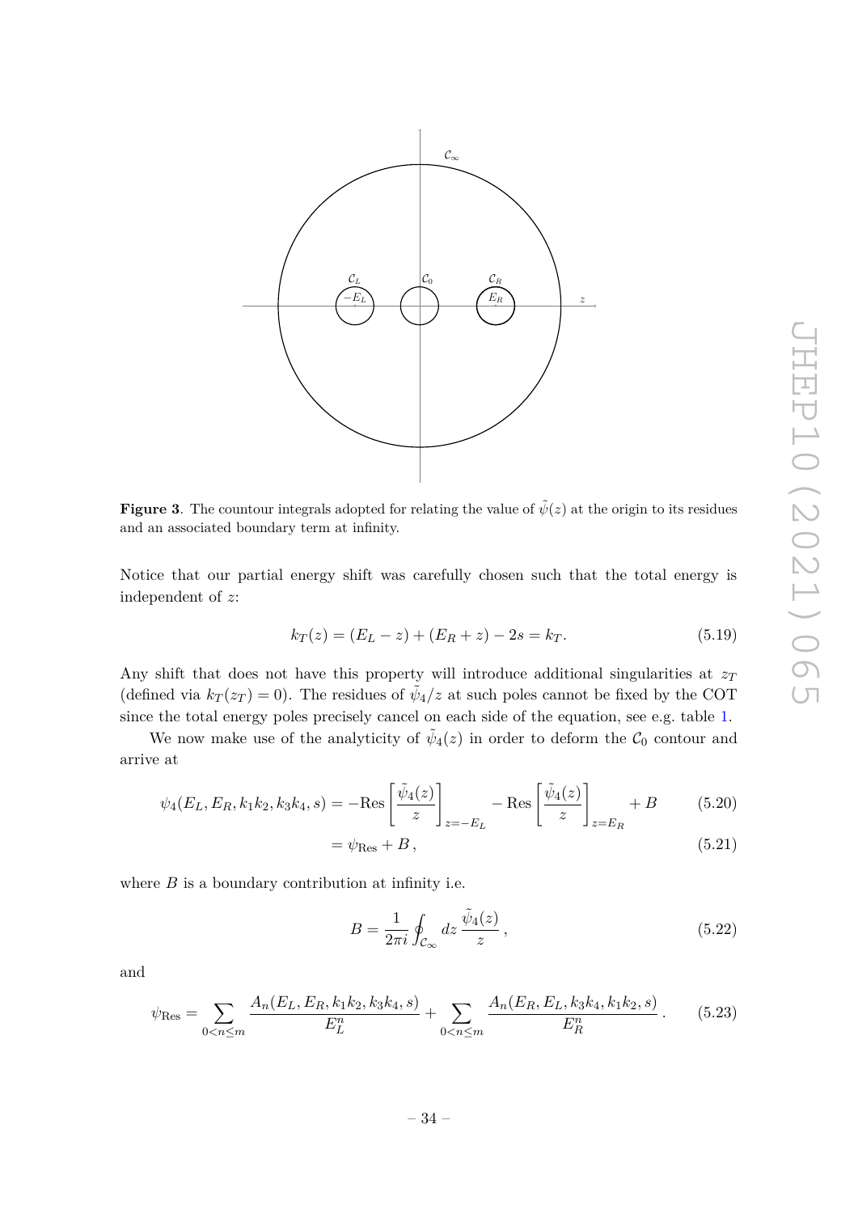**Figure 3**. The countour integrals adopted for relating the value of $\tilde{\psi}(z)$ at the origin to its residues and an associated boundary term at infinity.

Notice that our partial energy shift was carefully chosen such that the total energy is independent of $z$:

$$k_T(z) = (E_L - z) + (E_R + z) - 2s = k_T. \tag{5.19}$$

Any shift that does not have this property will introduce additional singularities at $z_T$ (defined via $k_T(z_T) = 0$). The residues of $\tilde{\psi}_4/z$ at such poles cannot be fixed by the COT since the total energy poles precisely cancel on each side of the equation, see e.g. table 1.

We now make use of the analyticity of $\tilde{\psi}_4(z)$ in order to deform the $\mathcal{C}_0$ contour and arrive at

$$\begin{aligned}
\psi_4(E_L, E_R, k_1k_2, k_3k_4, s) &= -\text{Res}\left[\frac{\tilde{\psi}_4(z)}{z}\right]_{z=-E_L} - \text{Res}\left[\frac{\tilde{\psi}_4(z)}{z}\right]_{z=E_R} + B \qquad (5.20)\\
&= \psi_{\text{Res}} + B\,, \qquad (5.21)
\end{aligned}$$

where $B$ is a boundary contribution at infinity i.e.

$$B = \frac{1}{2\pi i}\oint_{\mathcal{C}_\infty} dz\, \frac{\tilde{\psi}_4(z)}{z}\,, \tag{5.22}$$

and

$$\psi_{\text{Res}} = \sum_{0<n\leq m} \frac{A_n(E_L, E_R, k_1k_2, k_3k_4, s)}{E_L^n} + \sum_{0<n\leq m} \frac{A_n(E_R, E_L, k_3k_4, k_1k_2, s)}{E_R^n}\,. \tag{5.23}$$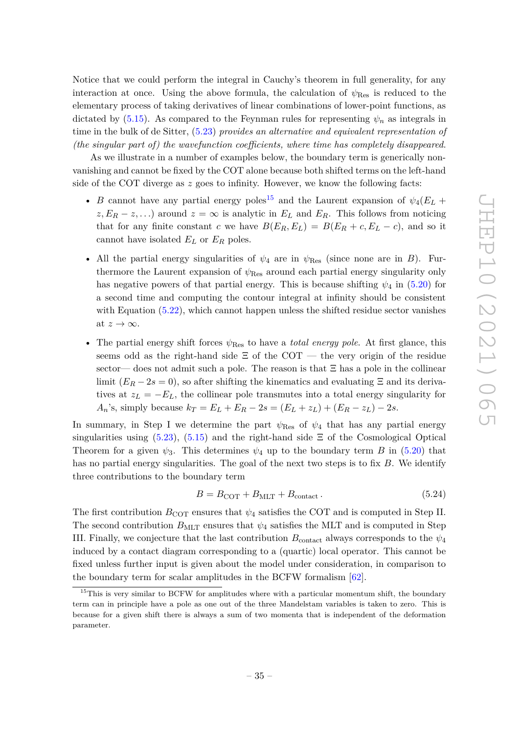Notice that we could perform the integral in Cauchy's theorem in full generality, for any interaction at once. Using the above formula, the calculation of $\psi_{\text{Res}}$ is reduced to the elementary process of taking derivatives of linear combinations of lower-point functions, as dictated by (5.15). As compared to the Feynman rules for representing $\psi_n$ as integrals in time in the bulk of de Sitter, (5.23) *provides an alternative and equivalent representation of (the singular part of) the wavefunction coefficients, where time has completely disappeared.*

As we illustrate in a number of examples below, the boundary term is generically non-vanishing and cannot be fixed by the COT alone because both shifted terms on the left-hand side of the COT diverge as $z$ goes to infinity. However, we know the following facts:

- $B$ cannot have any partial energy poles[15] and the Laurent expansion of $\psi_4(E_L + z, E_R - z, \ldots)$ around $z = \infty$ is analytic in $E_L$ and $E_R$. This follows from noticing that for any finite constant $c$ we have $B(E_R, E_L) = B(E_R + c, E_L - c)$, and so it cannot have isolated $E_L$ or $E_R$ poles.
- All the partial energy singularities of $\psi_4$ are in $\psi_{\text{Res}}$ (since none are in $B$). Furthermore the Laurent expansion of $\psi_{\text{Res}}$ around each partial energy singularity only has negative powers of that partial energy. This is because shifting $\psi_4$ in (5.20) for a second time and computing the contour integral at infinity should be consistent with Equation (5.22), which cannot happen unless the shifted residue sector vanishes at $z \to \infty$.
- The partial energy shift forces $\psi_{\text{Res}}$ to have a *total energy pole*. At first glance, this seems odd as the right-hand side $\Xi$ of the COT — the very origin of the residue sector— does not admit such a pole. The reason is that $\Xi$ has a pole in the collinear limit ($E_R - 2s = 0$), so after shifting the kinematics and evaluating $\Xi$ and its derivatives at $z_L = -E_L$, the collinear pole transmutes into a total energy singularity for $A_n$'s, simply because $k_T = E_L + E_R - 2s = (E_L + z_L) + (E_R - z_L) - 2s$.

In summary, in Step I we determine the part $\psi_{\text{Res}}$ of $\psi_4$ that has any partial energy singularities using (5.23), (5.15) and the right-hand side $\Xi$ of the Cosmological Optical Theorem for a given $\psi_3$. This determines $\psi_4$ up to the boundary term $B$ in (5.20) that has no partial energy singularities. The goal of the next two steps is to fix $B$. We identify three contributions to the boundary term

$$B = B_{\text{COT}} + B_{\text{MLT}} + B_{\text{contact}} \,. \tag{5.24}$$

The first contribution $B_{\text{COT}}$ ensures that $\psi_4$ satisfies the COT and is computed in Step II. The second contribution $B_{\text{MLT}}$ ensures that $\psi_4$ satisfies the MLT and is computed in Step III. Finally, we conjecture that the last contribution $B_{\text{contact}}$ always corresponds to the $\psi_4$ induced by a contact diagram corresponding to a (quartic) local operator. This cannot be fixed unless further input is given about the model under consideration, in comparison to the boundary term for scalar amplitudes in the BCFW formalism [62].

[15]This is very similar to BCFW for amplitudes where with a particular momentum shift, the boundary term can in principle have a pole as one out of the three Mandelstam variables is taken to zero. This is because for a given shift there is always a sum of two momenta that is independent of the deformation parameter.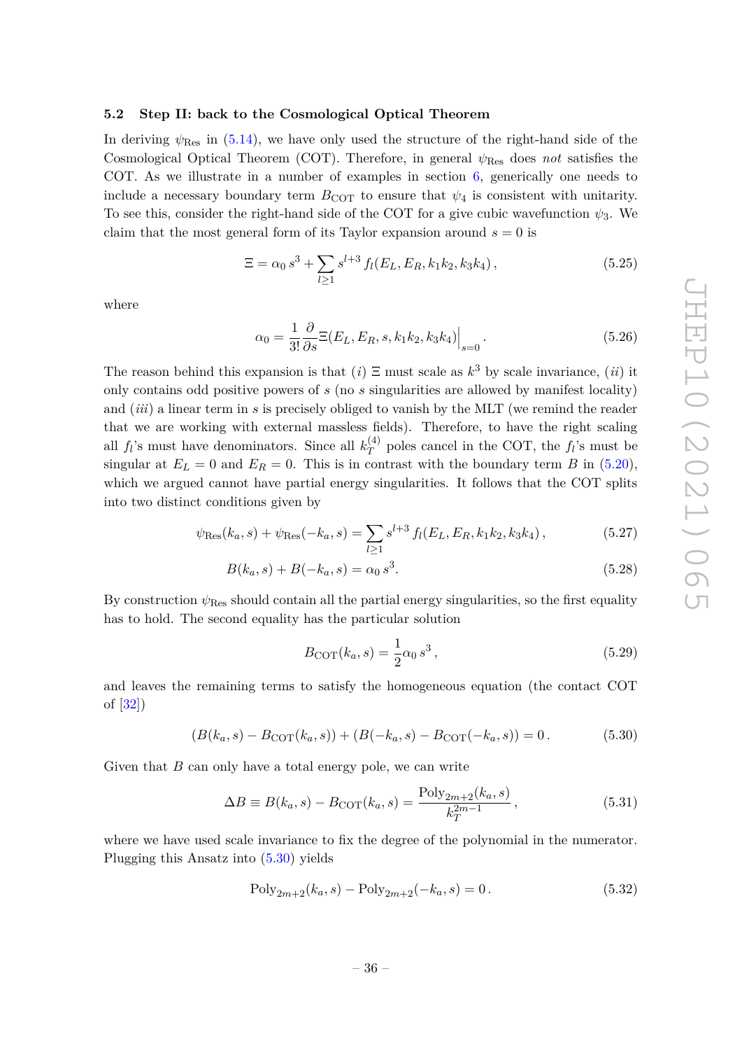### 5.2 Step II: back to the Cosmological Optical Theorem

In deriving $\psi_{\rm Res}$ in (5.14), we have only used the structure of the right-hand side of the Cosmological Optical Theorem (COT). Therefore, in general $\psi_{\rm Res}$ does *not* satisfies the COT. As we illustrate in a number of examples in section 6, generically one needs to include a necessary boundary term $B_{\rm COT}$ to ensure that $\psi_4$ is consistent with unitarity. To see this, consider the right-hand side of the COT for a give cubic wavefunction $\psi_3$. We claim that the most general form of its Taylor expansion around $s = 0$ is

$$\Xi = \alpha_0\, s^3 + \sum_{l\geq 1} s^{l+3}\, f_l(E_L, E_R, k_1k_2, k_3k_4)\,, \tag{5.25}$$

where

$$\alpha_0 = \frac{1}{3!}\frac{\partial}{\partial s}\Xi(E_L, E_R, s, k_1k_2, k_3k_4)\Big|_{s=0}\,. \tag{5.26}$$

The reason behind this expansion is that $(i)$ $\Xi$ must scale as $k^3$ by scale invariance, $(ii)$ it only contains odd positive powers of $s$ (no $s$ singularities are allowed by manifest locality) and $(iii)$ a linear term in $s$ is precisely obliged to vanish by the MLT (we remind the reader that we are working with external massless fields). Therefore, to have the right scaling all $f_l$'s must have denominators. Since all $k_T^{(4)}$ poles cancel in the COT, the $f_l$'s must be singular at $E_L = 0$ and $E_R = 0$. This is in contrast with the boundary term $B$ in (5.20), which we argued cannot have partial energy singularities. It follows that the COT splits into two distinct conditions given by

$$\psi_{\rm Res}(k_a, s) + \psi_{\rm Res}(-k_a, s) = \sum_{l\geq 1} s^{l+3}\, f_l(E_L, E_R, k_1k_2, k_3k_4)\,, \tag{5.27}$$

$$B(k_a, s) + B(-k_a, s) = \alpha_0\, s^3. \tag{5.28}$$

By construction $\psi_{\rm Res}$ should contain all the partial energy singularities, so the first equality has to hold. The second equality has the particular solution

$$B_{\rm COT}(k_a, s) = \frac{1}{2}\alpha_0\, s^3\,, \tag{5.29}$$

and leaves the remaining terms to satisfy the homogeneous equation (the contact COT of [32])

$$(B(k_a, s) - B_{\rm COT}(k_a, s)) + (B(-k_a, s) - B_{\rm COT}(-k_a, s)) = 0\,. \tag{5.30}$$

Given that $B$ can only have a total energy pole, we can write

$$\Delta B \equiv B(k_a, s) - B_{\rm COT}(k_a, s) = \frac{{\rm Poly}_{2m+2}(k_a, s)}{k_T^{2m-1}}\,, \tag{5.31}$$

where we have used scale invariance to fix the degree of the polynomial in the numerator. Plugging this Ansatz into (5.30) yields

$${\rm Poly}_{2m+2}(k_a, s) - {\rm Poly}_{2m+2}(-k_a, s) = 0\,. \tag{5.32}$$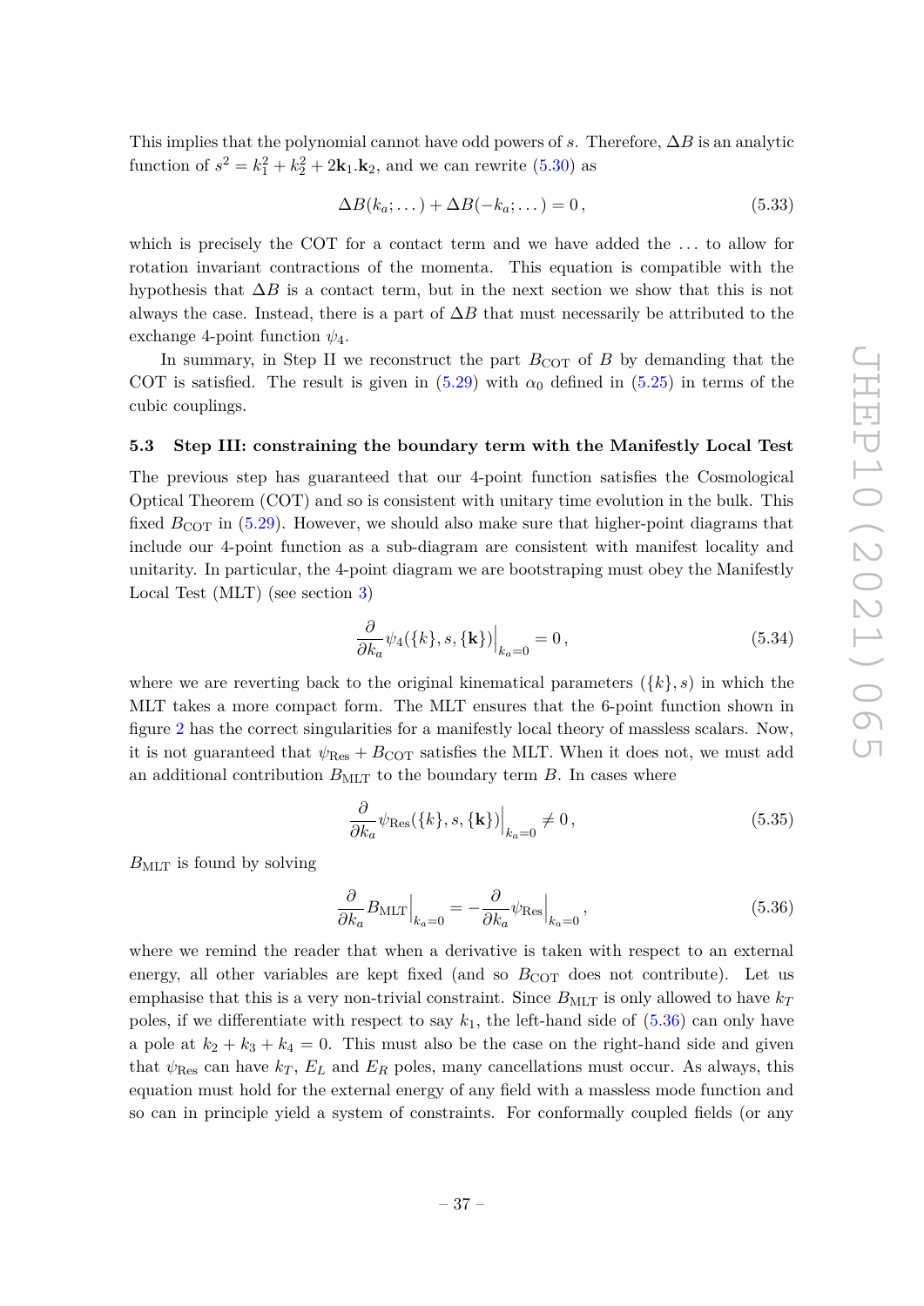This implies that the polynomial cannot have odd powers of $s$. Therefore, $\Delta B$ is an analytic function of $s^2 = k_1^2 + k_2^2 + 2\mathbf{k}_1.\mathbf{k}_2$, and we can rewrite (5.30) as

$$\Delta B(k_a; \dots) + \Delta B(-k_a; \dots) = 0\,, \tag{5.33}$$

which is precisely the COT for a contact term and we have added the $\dots$ to allow for rotation invariant contractions of the momenta. This equation is compatible with the hypothesis that $\Delta B$ is a contact term, but in the next section we show that this is not always the case. Instead, there is a part of $\Delta B$ that must necessarily be attributed to the exchange 4-point function $\psi_4$.

In summary, in Step II we reconstruct the part $B_{\rm COT}$ of $B$ by demanding that the COT is satisfied. The result is given in (5.29) with $\alpha_0$ defined in (5.25) in terms of the cubic couplings.

### 5.3 Step III: constraining the boundary term with the Manifestly Local Test

The previous step has guaranteed that our 4-point function satisfies the Cosmological Optical Theorem (COT) and so is consistent with unitary time evolution in the bulk. This fixed $B_{\rm COT}$ in (5.29). However, we should also make sure that higher-point diagrams that include our 4-point function as a sub-diagram are consistent with manifest locality and unitarity. In particular, the 4-point diagram we are bootstraping must obey the Manifestly Local Test (MLT) (see section 3)

$$\frac{\partial}{\partial k_a} \psi_4(\{k\}, s, \{\mathbf{k}\})\Big|_{k_a=0} = 0\,, \tag{5.34}$$

where we are reverting back to the original kinematical parameters $(\{k\}, s)$ in which the MLT takes a more compact form. The MLT ensures that the 6-point function shown in figure 2 has the correct singularities for a manifestly local theory of massless scalars. Now, it is not guaranteed that $\psi_{\rm Res} + B_{\rm COT}$ satisfies the MLT. When it does not, we must add an additional contribution $B_{\rm MLT}$ to the boundary term $B$. In cases where

$$\frac{\partial}{\partial k_a} \psi_{\rm Res}(\{k\}, s, \{\mathbf{k}\})\Big|_{k_a=0} \neq 0\,, \tag{5.35}$$

$B_{\rm MLT}$ is found by solving

$$\frac{\partial}{\partial k_a} B_{\rm MLT}\Big|_{k_a=0} = -\frac{\partial}{\partial k_a} \psi_{\rm Res}\Big|_{k_a=0}\,, \tag{5.36}$$

where we remind the reader that when a derivative is taken with respect to an external energy, all other variables are kept fixed (and so $B_{\rm COT}$ does not contribute). Let us emphasise that this is a very non-trivial constraint. Since $B_{\rm MLT}$ is only allowed to have $k_T$ poles, if we differentiate with respect to say $k_1$, the left-hand side of (5.36) can only have a pole at $k_2 + k_3 + k_4 = 0$. This must also be the case on the right-hand side and given that $\psi_{\rm Res}$ can have $k_T$, $E_L$ and $E_R$ poles, many cancellations must occur. As always, this equation must hold for the external energy of any field with a massless mode function and so can in principle yield a system of constraints. For conformally coupled fields (or any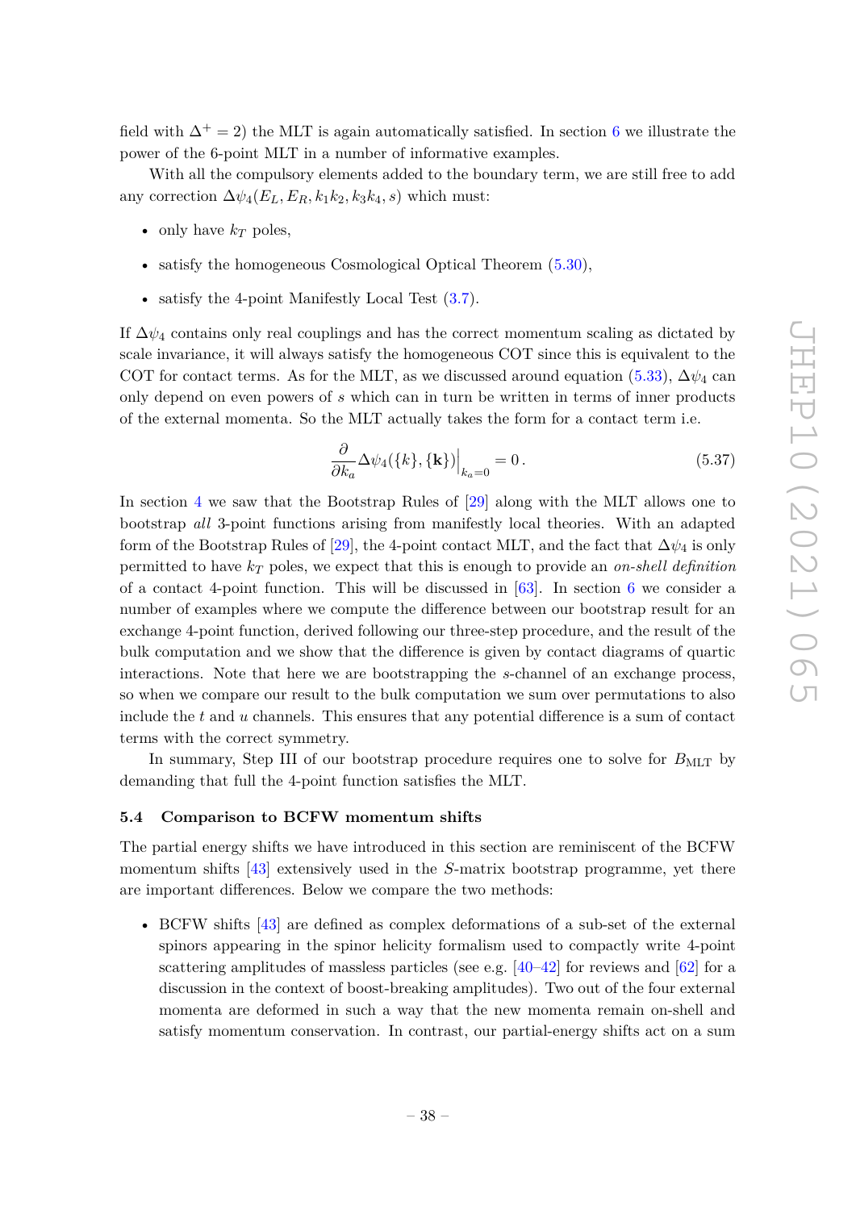field with $\Delta^+ = 2$) the MLT is again automatically satisfied. In section 6 we illustrate the power of the 6-point MLT in a number of informative examples.

With all the compulsory elements added to the boundary term, we are still free to add any correction $\Delta\psi_4(E_L, E_R, k_1k_2, k_3k_4, s)$ which must:

- only have $k_T$ poles,
- satisfy the homogeneous Cosmological Optical Theorem (5.30),
- satisfy the 4-point Manifestly Local Test (3.7).

If $\Delta\psi_4$ contains only real couplings and has the correct momentum scaling as dictated by scale invariance, it will always satisfy the homogeneous COT since this is equivalent to the COT for contact terms. As for the MLT, as we discussed around equation (5.33), $\Delta\psi_4$ can only depend on even powers of $s$ which can in turn be written in terms of inner products of the external momenta. So the MLT actually takes the form for a contact term i.e.

$$\frac{\partial}{\partial k_a}\Delta\psi_4(\{k\},\{\mathbf{k}\})\Big|_{k_a=0} = 0\,. \tag{5.37}$$

In section 4 we saw that the Bootstrap Rules of [29] along with the MLT allows one to bootstrap *all* 3-point functions arising from manifestly local theories. With an adapted form of the Bootstrap Rules of [29], the 4-point contact MLT, and the fact that $\Delta\psi_4$ is only permitted to have $k_T$ poles, we expect that this is enough to provide an *on-shell definition* of a contact 4-point function. This will be discussed in [63]. In section 6 we consider a number of examples where we compute the difference between our bootstrap result for an exchange 4-point function, derived following our three-step procedure, and the result of the bulk computation and we show that the difference is given by contact diagrams of quartic interactions. Note that here we are bootstrapping the $s$-channel of an exchange process, so when we compare our result to the bulk computation we sum over permutations to also include the $t$ and $u$ channels. This ensures that any potential difference is a sum of contact terms with the correct symmetry.

In summary, Step III of our bootstrap procedure requires one to solve for $B_{\text{MLT}}$ by demanding that full the 4-point function satisfies the MLT.

### 5.4 Comparison to BCFW momentum shifts

The partial energy shifts we have introduced in this section are reminiscent of the BCFW momentum shifts [43] extensively used in the $S$-matrix bootstrap programme, yet there are important differences. Below we compare the two methods:

- BCFW shifts [43] are defined as complex deformations of a sub-set of the external spinors appearing in the spinor helicity formalism used to compactly write 4-point scattering amplitudes of massless particles (see e.g. [40–42] for reviews and [62] for a discussion in the context of boost-breaking amplitudes). Two out of the four external momenta are deformed in such a way that the new momenta remain on-shell and satisfy momentum conservation. In contrast, our partial-energy shifts act on a sum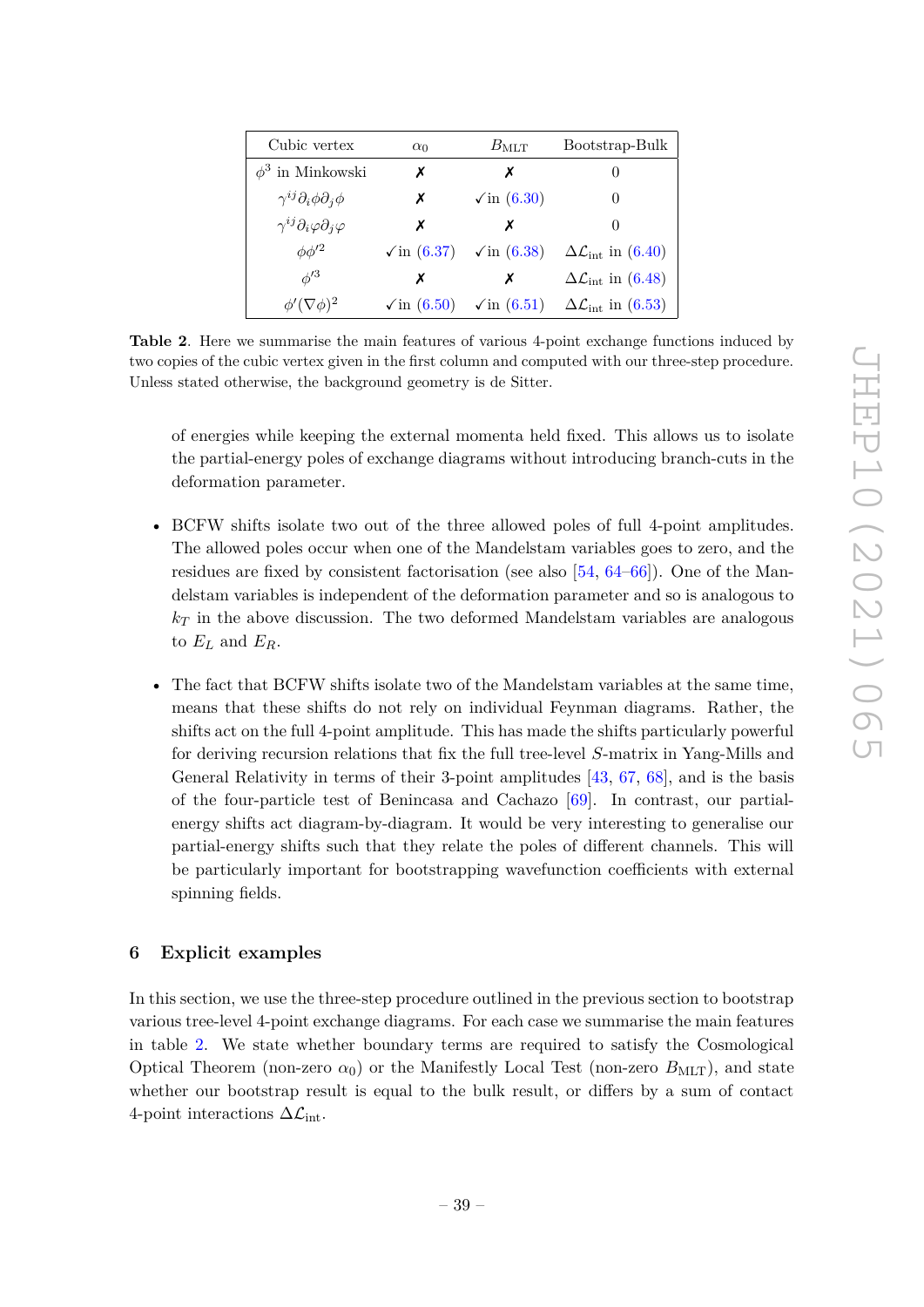| Cubic vertex | $\alpha_0$ | $B_{\rm MLT}$ | Bootstrap-Bulk |
|---|---|---|---|
| $\phi^3$ in Minkowski | ✗ | ✗ | 0 |
| $\gamma^{ij}\partial_i\phi\partial_j\phi$ | ✗ | ✓in (6.30) | 0 |
| $\gamma^{ij}\partial_i\varphi\partial_j\varphi$ | ✗ | ✗ | 0 |
| $\phi\phi'^2$ | ✓in (6.37) | ✓in (6.38) | $\Delta\mathcal{L}_{\rm int}$ in (6.40) |
| $\phi'^3$ | ✗ | ✗ | $\Delta\mathcal{L}_{\rm int}$ in (6.48) |
| $\phi'(\nabla\phi)^2$ | ✓in (6.50) | ✓in (6.51) | $\Delta\mathcal{L}_{\rm int}$ in (6.53) |

**Table 2**. Here we summarise the main features of various 4-point exchange functions induced by two copies of the cubic vertex given in the first column and computed with our three-step procedure. Unless stated otherwise, the background geometry is de Sitter.

of energies while keeping the external momenta held fixed. This allows us to isolate the partial-energy poles of exchange diagrams without introducing branch-cuts in the deformation parameter.

- BCFW shifts isolate two out of the three allowed poles of full 4-point amplitudes. The allowed poles occur when one of the Mandelstam variables goes to zero, and the residues are fixed by consistent factorisation (see also [54, 64–66]). One of the Mandelstam variables is independent of the deformation parameter and so is analogous to $k_T$ in the above discussion. The two deformed Mandelstam variables are analogous to $E_L$ and $E_R$.
- The fact that BCFW shifts isolate two of the Mandelstam variables at the same time, means that these shifts do not rely on individual Feynman diagrams. Rather, the shifts act on the full 4-point amplitude. This has made the shifts particularly powerful for deriving recursion relations that fix the full tree-level $S$-matrix in Yang-Mills and General Relativity in terms of their 3-point amplitudes [43, 67, 68], and is the basis of the four-particle test of Benincasa and Cachazo [69]. In contrast, our partial-energy shifts act diagram-by-diagram. It would be very interesting to generalise our partial-energy shifts such that they relate the poles of different channels. This will be particularly important for bootstrapping wavefunction coefficients with external spinning fields.

## 6 Explicit examples

In this section, we use the three-step procedure outlined in the previous section to bootstrap various tree-level 4-point exchange diagrams. For each case we summarise the main features in table 2. We state whether boundary terms are required to satisfy the Cosmological Optical Theorem (non-zero $\alpha_0$) or the Manifestly Local Test (non-zero $B_{\rm MLT}$), and state whether our bootstrap result is equal to the bulk result, or differs by a sum of contact 4-point interactions $\Delta\mathcal{L}_{\rm int}$.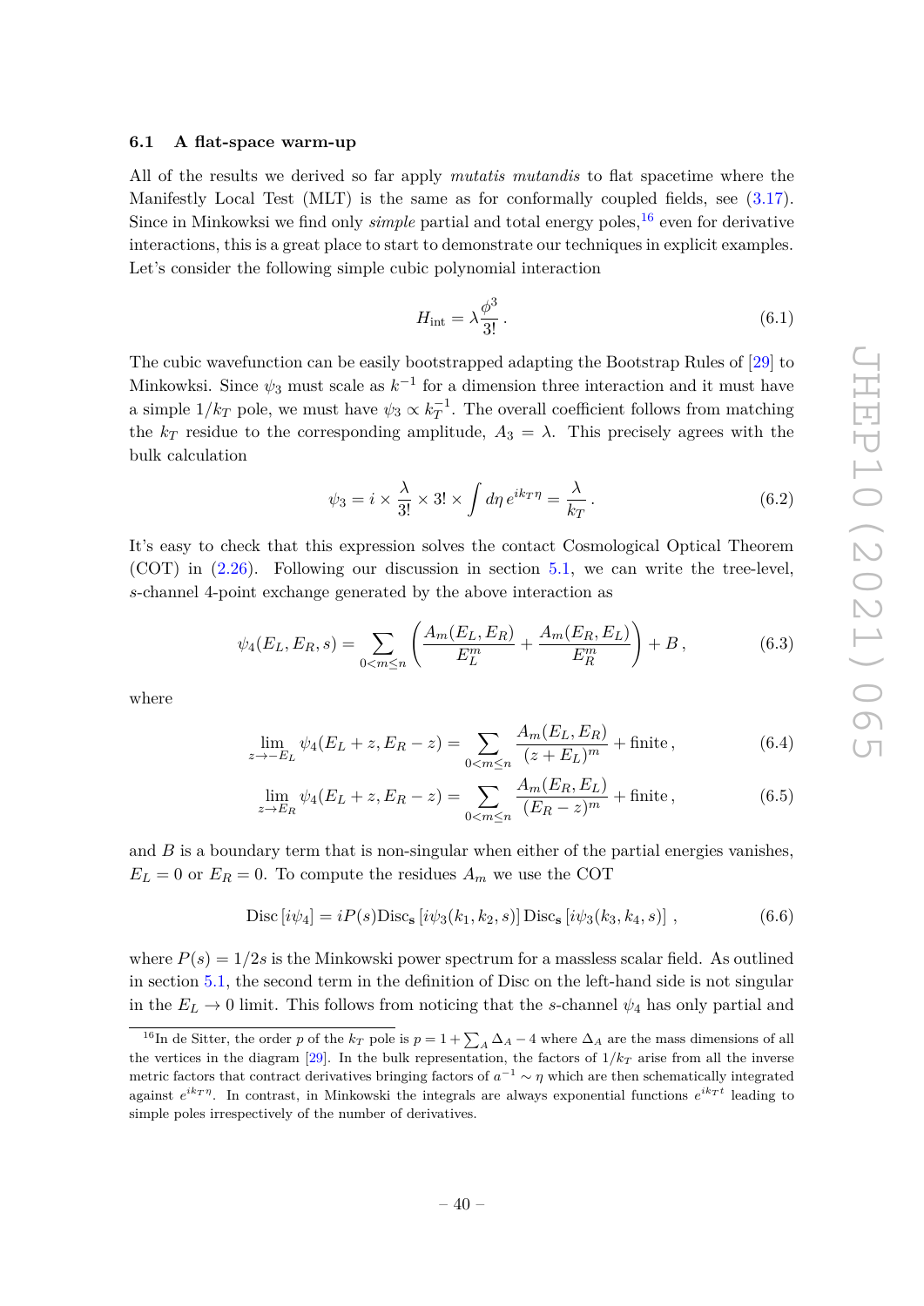### 6.1 A flat-space warm-up

All of the results we derived so far apply *mutatis mutandis* to flat spacetime where the Manifestly Local Test (MLT) is the same as for conformally coupled fields, see (3.17). Since in Minkowksi we find only *simple* partial and total energy poles,[16] even for derivative interactions, this is a great place to start to demonstrate our techniques in explicit examples. Let's consider the following simple cubic polynomial interaction

$$H_{\rm int} = \lambda \frac{\phi^3}{3!} \,. \tag{6.1}$$

The cubic wavefunction can be easily bootstrapped adapting the Bootstrap Rules of [29] to Minkowksi. Since $\psi_3$ must scale as $k^{-1}$ for a dimension three interaction and it must have a simple $1/k_T$ pole, we must have $\psi_3 \propto k_T^{-1}$. The overall coefficient follows from matching the $k_T$ residue to the corresponding amplitude, $A_3 = \lambda$. This precisely agrees with the bulk calculation

$$\psi_3 = i \times \frac{\lambda}{3!} \times 3! \times \int d\eta \, e^{ik_T \eta} = \frac{\lambda}{k_T} \,. \tag{6.2}$$

It's easy to check that this expression solves the contact Cosmological Optical Theorem (COT) in (2.26). Following our discussion in section 5.1, we can write the tree-level, $s$-channel 4-point exchange generated by the above interaction as

$$\psi_4(E_L, E_R, s) = \sum_{0<m\leq n} \left( \frac{A_m(E_L, E_R)}{E_L^m} + \frac{A_m(E_R, E_L)}{E_R^m} \right) + B \,, \tag{6.3}$$

where

$$\lim_{z \to -E_L} \psi_4(E_L + z, E_R - z) = \sum_{0<m\leq n} \frac{A_m(E_L, E_R)}{(z + E_L)^m} + \text{finite} \,, \tag{6.4}$$

$$\lim_{z \to E_R} \psi_4(E_L + z, E_R - z) = \sum_{0<m\leq n} \frac{A_m(E_R, E_L)}{(E_R - z)^m} + \text{finite} \,, \tag{6.5}$$

and $B$ is a boundary term that is non-singular when either of the partial energies vanishes, $E_L = 0$ or $E_R = 0$. To compute the residues $A_m$ we use the COT

$$\text{Disc}\left[i\psi_4\right] = iP(s) \text{Disc}_{\mathbf{s}}\left[i\psi_3(k_1, k_2, s)\right] \text{Disc}_{\mathbf{s}}\left[i\psi_3(k_3, k_4, s)\right] \,, \tag{6.6}$$

where $P(s) = 1/2s$ is the Minkowski power spectrum for a massless scalar field. As outlined in section 5.1, the second term in the definition of Disc on the left-hand side is not singular in the $E_L \to 0$ limit. This follows from noticing that the $s$-channel $\psi_4$ has only partial and

[16] In de Sitter, the order $p$ of the $k_T$ pole is $p = 1 + \sum_A \Delta_A - 4$ where $\Delta_A$ are the mass dimensions of all the vertices in the diagram [29]. In the bulk representation, the factors of $1/k_T$ arise from all the inverse metric factors that contract derivatives bringing factors of $a^{-1} \sim \eta$ which are then schematically integrated against $e^{ik_T \eta}$. In contrast, in Minkowski the integrals are always exponential functions $e^{ik_T t}$ leading to simple poles irrespectively of the number of derivatives.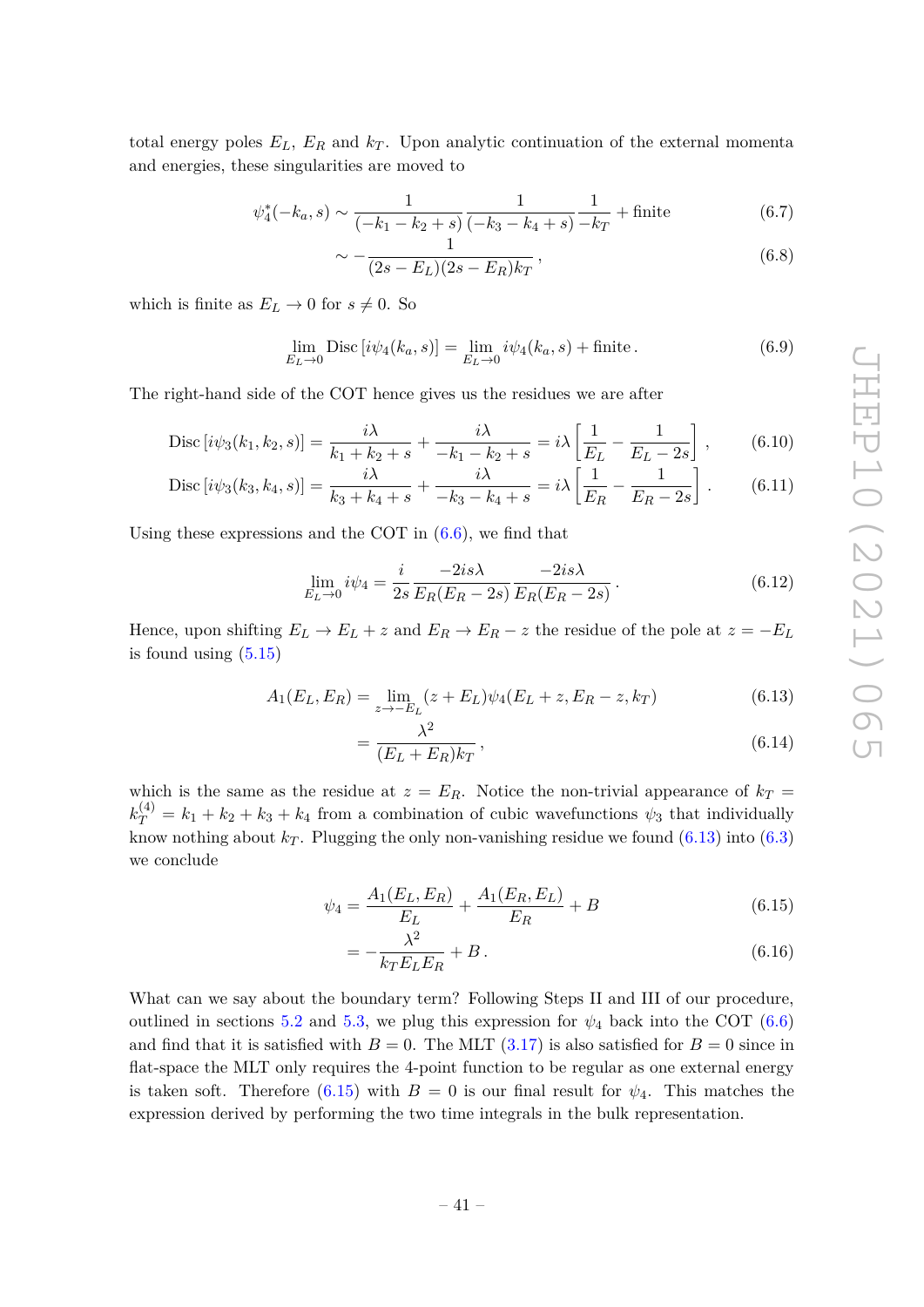total energy poles $E_L$, $E_R$ and $k_T$. Upon analytic continuation of the external momenta and energies, these singularities are moved to

$$\psi_4^*(-k_a, s) \sim \frac{1}{(-k_1 - k_2 + s)} \frac{1}{(-k_3 - k_4 + s)} \frac{1}{-k_T} + \text{finite} \tag{6.7}$$

$$\sim -\frac{1}{(2s - E_L)(2s - E_R)k_T}\,, \tag{6.8}$$

which is finite as $E_L \to 0$ for $s \neq 0$. So

$$\lim_{E_L \to 0} \text{Disc}\left[i\psi_4(k_a, s)\right] = \lim_{E_L \to 0} i\psi_4(k_a, s) + \text{finite}\,. \tag{6.9}$$

The right-hand side of the COT hence gives us the residues we are after

$$\text{Disc}\left[i\psi_3(k_1, k_2, s)\right] = \frac{i\lambda}{k_1 + k_2 + s} + \frac{i\lambda}{-k_1 - k_2 + s} = i\lambda\left[\frac{1}{E_L} - \frac{1}{E_L - 2s}\right], \tag{6.10}$$

$$\text{Disc}\left[i\psi_3(k_3, k_4, s)\right] = \frac{i\lambda}{k_3 + k_4 + s} + \frac{i\lambda}{-k_3 - k_4 + s} = i\lambda\left[\frac{1}{E_R} - \frac{1}{E_R - 2s}\right]. \tag{6.11}$$

Using these expressions and the COT in (6.6), we find that

$$\lim_{E_L \to 0} i\psi_4 = \frac{i}{2s} \frac{-2is\lambda}{E_R(E_R - 2s)} \frac{-2is\lambda}{E_R(E_R - 2s)}\,. \tag{6.12}$$

Hence, upon shifting $E_L \to E_L + z$ and $E_R \to E_R - z$ the residue of the pole at $z = -E_L$ is found using (5.15)

$$A_1(E_L, E_R) = \lim_{z \to -E_L} (z + E_L)\psi_4(E_L + z, E_R - z, k_T) \tag{6.13}$$

$$= \frac{\lambda^2}{(E_L + E_R)k_T}\,, \tag{6.14}$$

which is the same as the residue at $z = E_R$. Notice the non-trivial appearance of $k_T = k_T^{(4)} = k_1 + k_2 + k_3 + k_4$ from a combination of cubic wavefunctions $\psi_3$ that individually know nothing about $k_T$. Plugging the only non-vanishing residue we found (6.13) into (6.3) we conclude

$$\psi_4 = \frac{A_1(E_L, E_R)}{E_L} + \frac{A_1(E_R, E_L)}{E_R} + B \tag{6.15}$$

$$= -\frac{\lambda^2}{k_T E_L E_R} + B\,. \tag{6.16}$$

What can we say about the boundary term? Following Steps II and III of our procedure, outlined in sections 5.2 and 5.3, we plug this expression for $\psi_4$ back into the COT (6.6) and find that it is satisfied with $B = 0$. The MLT (3.17) is also satisfied for $B = 0$ since in flat-space the MLT only requires the 4-point function to be regular as one external energy is taken soft. Therefore (6.15) with $B = 0$ is our final result for $\psi_4$. This matches the expression derived by performing the two time integrals in the bulk representation.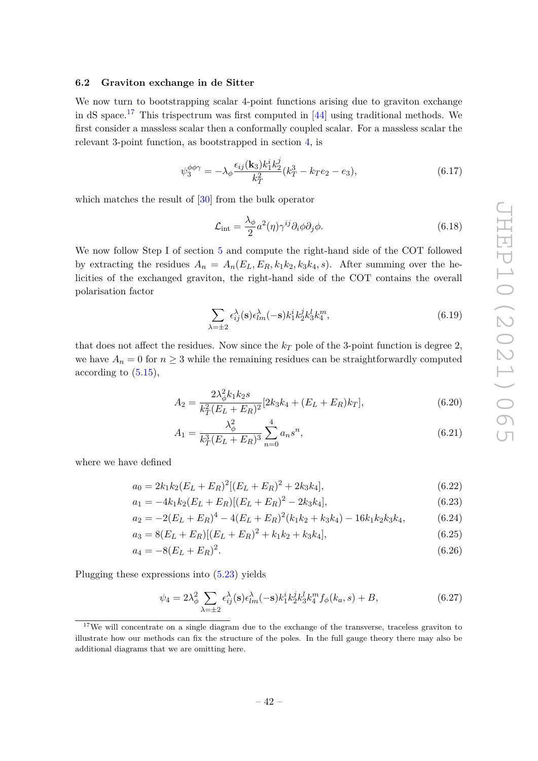### 6.2 Graviton exchange in de Sitter

We now turn to bootstrapping scalar 4-point functions arising due to graviton exchange in dS space.[17] This trispectrum was first computed in [44] using traditional methods. We first consider a massless scalar then a conformally coupled scalar. For a massless scalar the relevant 3-point function, as bootstrapped in section 4, is

$$\psi_3^{\phi\phi\gamma} = -\lambda_\phi \frac{\epsilon_{ij}(\mathbf{k}_3)k_1^i k_2^j}{k_T^2}(k_T^3 - k_T e_2 - e_3), \tag{6.17}$$

which matches the result of [30] from the bulk operator

$$\mathcal{L}_{\text{int}} = \frac{\lambda_\phi}{2}a^2(\eta)\gamma^{ij}\partial_i\phi\partial_j\phi. \tag{6.18}$$

We now follow Step I of section 5 and compute the right-hand side of the COT followed by extracting the residues $A_n = A_n(E_L, E_R, k_1k_2, k_3k_4, s)$. After summing over the helicities of the exchanged graviton, the right-hand side of the COT contains the overall polarisation factor

$$\sum_{\lambda=\pm2}\epsilon_{ij}^\lambda(\mathbf{s})\epsilon_{lm}^\lambda(-\mathbf{s})k_1^i k_2^j k_3^l k_4^m, \tag{6.19}$$

that does not affect the residues. Now since the $k_T$ pole of the 3-point function is degree 2, we have $A_n = 0$ for $n \geq 3$ while the remaining residues can be straightforwardly computed according to (5.15),

$$A_2 = \frac{2\lambda_\phi^2 k_1 k_2 s}{k_T^2(E_L+E_R)^2}[2k_3k_4 + (E_L+E_R)k_T], \tag{6.20}$$

$$A_1 = \frac{\lambda_\phi^2}{k_T^3(E_L+E_R)^3}\sum_{n=0}^{4}a_n s^n, \tag{6.21}$$

where we have defined

$$a_0 = 2k_1k_2(E_L+E_R)^2[(E_L+E_R)^2 + 2k_3k_4], \tag{6.22}$$

$$a_1 = -4k_1k_2(E_L+E_R)[(E_L+E_R)^2 - 2k_3k_4], \tag{6.23}$$

$$a_2 = -2(E_L+E_R)^4 - 4(E_L+E_R)^2(k_1k_2+k_3k_4) - 16k_1k_2k_3k_4, \tag{6.24}$$

$$a_3 = 8(E_L+E_R)[(E_L+E_R)^2 + k_1k_2 + k_3k_4], \tag{6.25}$$

$$a_4 = -8(E_L+E_R)^2. \tag{6.26}$$

Plugging these expressions into (5.23) yields

$$\psi_4 = 2\lambda_\phi^2\sum_{\lambda=\pm2}\epsilon_{ij}^\lambda(\mathbf{s})\epsilon_{lm}^\lambda(-\mathbf{s})k_1^i k_2^j k_3^l k_4^m f_\phi(k_a, s) + B, \tag{6.27}$$

[17] We will concentrate on a single diagram due to the exchange of the transverse, traceless graviton to illustrate how our methods can fix the structure of the poles. In the full gauge theory there may also be additional diagrams that we are omitting here.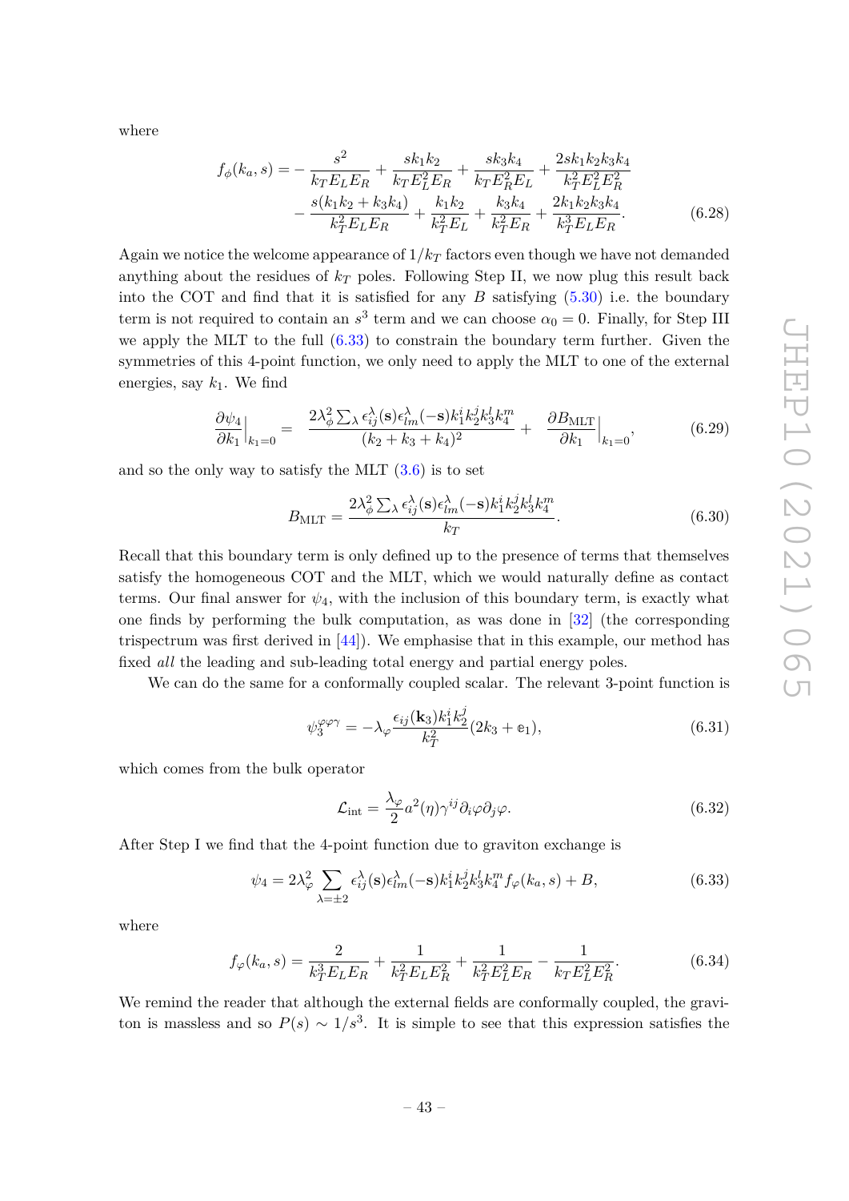where

$$f_\phi(k_a,s) = -\frac{s^2}{k_T E_L E_R} + \frac{s k_1 k_2}{k_T E_L^2 E_R} + \frac{s k_3 k_4}{k_T E_R^2 E_L} + \frac{2 s k_1 k_2 k_3 k_4}{k_T^2 E_L^2 E_R^2} - \frac{s(k_1 k_2 + k_3 k_4)}{k_T^2 E_L E_R} + \frac{k_1 k_2}{k_T^2 E_L} + \frac{k_3 k_4}{k_T^2 E_R} + \frac{2 k_1 k_2 k_3 k_4}{k_T^3 E_L E_R}. \tag{6.28}$$

Again we notice the welcome appearance of $1/k_T$ factors even though we have not demanded anything about the residues of $k_T$ poles. Following Step II, we now plug this result back into the COT and find that it is satisfied for any $B$ satisfying (5.30) i.e. the boundary term is not required to contain an $s^3$ term and we can choose $\alpha_0 = 0$. Finally, for Step III we apply the MLT to the full (6.33) to constrain the boundary term further. Given the symmetries of this 4-point function, we only need to apply the MLT to one of the external energies, say $k_1$. We find

$$\frac{\partial \psi_4}{\partial k_1}\Big|_{k_1=0} = \frac{2\lambda_\phi^2 \sum_\lambda \epsilon_{ij}^\lambda(\mathbf{s})\epsilon_{lm}^\lambda(-\mathbf{s}) k_1^i k_2^j k_3^l k_4^m}{(k_2+k_3+k_4)^2} + \frac{\partial B_{\text{MLT}}}{\partial k_1}\Big|_{k_1=0}, \tag{6.29}$$

and so the only way to satisfy the MLT (3.6) is to set

$$B_{\text{MLT}} = \frac{2\lambda_\phi^2 \sum_\lambda \epsilon_{ij}^\lambda(\mathbf{s})\epsilon_{lm}^\lambda(-\mathbf{s}) k_1^i k_2^j k_3^l k_4^m}{k_T}. \tag{6.30}$$

Recall that this boundary term is only defined up to the presence of terms that themselves satisfy the homogeneous COT and the MLT, which we would naturally define as contact terms. Our final answer for $\psi_4$, with the inclusion of this boundary term, is exactly what one finds by performing the bulk computation, as was done in [32] (the corresponding trispectrum was first derived in [44]). We emphasise that in this example, our method has fixed *all* the leading and sub-leading total energy and partial energy poles.

We can do the same for a conformally coupled scalar. The relevant 3-point function is

$$\psi_3^{\varphi\varphi\gamma} = -\lambda_\varphi \frac{\epsilon_{ij}(\mathbf{k}_3) k_1^i k_2^j}{k_T^2}(2k_3 + e_1), \tag{6.31}$$

which comes from the bulk operator

$$\mathcal{L}_{\text{int}} = \frac{\lambda_\varphi}{2} a^2(\eta) \gamma^{ij} \partial_i \varphi \partial_j \varphi. \tag{6.32}$$

After Step I we find that the 4-point function due to graviton exchange is

$$\psi_4 = 2\lambda_\varphi^2 \sum_{\lambda=\pm 2} \epsilon_{ij}^\lambda(\mathbf{s})\epsilon_{lm}^\lambda(-\mathbf{s}) k_1^i k_2^j k_3^l k_4^m f_\varphi(k_a,s) + B, \tag{6.33}$$

where

$$f_\varphi(k_a,s) = \frac{2}{k_T^3 E_L E_R} + \frac{1}{k_T^2 E_L E_R^2} + \frac{1}{k_T^2 E_L^2 E_R} - \frac{1}{k_T E_L^2 E_R^2}. \tag{6.34}$$

We remind the reader that although the external fields are conformally coupled, the graviton is massless and so $P(s) \sim 1/s^3$. It is simple to see that this expression satisfies the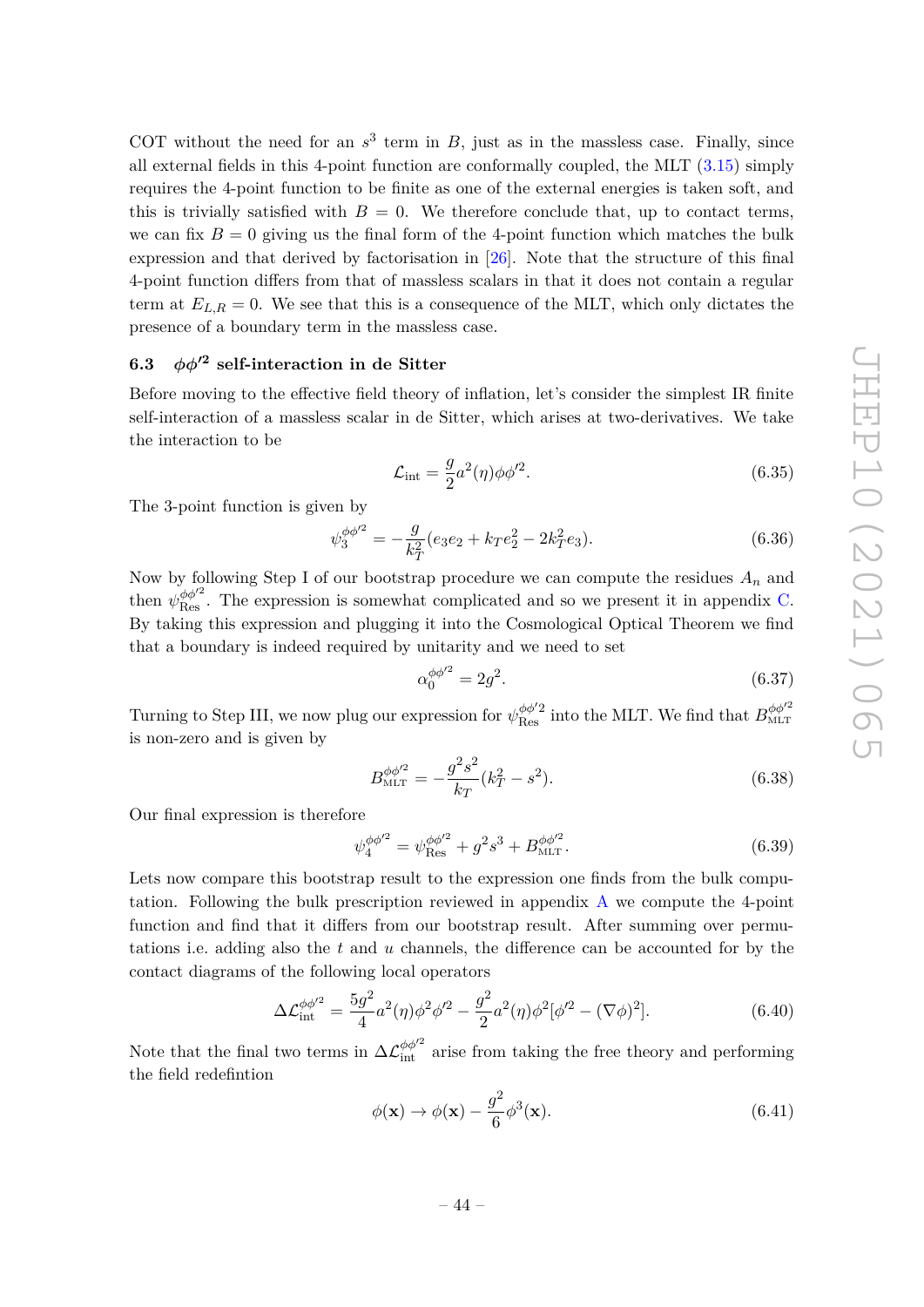COT without the need for an $s^3$ term in $B$, just as in the massless case. Finally, since all external fields in this 4-point function are conformally coupled, the MLT (3.15) simply requires the 4-point function to be finite as one of the external energies is taken soft, and this is trivially satisfied with $B = 0$. We therefore conclude that, up to contact terms, we can fix $B = 0$ giving us the final form of the 4-point function which matches the bulk expression and that derived by factorisation in [26]. Note that the structure of this final 4-point function differs from that of massless scalars in that it does not contain a regular term at $E_{L,R} = 0$. We see that this is a consequence of the MLT, which only dictates the presence of a boundary term in the massless case.

### 6.3 $\phi\phi'^2$ self-interaction in de Sitter

Before moving to the effective field theory of inflation, let's consider the simplest IR finite self-interaction of a massless scalar in de Sitter, which arises at two-derivatives. We take the interaction to be

$$\mathcal{L}_{\text{int}} = \frac{g}{2} a^2(\eta) \phi \phi'^2. \tag{6.35}$$

The 3-point function is given by

$$\psi_3^{\phi\phi'^2} = -\frac{g}{k_T^2}(e_3 e_2 + k_T e_2^2 - 2k_T^2 e_3). \tag{6.36}$$

Now by following Step I of our bootstrap procedure we can compute the residues $A_n$ and then $\psi_{\text{Res}}^{\phi\phi'^2}$. The expression is somewhat complicated and so we present it in appendix C. By taking this expression and plugging it into the Cosmological Optical Theorem we find that a boundary is indeed required by unitarity and we need to set

$$\alpha_0^{\phi\phi'^2} = 2g^2. \tag{6.37}$$

Turning to Step III, we now plug our expression for $\psi_{\text{Res}}^{\phi\phi'2}$ into the MLT. We find that $B_{\text{MLT}}^{\phi\phi'^2}$ is non-zero and is given by

$$B_{\text{MLT}}^{\phi\phi'^2} = -\frac{g^2 s^2}{k_T}(k_T^2 - s^2). \tag{6.38}$$

Our final expression is therefore

$$\psi_4^{\phi\phi'^2} = \psi_{\text{Res}}^{\phi\phi'^2} + g^2 s^3 + B_{\text{MLT}}^{\phi\phi'^2}. \tag{6.39}$$

Lets now compare this bootstrap result to the expression one finds from the bulk computation. Following the bulk prescription reviewed in appendix A we compute the 4-point function and find that it differs from our bootstrap result. After summing over permutations i.e. adding also the $t$ and $u$ channels, the difference can be accounted for by the contact diagrams of the following local operators

$$\Delta\mathcal{L}_{\text{int}}^{\phi\phi'^2} = \frac{5g^2}{4} a^2(\eta)\phi^2\phi'^2 - \frac{g^2}{2} a^2(\eta)\phi^2[\phi'^2 - (\nabla\phi)^2]. \tag{6.40}$$

Note that the final two terms in $\Delta\mathcal{L}_{\text{int}}^{\phi\phi'^2}$ arise from taking the free theory and performing the field redefintion

$$\phi(\mathbf{x}) \to \phi(\mathbf{x}) - \frac{g^2}{6}\phi^3(\mathbf{x}). \tag{6.41}$$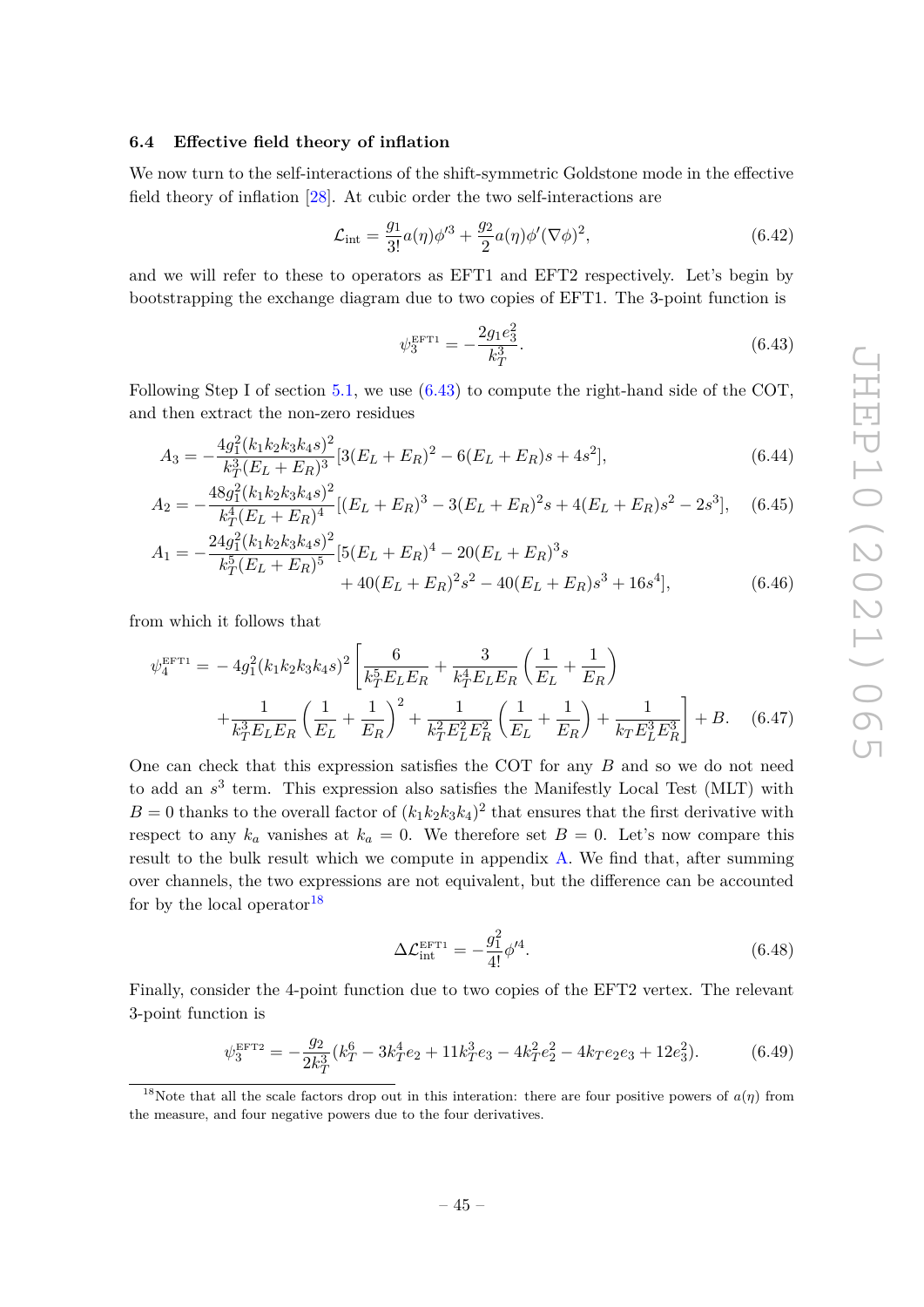### 6.4 Effective field theory of inflation

We now turn to the self-interactions of the shift-symmetric Goldstone mode in the effective field theory of inflation [28]. At cubic order the two self-interactions are

$$\mathcal{L}_{\text{int}} = \frac{g_1}{3!}a(\eta)\phi'^3 + \frac{g_2}{2}a(\eta)\phi'(\nabla\phi)^2, \tag{6.42}$$

and we will refer to these to operators as EFT1 and EFT2 respectively. Let's begin by bootstrapping the exchange diagram due to two copies of EFT1. The 3-point function is

$$\psi_3^{\text{EFT1}} = -\frac{2g_1 e_3^2}{k_T^3}. \tag{6.43}$$

Following Step I of section 5.1, we use (6.43) to compute the right-hand side of the COT, and then extract the non-zero residues

$$A_3 = -\frac{4g_1^2(k_1k_2k_3k_4s)^2}{k_T^3(E_L+E_R)^3}[3(E_L+E_R)^2 - 6(E_L+E_R)s + 4s^2], \tag{6.44}$$

$$A_2 = -\frac{48g_1^2(k_1k_2k_3k_4s)^2}{k_T^4(E_L+E_R)^4}[(E_L+E_R)^3 - 3(E_L+E_R)^2 s + 4(E_L+E_R)s^2 - 2s^3], \tag{6.45}$$

$$\begin{aligned} A_1 = -\frac{24g_1^2(k_1k_2k_3k_4s)^2}{k_T^5(E_L+E_R)^5}&[5(E_L+E_R)^4 - 20(E_L+E_R)^3 s \\ &+ 40(E_L+E_R)^2 s^2 - 40(E_L+E_R)s^3 + 16s^4], \end{aligned} \tag{6.46}$$

from which it follows that

$$\begin{aligned} \psi_4^{\text{EFT1}} = &-4g_1^2(k_1k_2k_3k_4s)^2\left[\frac{6}{k_T^5 E_L E_R} + \frac{3}{k_T^4 E_L E_R}\left(\frac{1}{E_L}+\frac{1}{E_R}\right)\right. \\ &\left.+\frac{1}{k_T^3 E_L E_R}\left(\frac{1}{E_L}+\frac{1}{E_R}\right)^2 + \frac{1}{k_T^2 E_L^2 E_R^2}\left(\frac{1}{E_L}+\frac{1}{E_R}\right) + \frac{1}{k_T E_L^3 E_R^3}\right] + B. \end{aligned} \tag{6.47}$$

One can check that this expression satisfies the COT for any $B$ and so we do not need to add an $s^3$ term. This expression also satisfies the Manifestly Local Test (MLT) with $B = 0$ thanks to the overall factor of $(k_1k_2k_3k_4)^2$ that ensures that the first derivative with respect to any $k_a$ vanishes at $k_a = 0$. We therefore set $B = 0$. Let's now compare this result to the bulk result which we compute in appendix A. We find that, after summing over channels, the two expressions are not equivalent, but the difference can be accounted for by the local operator[18]

$$\Delta\mathcal{L}_{\text{int}}^{\text{EFT1}} = -\frac{g_1^2}{4!}\phi'^4. \tag{6.48}$$

Finally, consider the 4-point function due to two copies of the EFT2 vertex. The relevant 3-point function is

$$\psi_3^{\text{EFT2}} = -\frac{g_2}{2k_T^3}(k_T^6 - 3k_T^4 e_2 + 11k_T^3 e_3 - 4k_T^2 e_2^2 - 4k_T e_2 e_3 + 12e_3^2). \tag{6.49}$$

[18]Note that all the scale factors drop out in this interation: there are four positive powers of $a(\eta)$ from the measure, and four negative powers due to the four derivatives.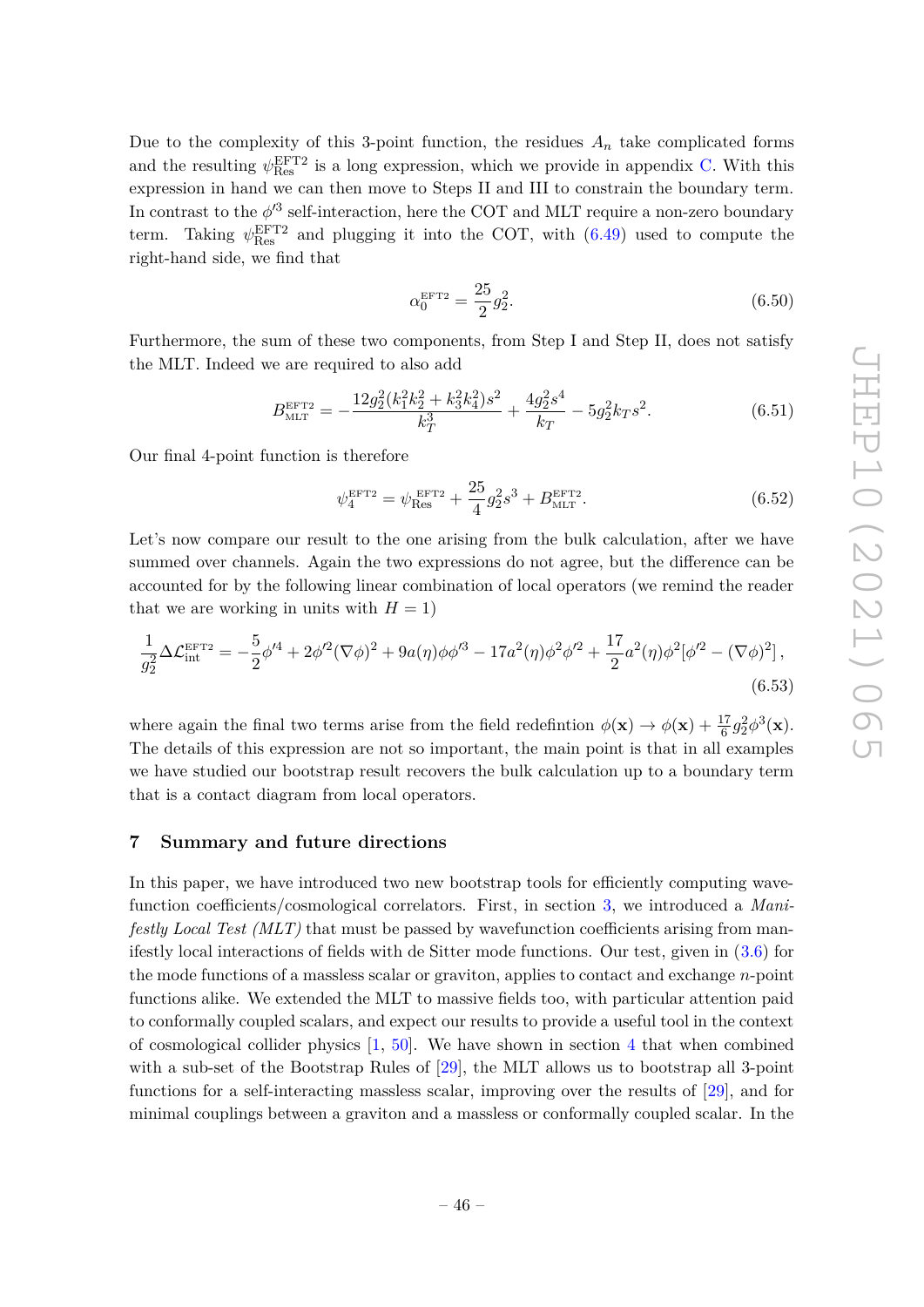Due to the complexity of this 3-point function, the residues $A_n$ take complicated forms and the resulting $\psi_{\text{Res}}^{\text{EFT2}}$ is a long expression, which we provide in appendix C. With this expression in hand we can then move to Steps II and III to constrain the boundary term. In contrast to the $\phi'^3$ self-interaction, here the COT and MLT require a non-zero boundary term. Taking $\psi_{\text{Res}}^{\text{EFT2}}$ and plugging it into the COT, with (6.49) used to compute the right-hand side, we find that

$$\alpha_0^{\text{EFT2}} = \frac{25}{2} g_2^2. \tag{6.50}$$

Furthermore, the sum of these two components, from Step I and Step II, does not satisfy the MLT. Indeed we are required to also add

$$B_{\text{MLT}}^{\text{EFT2}} = -\frac{12 g_2^2 (k_1^2 k_2^2 + k_3^2 k_4^2) s^2}{k_T^3} + \frac{4 g_2^2 s^4}{k_T} - 5 g_2^2 k_T s^2. \tag{6.51}$$

Our final 4-point function is therefore

$$\psi_4^{\text{EFT2}} = \psi_{\text{Res}}^{\text{EFT2}} + \frac{25}{4} g_2^2 s^3 + B_{\text{MLT}}^{\text{EFT2}}. \tag{6.52}$$

Let's now compare our result to the one arising from the bulk calculation, after we have summed over channels. Again the two expressions do not agree, but the difference can be accounted for by the following linear combination of local operators (we remind the reader that we are working in units with $H = 1$)

$$\frac{1}{g_2^2} \Delta \mathcal{L}_{\text{int}}^{\text{EFT2}} = -\frac{5}{2} \phi'^4 + 2 \phi'^2 (\nabla \phi)^2 + 9 a(\eta) \phi \phi'^3 - 17 a^2(\eta) \phi^2 \phi'^2 + \frac{17}{2} a^2(\eta) \phi^2 [\phi'^2 - (\nabla \phi)^2], \tag{6.53}$$

where again the final two terms arise from the field redefintion $\phi(\mathbf{x}) \to \phi(\mathbf{x}) + \frac{17}{6} g_2^2 \phi^3(\mathbf{x})$. The details of this expression are not so important, the main point is that in all examples we have studied our bootstrap result recovers the bulk calculation up to a boundary term that is a contact diagram from local operators.

## 7 Summary and future directions

In this paper, we have introduced two new bootstrap tools for efficiently computing wavefunction coefficients/cosmological correlators. First, in section 3, we introduced a *Manifestly Local Test (MLT)* that must be passed by wavefunction coefficients arising from manifestly local interactions of fields with de Sitter mode functions. Our test, given in (3.6) for the mode functions of a massless scalar or graviton, applies to contact and exchange $n$-point functions alike. We extended the MLT to massive fields too, with particular attention paid to conformally coupled scalars, and expect our results to provide a useful tool in the context of cosmological collider physics [1, 50]. We have shown in section 4 that when combined with a sub-set of the Bootstrap Rules of [29], the MLT allows us to bootstrap all 3-point functions for a self-interacting massless scalar, improving over the results of [29], and for minimal couplings between a graviton and a massless or conformally coupled scalar. In the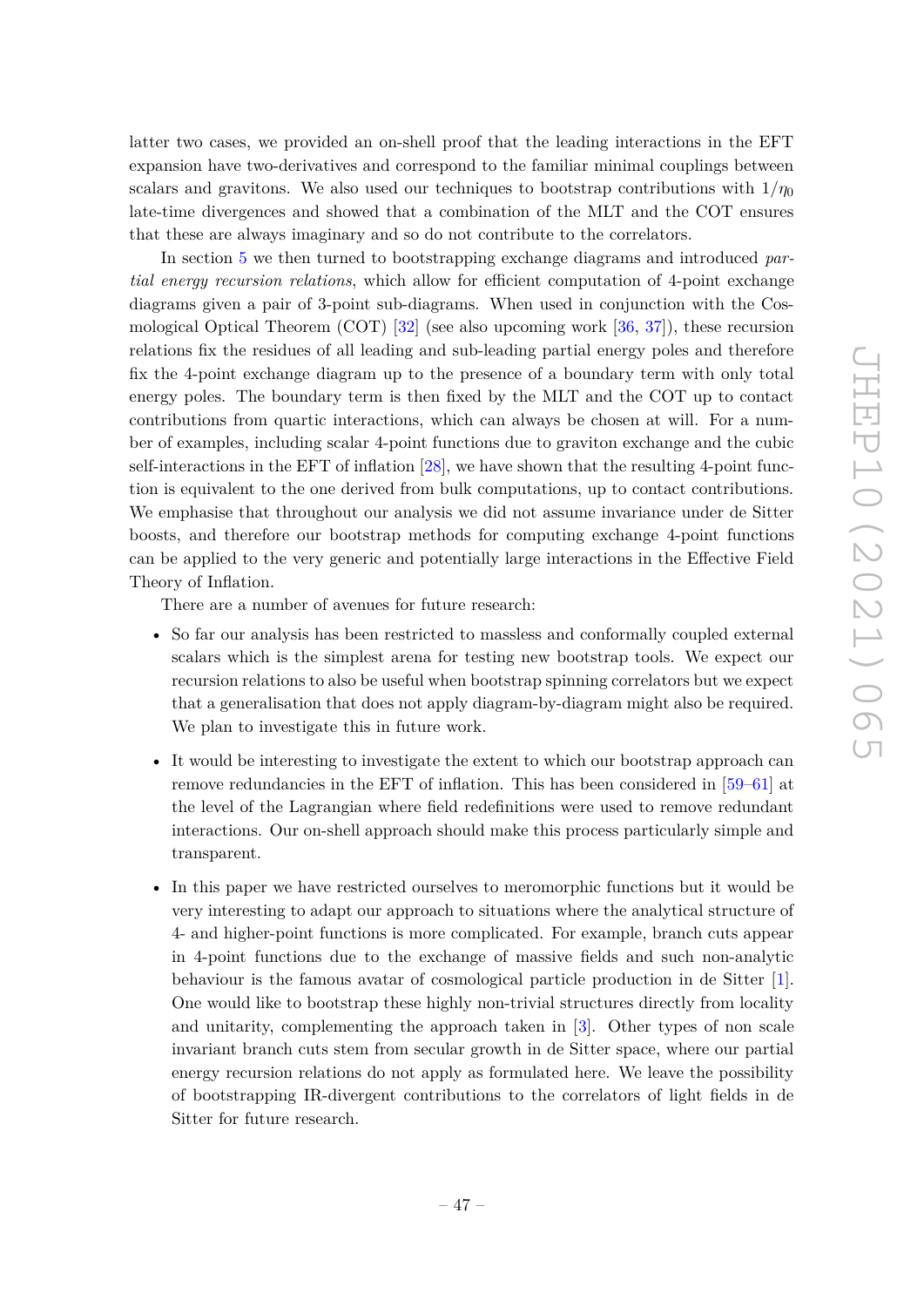latter two cases, we provided an on-shell proof that the leading interactions in the EFT expansion have two-derivatives and correspond to the familiar minimal couplings between scalars and gravitons. We also used our techniques to bootstrap contributions with $1/\eta_0$ late-time divergences and showed that a combination of the MLT and the COT ensures that these are always imaginary and so do not contribute to the correlators.

In section 5 we then turned to bootstrapping exchange diagrams and introduced *partial energy recursion relations*, which allow for efficient computation of 4-point exchange diagrams given a pair of 3-point sub-diagrams. When used in conjunction with the Cosmological Optical Theorem (COT) [32] (see also upcoming work [36, 37]), these recursion relations fix the residues of all leading and sub-leading partial energy poles and therefore fix the 4-point exchange diagram up to the presence of a boundary term with only total energy poles. The boundary term is then fixed by the MLT and the COT up to contact contributions from quartic interactions, which can always be chosen at will. For a number of examples, including scalar 4-point functions due to graviton exchange and the cubic self-interactions in the EFT of inflation [28], we have shown that the resulting 4-point function is equivalent to the one derived from bulk computations, up to contact contributions. We emphasise that throughout our analysis we did not assume invariance under de Sitter boosts, and therefore our bootstrap methods for computing exchange 4-point functions can be applied to the very generic and potentially large interactions in the Effective Field Theory of Inflation.

There are a number of avenues for future research:

- So far our analysis has been restricted to massless and conformally coupled external scalars which is the simplest arena for testing new bootstrap tools. We expect our recursion relations to also be useful when bootstrap spinning correlators but we expect that a generalisation that does not apply diagram-by-diagram might also be required. We plan to investigate this in future work.

- It would be interesting to investigate the extent to which our bootstrap approach can remove redundancies in the EFT of inflation. This has been considered in [59–61] at the level of the Lagrangian where field redefinitions were used to remove redundant interactions. Our on-shell approach should make this process particularly simple and transparent.

- In this paper we have restricted ourselves to meromorphic functions but it would be very interesting to adapt our approach to situations where the analytical structure of 4- and higher-point functions is more complicated. For example, branch cuts appear in 4-point functions due to the exchange of massive fields and such non-analytic behaviour is the famous avatar of cosmological particle production in de Sitter [1]. One would like to bootstrap these highly non-trivial structures directly from locality and unitarity, complementing the approach taken in [3]. Other types of non scale invariant branch cuts stem from secular growth in de Sitter space, where our partial energy recursion relations do not apply as formulated here. We leave the possibility of bootstrapping IR-divergent contributions to the correlators of light fields in de Sitter for future research.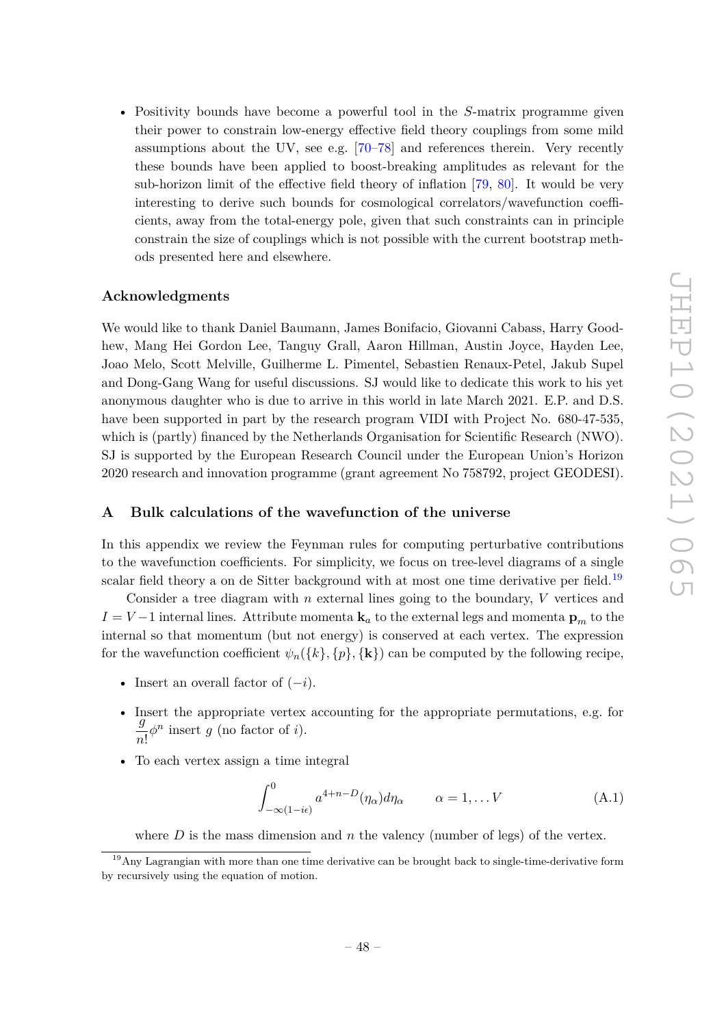- Positivity bounds have become a powerful tool in the $S$-matrix programme given their power to constrain low-energy effective field theory couplings from some mild assumptions about the UV, see e.g. [70–78] and references therein. Very recently these bounds have been applied to boost-breaking amplitudes as relevant for the sub-horizon limit of the effective field theory of inflation [79, 80]. It would be very interesting to derive such bounds for cosmological correlators/wavefunction coefficients, away from the total-energy pole, given that such constraints can in principle constrain the size of couplings which is not possible with the current bootstrap methods presented here and elsewhere.

### Acknowledgments

We would like to thank Daniel Baumann, James Bonifacio, Giovanni Cabass, Harry Goodhew, Mang Hei Gordon Lee, Tanguy Grall, Aaron Hillman, Austin Joyce, Hayden Lee, Joao Melo, Scott Melville, Guilherme L. Pimentel, Sebastien Renaux-Petel, Jakub Supel and Dong-Gang Wang for useful discussions. SJ would like to dedicate this work to his yet anonymous daughter who is due to arrive in this world in late March 2021. E.P. and D.S. have been supported in part by the research program VIDI with Project No. 680-47-535, which is (partly) financed by the Netherlands Organisation for Scientific Research (NWO). SJ is supported by the European Research Council under the European Union's Horizon 2020 research and innovation programme (grant agreement No 758792, project GEODESI).

## A Bulk calculations of the wavefunction of the universe

In this appendix we review the Feynman rules for computing perturbative contributions to the wavefunction coefficients. For simplicity, we focus on tree-level diagrams of a single scalar field theory a on de Sitter background with at most one time derivative per field.[19]

Consider a tree diagram with $n$ external lines going to the boundary, $V$ vertices and $I = V - 1$ internal lines. Attribute momenta $\mathbf{k}_a$ to the external legs and momenta $\mathbf{p}_m$ to the internal so that momentum (but not energy) is conserved at each vertex. The expression for the wavefunction coefficient $\psi_n(\{k\}, \{p\}, \{\mathbf{k}\})$ can be computed by the following recipe,

- Insert an overall factor of $(-i)$.
- Insert the appropriate vertex accounting for the appropriate permutations, e.g. for $\dfrac{g}{n!}\phi^n$ insert $g$ (no factor of $i$).
- To each vertex assign a time integral

$$\int_{-\infty(1-i\epsilon)}^{0} a^{4+n-D}(\eta_\alpha) d\eta_\alpha \qquad \alpha = 1, \dots V \tag{A.1}$$

  where $D$ is the mass dimension and $n$ the valency (number of legs) of the vertex.

[19] Any Lagrangian with more than one time derivative can be brought back to single-time-derivative form by recursively using the equation of motion.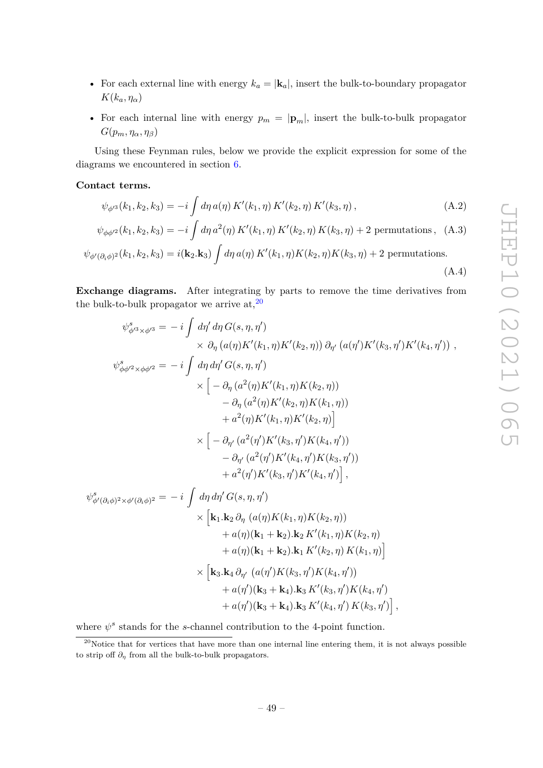- For each external line with energy $k_a = |\mathbf{k}_a|$, insert the bulk-to-boundary propagator $K(k_a, \eta_\alpha)$
- For each internal line with energy $p_m = |\mathbf{p}_m|$, insert the bulk-to-bulk propagator $G(p_m, \eta_\alpha, \eta_\beta)$

Using these Feynman rules, below we provide the explicit expression for some of the diagrams we encountered in section 6.

**Contact terms.**

$$\psi_{\phi'^3}(k_1, k_2, k_3) = -i \int d\eta\, a(\eta)\, K'(k_1, \eta)\, K'(k_2, \eta)\, K'(k_3, \eta)\,, \tag{A.2}$$

$$\psi_{\phi\phi'^2}(k_1, k_2, k_3) = -i \int d\eta\, a^2(\eta)\, K'(k_1, \eta)\, K'(k_2, \eta)\, K(k_3, \eta) + 2 \text{ permutations}\,, \tag{A.3}$$

$$\psi_{\phi'(\partial_i\phi)^2}(k_1, k_2, k_3) = i(\mathbf{k}_2.\mathbf{k}_3) \int d\eta\, a(\eta)\, K'(k_1, \eta) K(k_2, \eta) K(k_3, \eta) + 2 \text{ permutations.} \tag{A.4}$$

**Exchange diagrams.** After integrating by parts to remove the time derivatives from the bulk-to-bulk propagator we arrive at,[20]

$$\begin{aligned}
\psi^s_{\phi'^3\times\phi'^3} = &-i \int d\eta'\, d\eta\, G(s, \eta, \eta') \\
&\times \partial_\eta \left(a(\eta) K'(k_1, \eta) K'(k_2, \eta)\right) \partial_{\eta'} \left(a(\eta') K'(k_3, \eta') K'(k_4, \eta')\right)\,, \\
\psi^s_{\phi\phi'^2\times\phi\phi'^2} = &-i \int d\eta\, d\eta'\, G(s, \eta, \eta') \\
&\times \Big[ -\partial_\eta \left(a^2(\eta) K'(k_1, \eta) K(k_2, \eta)\right) \\
&\qquad - \partial_\eta \left(a^2(\eta) K'(k_2, \eta) K(k_1, \eta)\right) \\
&\qquad + a^2(\eta) K'(k_1, \eta) K'(k_2, \eta)\Big] \\
&\times \Big[ -\partial_{\eta'} \left(a^2(\eta') K'(k_3, \eta') K(k_4, \eta')\right) \\
&\qquad - \partial_{\eta'} \left(a^2(\eta') K'(k_4, \eta') K(k_3, \eta')\right) \\
&\qquad + a^2(\eta') K'(k_3, \eta') K'(k_4, \eta')\Big]\,, \\
\psi^s_{\phi'(\partial_i\phi)^2\times\phi'(\partial_i\phi)^2} = &-i \int d\eta\, d\eta'\, G(s, \eta, \eta') \\
&\times \Big[\mathbf{k}_1.\mathbf{k}_2\, \partial_\eta \left(a(\eta) K(k_1, \eta) K(k_2, \eta)\right) \\
&\qquad + a(\eta)(\mathbf{k}_1 + \mathbf{k}_2).\mathbf{k}_2\, K'(k_1, \eta) K(k_2, \eta) \\
&\qquad + a(\eta)(\mathbf{k}_1 + \mathbf{k}_2).\mathbf{k}_1\, K'(k_2, \eta)\, K(k_1, \eta)\Big] \\
&\times \Big[\mathbf{k}_3.\mathbf{k}_4\, \partial_{\eta'} \left(a(\eta') K(k_3, \eta') K(k_4, \eta')\right) \\
&\qquad + a(\eta')(\mathbf{k}_3 + \mathbf{k}_4).\mathbf{k}_3\, K'(k_3, \eta') K(k_4, \eta') \\
&\qquad + a(\eta')(\mathbf{k}_3 + \mathbf{k}_4).\mathbf{k}_3\, K'(k_4, \eta')\, K(k_3, \eta')\Big]\,,
\end{aligned}$$

where $\psi^s$ stands for the $s$-channel contribution to the 4-point function.

[20]Notice that for vertices that have more than one internal line entering them, it is not always possible to strip off $\partial_\eta$ from all the bulk-to-bulk propagators.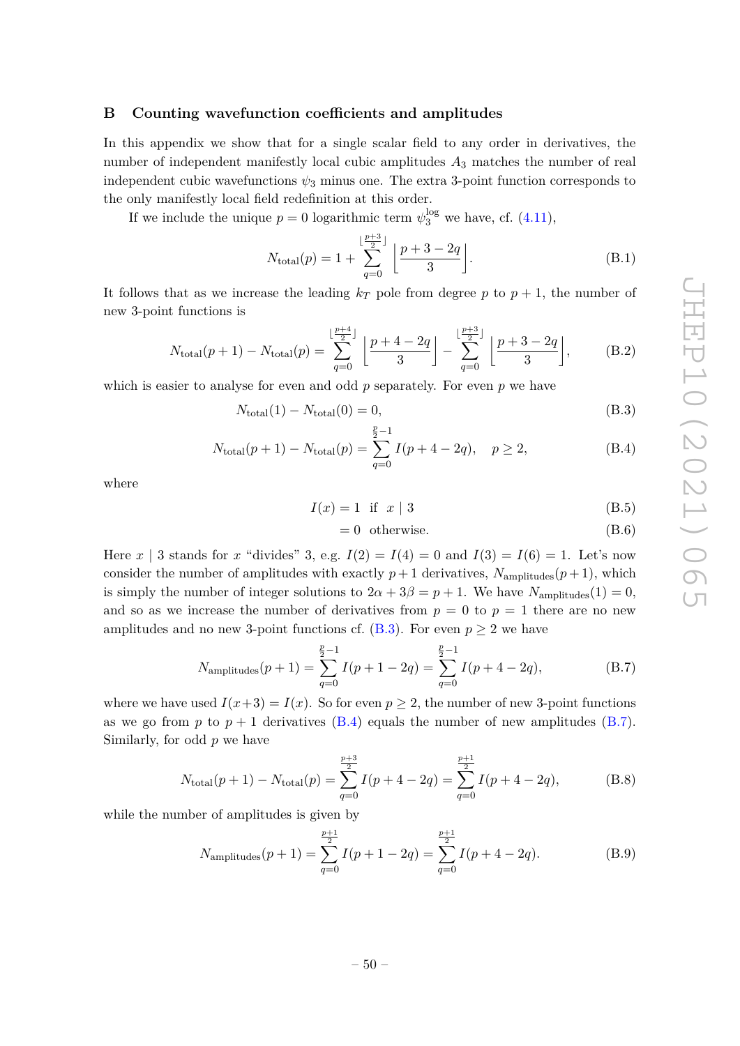## B Counting wavefunction coefficients and amplitudes

In this appendix we show that for a single scalar field to any order in derivatives, the number of independent manifestly local cubic amplitudes $A_3$ matches the number of real independent cubic wavefunctions $\psi_3$ minus one. The extra 3-point function corresponds to the only manifestly local field redefinition at this order.

If we include the unique $p = 0$ logarithmic term $\psi_3^{\log}$ we have, cf. (4.11),

$$N_{\text{total}}(p) = 1 + \sum_{q=0}^{\lfloor \frac{p+3}{2} \rfloor} \left\lfloor \frac{p+3-2q}{3} \right\rfloor. \tag{B.1}$$

It follows that as we increase the leading $k_T$ pole from degree $p$ to $p+1$, the number of new 3-point functions is

$$N_{\text{total}}(p+1) - N_{\text{total}}(p) = \sum_{q=0}^{\lfloor \frac{p+4}{2} \rfloor} \left\lfloor \frac{p+4-2q}{3} \right\rfloor - \sum_{q=0}^{\lfloor \frac{p+3}{2} \rfloor} \left\lfloor \frac{p+3-2q}{3} \right\rfloor, \tag{B.2}$$

which is easier to analyse for even and odd $p$ separately. For even $p$ we have

$$N_{\text{total}}(1) - N_{\text{total}}(0) = 0, \tag{B.3}$$

$$N_{\text{total}}(p+1) - N_{\text{total}}(p) = \sum_{q=0}^{\frac{p}{2}-1} I(p+4-2q), \quad p \geq 2, \tag{B.4}$$

where

$$I(x) = 1 \;\text{ if }\; x \mid 3 \tag{B.5}$$

$$= 0 \;\text{ otherwise.} \tag{B.6}$$

Here $x \mid 3$ stands for $x$ "divides" 3, e.g. $I(2) = I(4) = 0$ and $I(3) = I(6) = 1$. Let's now consider the number of amplitudes with exactly $p+1$ derivatives, $N_{\text{amplitudes}}(p+1)$, which is simply the number of integer solutions to $2\alpha + 3\beta = p+1$. We have $N_{\text{amplitudes}}(1) = 0$, and so as we increase the number of derivatives from $p = 0$ to $p = 1$ there are no new amplitudes and no new 3-point functions cf. (B.3). For $p \geq 2$ we have

$$N_{\text{amplitudes}}(p+1) = \sum_{q=0}^{\frac{p}{2}-1} I(p+1-2q) = \sum_{q=0}^{\frac{p}{2}-1} I(p+4-2q), \tag{B.7}$$

where we have used $I(x+3) = I(x)$. So for even $p \geq 2$, the number of new 3-point functions as we go from $p$ to $p+1$ derivatives (B.4) equals the number of new amplitudes (B.7). Similarly, for odd $p$ we have

$$N_{\text{total}}(p+1) - N_{\text{total}}(p) = \sum_{q=0}^{\frac{p+3}{2}} I(p+4-2q) = \sum_{q=0}^{\frac{p+1}{2}} I(p+4-2q), \tag{B.8}$$

while the number of amplitudes is given by

$$N_{\text{amplitudes}}(p+1) = \sum_{q=0}^{\frac{p+1}{2}} I(p+1-2q) = \sum_{q=0}^{\frac{p+1}{2}} I(p+4-2q). \tag{B.9}$$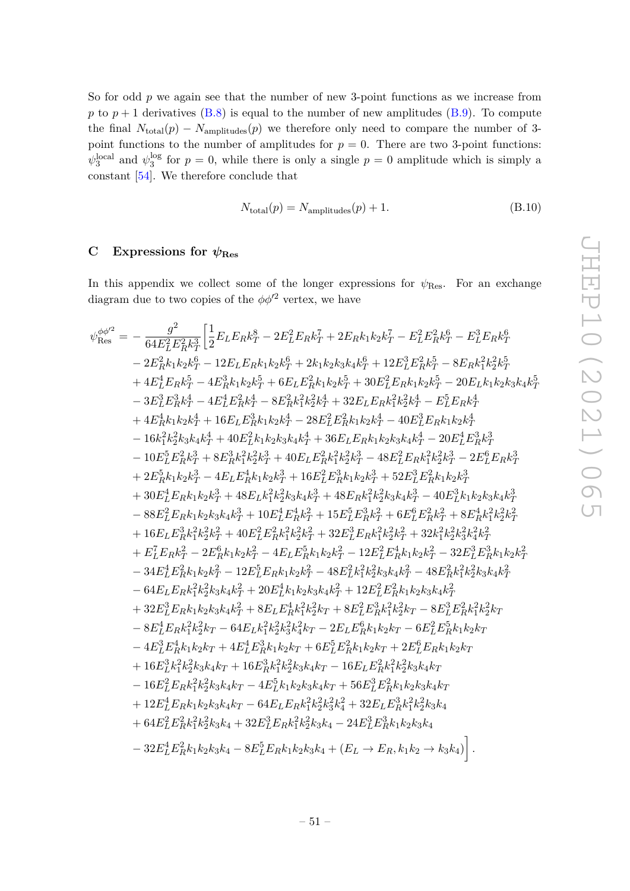So for odd $p$ we again see that the number of new 3-point functions as we increase from $p$ to $p+1$ derivatives (B.8) is equal to the number of new amplitudes (B.9). To compute the final $N_{\text{total}}(p) - N_{\text{amplitudes}}(p)$ we therefore only need to compare the number of 3-point functions to the number of amplitudes for $p = 0$. There are two 3-point functions: $\psi_3^{\text{local}}$ and $\psi_3^{\log}$ for $p = 0$, while there is only a single $p = 0$ amplitude which is simply a constant [54]. We therefore conclude that

$$N_{\text{total}}(p) = N_{\text{amplitudes}}(p) + 1. \tag{B.10}$$

# C Expressions for $\psi_{\text{Res}}$

In this appendix we collect some of the longer expressions for $\psi_{\text{Res}}$. For an exchange diagram due to two copies of the $\phi\phi'^2$ vertex, we have

$$\begin{aligned}
\psi_{\text{Res}}^{\phi\phi'^2} = &-\frac{g^2}{64E_L^2E_R^2k_T^3}\Big[\frac{1}{2}E_LE_Rk_T^8 - 2E_L^2E_Rk_T^7 + 2E_Rk_1k_2k_T^7 - E_L^2E_R^2k_T^6 - E_L^3E_Rk_T^6 \\
&- 2E_R^2k_1k_2k_T^6 - 12E_LE_Rk_1k_2k_T^6 + 2k_1k_2k_3k_4k_T^6 + 12E_L^3E_R^2k_T^5 - 8E_Rk_1^2k_2^2k_T^5 \\
&+ 4E_L^4E_Rk_T^5 - 4E_R^3k_1k_2k_T^5 + 6E_LE_R^2k_1k_2k_T^5 + 30E_L^2E_Rk_1k_2k_T^5 - 20E_Lk_1k_2k_3k_4k_T^5 \\
&- 3E_L^3E_R^3k_T^4 - 4E_L^4E_R^2k_T^4 - 8E_R^2k_1^2k_2^2k_T^4 + 32E_LE_Rk_1^2k_2^2k_T^4 - E_L^5E_Rk_T^4 \\
&+ 4E_R^4k_1k_2k_T^4 + 16E_LE_R^3k_1k_2k_T^4 - 28E_L^2E_R^2k_1k_2k_T^4 - 40E_L^3E_Rk_1k_2k_T^4 \\
&- 16k_1^2k_2^2k_3k_4k_T^4 + 40E_L^2k_1k_2k_3k_4k_T^4 + 36E_LE_Rk_1k_2k_3k_4k_T^4 - 20E_L^4E_R^3k_T^3 \\
&- 10E_L^5E_R^2k_T^3 + 8E_R^3k_1^2k_2^2k_T^3 + 40E_LE_R^2k_1^2k_2^2k_T^3 - 48E_L^2E_Rk_1^2k_2^2k_T^3 - 2E_L^6E_Rk_T^3 \\
&+ 2E_R^5k_1k_2k_T^3 - 4E_LE_R^4k_1k_2k_T^3 + 16E_L^2E_R^3k_1k_2k_T^3 + 52E_L^3E_R^2k_1k_2k_T^3 \\
&+ 30E_L^4E_Rk_1k_2k_T^3 + 48E_Lk_1^2k_2^2k_3k_4k_T^3 + 48E_Rk_1^2k_2^2k_3k_4k_T^3 - 40E_L^3k_1k_2k_3k_4k_T^3 \\
&- 88E_L^2E_Rk_1k_2k_3k_4k_T^3 + 10E_L^4E_R^4k_T^2 + 15E_L^5E_R^3k_T^2 + 6E_L^6E_R^2k_T^2 + 8E_R^4k_1^2k_2^2k_T^2 \\
&+ 16E_LE_R^3k_1^2k_2^2k_T^2 + 40E_L^2E_R^2k_1^2k_2^2k_T^2 + 32E_L^3E_Rk_1^2k_2^2k_T^2 + 32k_1^2k_2^2k_3^2k_4^2k_T^2 \\
&+ E_L^7E_Rk_T^2 - 2E_R^6k_1k_2k_T^2 - 4E_LE_R^5k_1k_2k_T^2 - 12E_L^2E_R^4k_1k_2k_T^2 - 32E_L^3E_R^3k_1k_2k_T^2 \\
&- 34E_L^4E_R^2k_1k_2k_T^2 - 12E_L^5E_Rk_1k_2k_T^2 - 48E_L^2k_1^2k_2^2k_3k_4k_T^2 - 48E_R^2k_1^2k_2^2k_3k_4k_T^2 \\
&- 64E_LE_Rk_1^2k_2^2k_3k_4k_T^2 + 20E_L^4k_1k_2k_3k_4k_T^2 + 12E_L^2E_R^2k_1k_2k_3k_4k_T^2 \\
&+ 32E_L^3E_Rk_1k_2k_3k_4k_T^2 + 8E_LE_R^4k_1^2k_2^2k_T + 8E_L^2E_R^3k_1^2k_2^2k_T - 8E_L^3E_R^2k_1^2k_2^2k_T \\
&- 8E_L^4E_Rk_1^2k_2^2k_T - 64E_Lk_1^2k_2^2k_3^2k_4^2k_T - 2E_LE_R^6k_1k_2k_T - 6E_L^2E_R^5k_1k_2k_T \\
&- 4E_L^3E_R^4k_1k_2k_T + 4E_L^4E_R^3k_1k_2k_T + 6E_L^5E_R^2k_1k_2k_T + 2E_L^6E_Rk_1k_2k_T \\
&+ 16E_L^3k_1^2k_2^2k_3k_4k_T + 16E_R^3k_1^2k_2^2k_3k_4k_T - 16E_LE_R^2k_1^2k_2^2k_3k_4k_T \\
&- 16E_L^2E_Rk_1^2k_2^2k_3k_4k_T - 4E_L^5k_1k_2k_3k_4k_T + 56E_L^3E_R^2k_1k_2k_3k_4k_T \\
&+ 12E_L^4E_Rk_1k_2k_3k_4k_T - 64E_LE_Rk_1^2k_2^2k_3^2k_4^2 + 32E_LE_R^3k_1^2k_2^2k_3k_4 \\
&+ 64E_L^2E_R^2k_1^2k_2^2k_3k_4 + 32E_L^3E_Rk_1^2k_2^2k_3k_4 - 24E_L^3E_R^3k_1k_2k_3k_4 \\
&- 32E_L^4E_R^2k_1k_2k_3k_4 - 8E_L^5E_Rk_1k_2k_3k_4 + (E_L \to E_R, k_1k_2 \to k_3k_4)\Big].
\end{aligned}$$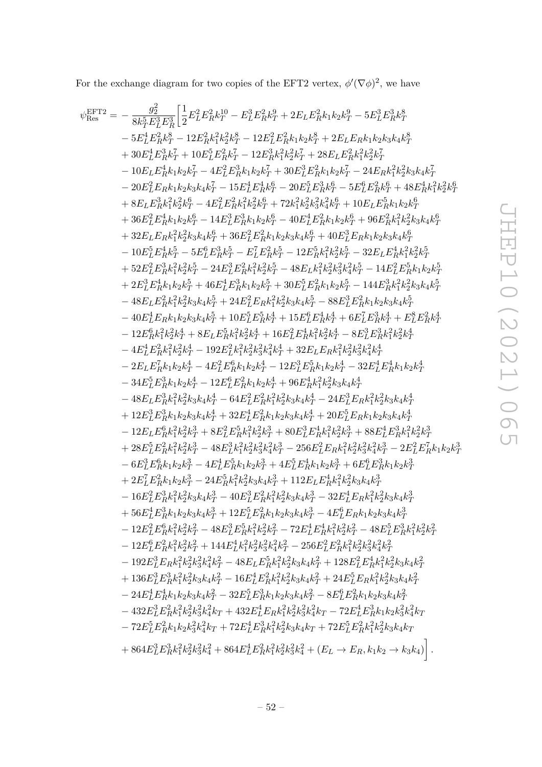For the exchange diagram for two copies of the EFT2 vertex, $\phi'(\nabla\phi)^2$, we have

$$
\begin{aligned}
\psi_{\rm Res}^{\rm EFT2} = -\frac{g_2^2}{8k_T^5E_L^3E_R^3}\Big[&\frac{1}{2}E_L^2E_R^2k_T^{10} - E_L^3E_R^2k_T^9 + 2E_LE_R^2k_1k_2k_T^9 - 5E_L^3E_R^3k_T^8\\
&- 5E_L^4E_R^2k_T^8 - 12E_R^2k_1^2k_2^2k_T^8 - 12E_L^2E_R^2k_1k_2k_T^8 + 2E_LE_Rk_1k_2k_3k_4k_T^8\\
&+ 30E_L^4E_R^3k_T^7 + 10E_L^5E_R^2k_T^7 - 12E_R^3k_1^2k_2^2k_T^7 + 28E_LE_R^2k_1^2k_2^2k_T^7\\
&- 10E_LE_R^4k_1k_2k_T^7 - 4E_L^2E_R^3k_1k_2k_T^7 + 30E_L^3E_R^2k_1k_2k_T^7 - 24E_Rk_1^2k_2^2k_3k_4k_T^7\\
&- 20E_L^2E_Rk_1k_2k_3k_4k_T^7 - 15E_L^4E_R^4k_T^6 - 20E_L^5E_R^3k_T^6 - 5E_L^6E_R^2k_T^6 + 48E_R^4k_1^2k_2^2k_T^6\\
&+ 8E_LE_R^3k_1^2k_2^2k_T^6 - 4E_L^2E_R^2k_1^2k_2^2k_T^6 + 72k_1^2k_2^2k_3^2k_4^2k_T^6 + 10E_LE_R^5k_1k_2k_T^6\\
&+ 36E_L^2E_R^4k_1k_2k_T^6 - 14E_L^3E_R^3k_1k_2k_T^6 - 40E_L^4E_R^2k_1k_2k_T^6 + 96E_R^2k_1^2k_2^2k_3k_4k_T^6\\
&+ 32E_LE_Rk_1^2k_2^2k_3k_4k_T^6 + 36E_L^2E_R^2k_1k_2k_3k_4k_T^6 + 40E_L^3E_Rk_1k_2k_3k_4k_T^6\\
&- 10E_L^5E_R^4k_T^5 - 5E_L^6E_R^3k_T^5 - E_L^7E_R^2k_T^5 - 12E_R^5k_1^2k_2^2k_T^5 - 32E_LE_R^4k_1^2k_2^2k_T^5\\
&+ 52E_L^2E_R^3k_1^2k_2^2k_T^5 - 24E_L^3E_R^2k_1^2k_2^2k_T^5 - 48E_Lk_1^2k_2^2k_3^2k_4^2k_T^5 - 14E_L^2E_R^5k_1k_2k_T^5\\
&+ 2E_L^3E_R^4k_1k_2k_T^5 + 46E_L^4E_R^3k_1k_2k_T^5 + 30E_L^5E_R^2k_1k_2k_T^5 - 144E_R^3k_1^2k_2^2k_3k_4k_T^5\\
&- 48E_LE_R^2k_1^2k_2^2k_3k_4k_T^5 + 24E_L^2E_Rk_1^2k_2^2k_3k_4k_T^5 - 88E_L^3E_R^2k_1k_2k_3k_4k_T^5\\
&- 40E_L^4E_Rk_1k_2k_3k_4k_T^5 + 10E_L^5E_R^5k_T^4 + 15E_L^6E_R^4k_T^4 + 6E_L^7E_R^3k_T^4 + E_L^8E_R^2k_T^4\\
&- 12E_R^6k_1^2k_2^2k_T^4 + 8E_LE_R^5k_1^2k_2^2k_T^4 + 16E_L^2E_R^4k_1^2k_2^2k_T^4 - 8E_L^3E_R^3k_1^2k_2^2k_T^4\\
&- 4E_L^4E_R^2k_1^2k_2^2k_T^4 - 192E_L^2k_1^2k_2^2k_3^2k_4^2k_T^4 + 32E_LE_Rk_1^2k_2^2k_3^2k_4^2k_T^4\\
&- 2E_LE_R^7k_1k_2k_T^4 - 4E_L^2E_R^6k_1k_2k_T^4 - 12E_L^3E_R^5k_1k_2k_T^4 - 32E_L^4E_R^4k_1k_2k_T^4\\
&- 34E_L^5E_R^3k_1k_2k_T^4 - 12E_L^6E_R^2k_1k_2k_T^4 + 96E_R^4k_1^2k_2^2k_3k_4k_T^4\\
&- 48E_LE_R^3k_1^2k_2^2k_3k_4k_T^4 - 64E_L^2E_R^2k_1^2k_2^2k_3k_4k_T^4 - 24E_L^3E_Rk_1^2k_2^2k_3k_4k_T^4\\
&+ 12E_L^3E_R^3k_1k_2k_3k_4k_T^4 + 32E_L^4E_R^2k_1k_2k_3k_4k_T^4 + 20E_L^5E_Rk_1k_2k_3k_4k_T^4\\
&- 12E_LE_R^6k_1^2k_2^2k_T^3 + 8E_L^2E_R^5k_1^2k_2^2k_T^3 + 80E_L^3E_R^4k_1^2k_2^2k_T^3 + 88E_L^4E_R^3k_1^2k_2^2k_T^3\\
&+ 28E_L^5E_R^2k_1^2k_2^2k_T^3 - 48E_L^3k_1^2k_2^2k_3^2k_4^2k_T^3 - 256E_L^2E_Rk_1^2k_2^2k_3^2k_4^2k_T^3 - 2E_L^2E_R^7k_1k_2k_T^3\\
&- 6E_L^3E_R^6k_1k_2k_T^3 - 4E_L^4E_R^5k_1k_2k_T^3 + 4E_L^5E_R^4k_1k_2k_T^3 + 6E_L^6E_R^3k_1k_2k_T^3\\
&+ 2E_L^7E_R^2k_1k_2k_T^3 - 24E_R^5k_1^2k_2^2k_3k_4k_T^3 + 112E_LE_R^4k_1^2k_2^2k_3k_4k_T^3\\
&- 16E_L^2E_R^3k_1^2k_2^2k_3k_4k_T^3 - 40E_L^3E_R^2k_1^2k_2^2k_3k_4k_T^3 - 32E_L^4E_Rk_1^2k_2^2k_3k_4k_T^3\\
&+ 56E_L^4E_R^3k_1k_2k_3k_4k_T^3 + 12E_L^5E_R^2k_1k_2k_3k_4k_T^3 - 4E_L^6E_Rk_1k_2k_3k_4k_T^3\\
&- 12E_L^2E_R^6k_1^2k_2^2k_T^2 - 48E_L^3E_R^5k_1^2k_2^2k_T^2 - 72E_L^4E_R^4k_1^2k_2^2k_T^2 - 48E_L^5E_R^3k_1^2k_2^2k_T^2\\
&- 12E_L^6E_R^2k_1^2k_2^2k_T^2 + 144E_L^4k_1^2k_2^2k_3^2k_4^2k_T^2 - 256E_L^2E_R^2k_1^2k_2^2k_3^2k_4^2k_T^2\\
&- 192E_L^3E_Rk_1^2k_2^2k_3^2k_4^2k_T^2 - 48E_LE_R^5k_1^2k_2^2k_3k_4k_T^2 + 128E_L^2E_R^4k_1^2k_2^2k_3k_4k_T^2\\
&+ 136E_L^3E_R^3k_1^2k_2^2k_3k_4k_T^2 - 16E_L^4E_R^2k_1^2k_2^2k_3k_4k_T^2 + 24E_L^5E_Rk_1^2k_2^2k_3k_4k_T^2\\
&- 24E_L^4E_R^4k_1k_2k_3k_4k_T^2 - 32E_L^5E_R^3k_1k_2k_3k_4k_T^2 - 8E_L^6E_R^2k_1k_2k_3k_4k_T^2\\
&- 432E_L^3E_R^2k_1^2k_2^2k_3^2k_4^2k_T + 432E_L^4E_Rk_1^2k_2^2k_3^2k_4^2k_T - 72E_L^4E_R^3k_1k_2k_3^2k_4^2k_T\\
&- 72E_L^5E_R^2k_1k_2k_3^2k_4^2k_T + 72E_L^4E_R^3k_1^2k_2^2k_3k_4k_T + 72E_L^5E_R^2k_1^2k_2^2k_3k_4k_T\\
&+ 864E_L^3E_R^3k_1^2k_2^2k_3^2k_4^2 + 864E_L^4E_R^2k_1^2k_2^2k_3^2k_4^2 + (E_L\to E_R, k_1k_2\to k_3k_4)\Big]\,.
\end{aligned}
$$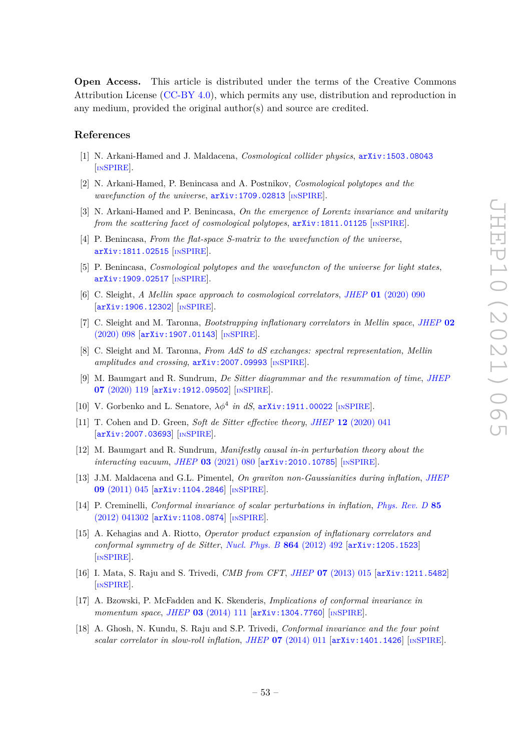**Open Access.** This article is distributed under the terms of the Creative Commons Attribution License (CC-BY 4.0), which permits any use, distribution and reproduction in any medium, provided the original author(s) and source are credited.

## References

[1] N. Arkani-Hamed and J. Maldacena, *Cosmological collider physics*, arXiv:1503.08043 [INSPIRE].

[2] N. Arkani-Hamed, P. Benincasa and A. Postnikov, *Cosmological polytopes and the wavefunction of the universe*, arXiv:1709.02813 [INSPIRE].

[3] N. Arkani-Hamed and P. Benincasa, *On the emergence of Lorentz invariance and unitarity from the scattering facet of cosmological polytopes*, arXiv:1811.01125 [INSPIRE].

[4] P. Benincasa, *From the flat-space S-matrix to the wavefunction of the universe*, arXiv:1811.02515 [INSPIRE].

[5] P. Benincasa, *Cosmological polytopes and the wavefuncton of the universe for light states*, arXiv:1909.02517 [INSPIRE].

[6] C. Sleight, *A Mellin space approach to cosmological correlators*, JHEP **01** (2020) 090 [arXiv:1906.12302] [INSPIRE].

[7] C. Sleight and M. Taronna, *Bootstrapping inflationary correlators in Mellin space*, JHEP **02** (2020) 098 [arXiv:1907.01143] [INSPIRE].

[8] C. Sleight and M. Taronna, *From AdS to dS exchanges: spectral representation, Mellin amplitudes and crossing*, arXiv:2007.09993 [INSPIRE].

[9] M. Baumgart and R. Sundrum, *De Sitter diagrammar and the resummation of time*, JHEP **07** (2020) 119 [arXiv:1912.09502] [INSPIRE].

[10] V. Gorbenko and L. Senatore, *$\lambda\phi^4$ in dS*, arXiv:1911.00022 [INSPIRE].

[11] T. Cohen and D. Green, *Soft de Sitter effective theory*, JHEP **12** (2020) 041 [arXiv:2007.03693] [INSPIRE].

[12] M. Baumgart and R. Sundrum, *Manifestly causal in-in perturbation theory about the interacting vacuum*, JHEP **03** (2021) 080 [arXiv:2010.10785] [INSPIRE].

[13] J.M. Maldacena and G.L. Pimentel, *On graviton non-Gaussianities during inflation*, JHEP **09** (2011) 045 [arXiv:1104.2846] [INSPIRE].

[14] P. Creminelli, *Conformal invariance of scalar perturbations in inflation*, Phys. Rev. D **85** (2012) 041302 [arXiv:1108.0874] [INSPIRE].

[15] A. Kehagias and A. Riotto, *Operator product expansion of inflationary correlators and conformal symmetry of de Sitter*, Nucl. Phys. B **864** (2012) 492 [arXiv:1205.1523] [INSPIRE].

[16] I. Mata, S. Raju and S. Trivedi, *CMB from CFT*, JHEP **07** (2013) 015 [arXiv:1211.5482] [INSPIRE].

[17] A. Bzowski, P. McFadden and K. Skenderis, *Implications of conformal invariance in momentum space*, JHEP **03** (2014) 111 [arXiv:1304.7760] [INSPIRE].

[18] A. Ghosh, N. Kundu, S. Raju and S.P. Trivedi, *Conformal invariance and the four point scalar correlator in slow-roll inflation*, JHEP **07** (2014) 011 [arXiv:1401.1426] [INSPIRE].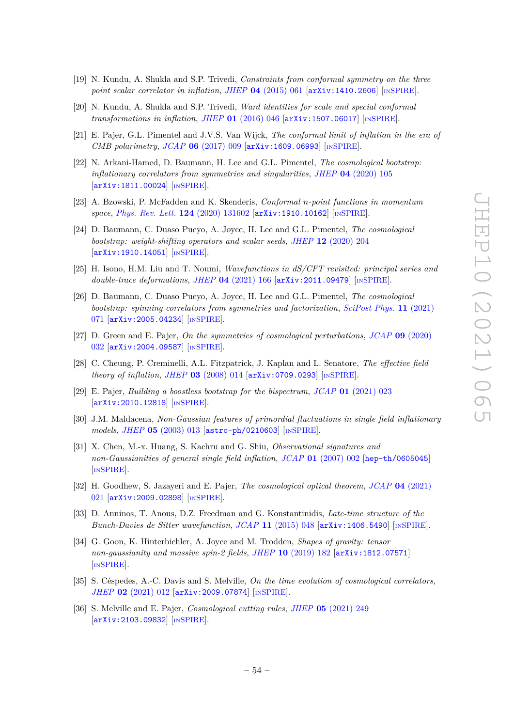[19] N. Kundu, A. Shukla and S.P. Trivedi, *Constraints from conformal symmetry on the three point scalar correlator in inflation*, *JHEP* **04** (2015) 061 [arXiv:1410.2606] [INSPIRE].

[20] N. Kundu, A. Shukla and S.P. Trivedi, *Ward identities for scale and special conformal transformations in inflation*, *JHEP* **01** (2016) 046 [arXiv:1507.06017] [INSPIRE].

[21] E. Pajer, G.L. Pimentel and J.V.S. Van Wijck, *The conformal limit of inflation in the era of CMB polarimetry*, *JCAP* **06** (2017) 009 [arXiv:1609.06993] [INSPIRE].

[22] N. Arkani-Hamed, D. Baumann, H. Lee and G.L. Pimentel, *The cosmological bootstrap: inflationary correlators from symmetries and singularities*, *JHEP* **04** (2020) 105 [arXiv:1811.00024] [INSPIRE].

[23] A. Bzowski, P. McFadden and K. Skenderis, *Conformal n-point functions in momentum space*, *Phys. Rev. Lett.* **124** (2020) 131602 [arXiv:1910.10162] [INSPIRE].

[24] D. Baumann, C. Duaso Pueyo, A. Joyce, H. Lee and G.L. Pimentel, *The cosmological bootstrap: weight-shifting operators and scalar seeds*, *JHEP* **12** (2020) 204 [arXiv:1910.14051] [INSPIRE].

[25] H. Isono, H.M. Liu and T. Noumi, *Wavefunctions in dS/CFT revisited: principal series and double-trace deformations*, *JHEP* **04** (2021) 166 [arXiv:2011.09479] [INSPIRE].

[26] D. Baumann, C. Duaso Pueyo, A. Joyce, H. Lee and G.L. Pimentel, *The cosmological bootstrap: spinning correlators from symmetries and factorization*, *SciPost Phys.* **11** (2021) 071 [arXiv:2005.04234] [INSPIRE].

[27] D. Green and E. Pajer, *On the symmetries of cosmological perturbations*, *JCAP* **09** (2020) 032 [arXiv:2004.09587] [INSPIRE].

[28] C. Cheung, P. Creminelli, A.L. Fitzpatrick, J. Kaplan and L. Senatore, *The effective field theory of inflation*, *JHEP* **03** (2008) 014 [arXiv:0709.0293] [INSPIRE].

[29] E. Pajer, *Building a boostless bootstrap for the bispectrum*, *JCAP* **01** (2021) 023 [arXiv:2010.12818] [INSPIRE].

[30] J.M. Maldacena, *Non-Gaussian features of primordial fluctuations in single field inflationary models*, *JHEP* **05** (2003) 013 [astro-ph/0210603] [INSPIRE].

[31] X. Chen, M.-x. Huang, S. Kachru and G. Shiu, *Observational signatures and non-Gaussianities of general single field inflation*, *JCAP* **01** (2007) 002 [hep-th/0605045] [INSPIRE].

[32] H. Goodhew, S. Jazayeri and E. Pajer, *The cosmological optical theorem*, *JCAP* **04** (2021) 021 [arXiv:2009.02898] [INSPIRE].

[33] D. Anninos, T. Anous, D.Z. Freedman and G. Konstantinidis, *Late-time structure of the Bunch-Davies de Sitter wavefunction*, *JCAP* **11** (2015) 048 [arXiv:1406.5490] [INSPIRE].

[34] G. Goon, K. Hinterbichler, A. Joyce and M. Trodden, *Shapes of gravity: tensor non-gaussianity and massive spin-2 fields*, *JHEP* **10** (2019) 182 [arXiv:1812.07571] [INSPIRE].

[35] S. Céspedes, A.-C. Davis and S. Melville, *On the time evolution of cosmological correlators*, *JHEP* **02** (2021) 012 [arXiv:2009.07874] [INSPIRE].

[36] S. Melville and E. Pajer, *Cosmological cutting rules*, *JHEP* **05** (2021) 249 [arXiv:2103.09832] [INSPIRE].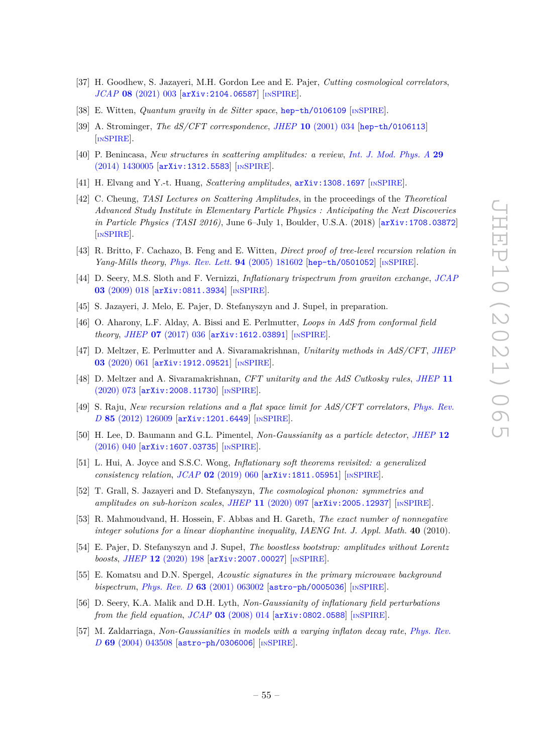[37] H. Goodhew, S. Jazayeri, M.H. Gordon Lee and E. Pajer, *Cutting cosmological correlators*, *JCAP* **08** (2021) 003 [arXiv:2104.06587] [INSPIRE].

[38] E. Witten, *Quantum gravity in de Sitter space*, hep-th/0106109 [INSPIRE].

[39] A. Strominger, *The dS/CFT correspondence*, *JHEP* **10** (2001) 034 [hep-th/0106113] [INSPIRE].

[40] P. Benincasa, *New structures in scattering amplitudes: a review*, *Int. J. Mod. Phys. A* **29** (2014) 1430005 [arXiv:1312.5583] [INSPIRE].

[41] H. Elvang and Y.-t. Huang, *Scattering amplitudes*, arXiv:1308.1697 [INSPIRE].

[42] C. Cheung, *TASI Lectures on Scattering Amplitudes*, in the proceedings of the *Theoretical Advanced Study Institute in Elementary Particle Physics : Anticipating the Next Discoveries in Particle Physics (TASI 2016)*, June 6–July 1, Boulder, U.S.A. (2018) [arXiv:1708.03872] [INSPIRE].

[43] R. Britto, F. Cachazo, B. Feng and E. Witten, *Direct proof of tree-level recursion relation in Yang-Mills theory*, *Phys. Rev. Lett.* **94** (2005) 181602 [hep-th/0501052] [INSPIRE].

[44] D. Seery, M.S. Sloth and F. Vernizzi, *Inflationary trispectrum from graviton exchange*, *JCAP* **03** (2009) 018 [arXiv:0811.3934] [INSPIRE].

[45] S. Jazayeri, J. Melo, E. Pajer, D. Stefanyszyn and J. Supeł, in preparation.

[46] O. Aharony, L.F. Alday, A. Bissi and E. Perlmutter, *Loops in AdS from conformal field theory*, *JHEP* **07** (2017) 036 [arXiv:1612.03891] [INSPIRE].

[47] D. Meltzer, E. Perlmutter and A. Sivaramakrishnan, *Unitarity methods in AdS/CFT*, *JHEP* **03** (2020) 061 [arXiv:1912.09521] [INSPIRE].

[48] D. Meltzer and A. Sivaramakrishnan, *CFT unitarity and the AdS Cutkosky rules*, *JHEP* **11** (2020) 073 [arXiv:2008.11730] [INSPIRE].

[49] S. Raju, *New recursion relations and a flat space limit for AdS/CFT correlators*, *Phys. Rev. D* **85** (2012) 126009 [arXiv:1201.6449] [INSPIRE].

[50] H. Lee, D. Baumann and G.L. Pimentel, *Non-Gaussianity as a particle detector*, *JHEP* **12** (2016) 040 [arXiv:1607.03735] [INSPIRE].

[51] L. Hui, A. Joyce and S.S.C. Wong, *Inflationary soft theorems revisited: a generalized consistency relation*, *JCAP* **02** (2019) 060 [arXiv:1811.05951] [INSPIRE].

[52] T. Grall, S. Jazayeri and D. Stefanyszyn, *The cosmological phonon: symmetries and amplitudes on sub-horizon scales*, *JHEP* **11** (2020) 097 [arXiv:2005.12937] [INSPIRE].

[53] R. Mahmoudvand, H. Hossein, F. Abbas and H. Gareth, *The exact number of nonnegative integer solutions for a linear diophantine inequality*, *IAENG Int. J. Appl. Math.* **40** (2010).

[54] E. Pajer, D. Stefanyszyn and J. Supeł, *The boostless bootstrap: amplitudes without Lorentz boosts*, *JHEP* **12** (2020) 198 [arXiv:2007.00027] [INSPIRE].

[55] E. Komatsu and D.N. Spergel, *Acoustic signatures in the primary microwave background bispectrum*, *Phys. Rev. D* **63** (2001) 063002 [astro-ph/0005036] [INSPIRE].

[56] D. Seery, K.A. Malik and D.H. Lyth, *Non-Gaussianity of inflationary field perturbations from the field equation*, *JCAP* **03** (2008) 014 [arXiv:0802.0588] [INSPIRE].

[57] M. Zaldarriaga, *Non-Gaussianities in models with a varying inflaton decay rate*, *Phys. Rev. D* **69** (2004) 043508 [astro-ph/0306006] [INSPIRE].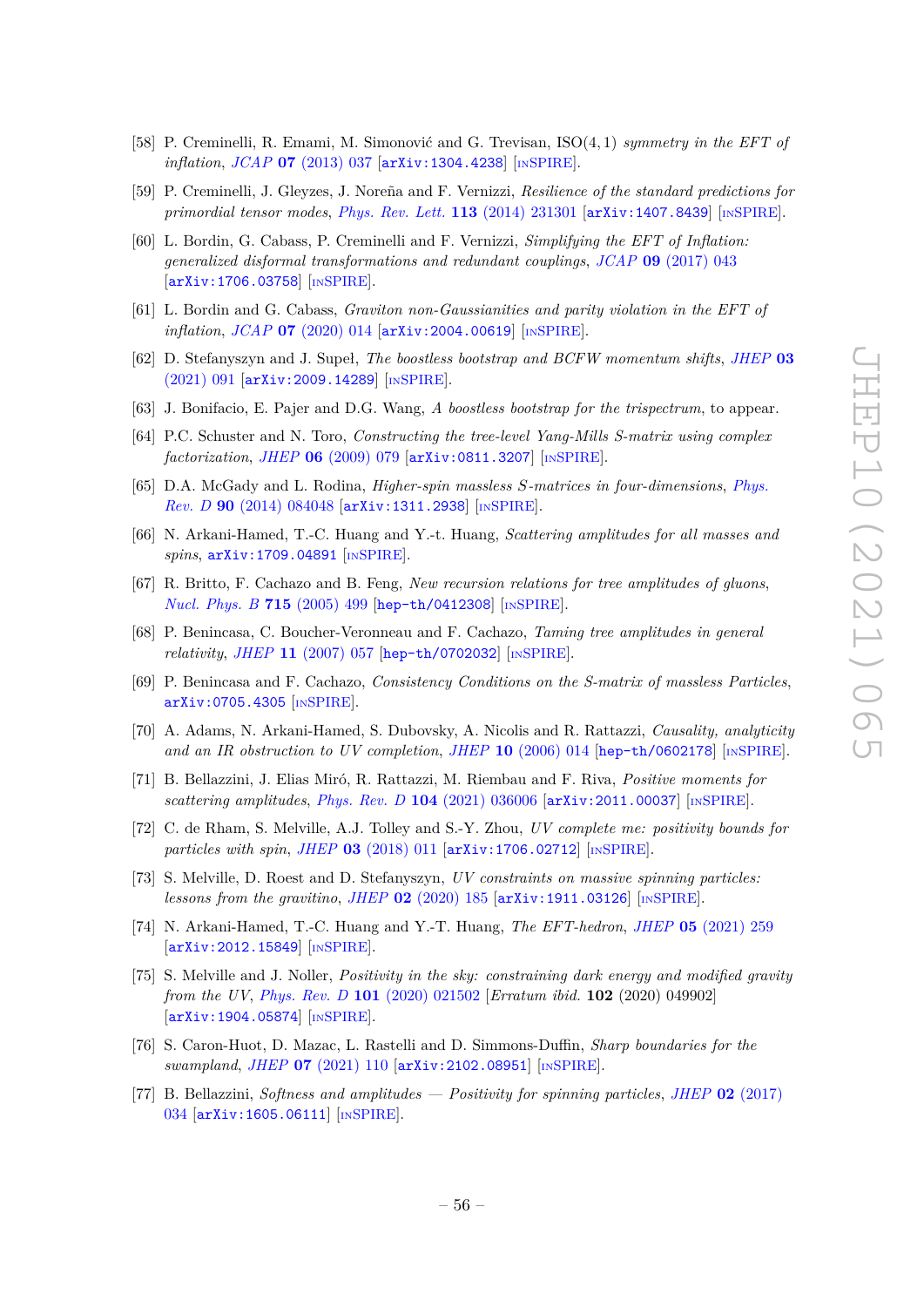[58] P. Creminelli, R. Emami, M. Simonović and G. Trevisan, ISO(4, 1) *symmetry in the EFT of inflation*, *JCAP* **07** (2013) 037 [arXiv:1304.4238] [INSPIRE].

[59] P. Creminelli, J. Gleyzes, J. Noreña and F. Vernizzi, *Resilience of the standard predictions for primordial tensor modes*, *Phys. Rev. Lett.* **113** (2014) 231301 [arXiv:1407.8439] [INSPIRE].

[60] L. Bordin, G. Cabass, P. Creminelli and F. Vernizzi, *Simplifying the EFT of Inflation: generalized disformal transformations and redundant couplings*, *JCAP* **09** (2017) 043 [arXiv:1706.03758] [INSPIRE].

[61] L. Bordin and G. Cabass, *Graviton non-Gaussianities and parity violation in the EFT of inflation*, *JCAP* **07** (2020) 014 [arXiv:2004.00619] [INSPIRE].

[62] D. Stefanyszyn and J. Supeł, *The boostless bootstrap and BCFW momentum shifts*, *JHEP* **03** (2021) 091 [arXiv:2009.14289] [INSPIRE].

[63] J. Bonifacio, E. Pajer and D.G. Wang, *A boostless bootstrap for the trispectrum*, to appear.

[64] P.C. Schuster and N. Toro, *Constructing the tree-level Yang-Mills S-matrix using complex factorization*, *JHEP* **06** (2009) 079 [arXiv:0811.3207] [INSPIRE].

[65] D.A. McGady and L. Rodina, *Higher-spin massless S-matrices in four-dimensions*, *Phys. Rev. D* **90** (2014) 084048 [arXiv:1311.2938] [INSPIRE].

[66] N. Arkani-Hamed, T.-C. Huang and Y.-t. Huang, *Scattering amplitudes for all masses and spins*, arXiv:1709.04891 [INSPIRE].

[67] R. Britto, F. Cachazo and B. Feng, *New recursion relations for tree amplitudes of gluons*, *Nucl. Phys. B* **715** (2005) 499 [hep-th/0412308] [INSPIRE].

[68] P. Benincasa, C. Boucher-Veronneau and F. Cachazo, *Taming tree amplitudes in general relativity*, *JHEP* **11** (2007) 057 [hep-th/0702032] [INSPIRE].

[69] P. Benincasa and F. Cachazo, *Consistency Conditions on the S-matrix of massless Particles*, arXiv:0705.4305 [INSPIRE].

[70] A. Adams, N. Arkani-Hamed, S. Dubovsky, A. Nicolis and R. Rattazzi, *Causality, analyticity and an IR obstruction to UV completion*, *JHEP* **10** (2006) 014 [hep-th/0602178] [INSPIRE].

[71] B. Bellazzini, J. Elias Miró, R. Rattazzi, M. Riembau and F. Riva, *Positive moments for scattering amplitudes*, *Phys. Rev. D* **104** (2021) 036006 [arXiv:2011.00037] [INSPIRE].

[72] C. de Rham, S. Melville, A.J. Tolley and S.-Y. Zhou, *UV complete me: positivity bounds for particles with spin*, *JHEP* **03** (2018) 011 [arXiv:1706.02712] [INSPIRE].

[73] S. Melville, D. Roest and D. Stefanyszyn, *UV constraints on massive spinning particles: lessons from the gravitino*, *JHEP* **02** (2020) 185 [arXiv:1911.03126] [INSPIRE].

[74] N. Arkani-Hamed, T.-C. Huang and Y.-T. Huang, *The EFT-hedron*, *JHEP* **05** (2021) 259 [arXiv:2012.15849] [INSPIRE].

[75] S. Melville and J. Noller, *Positivity in the sky: constraining dark energy and modified gravity from the UV*, *Phys. Rev. D* **101** (2020) 021502 [*Erratum ibid.* **102** (2020) 049902] [arXiv:1904.05874] [INSPIRE].

[76] S. Caron-Huot, D. Mazac, L. Rastelli and D. Simmons-Duffin, *Sharp boundaries for the swampland*, *JHEP* **07** (2021) 110 [arXiv:2102.08951] [INSPIRE].

[77] B. Bellazzini, *Softness and amplitudes — Positivity for spinning particles*, *JHEP* **02** (2017) 034 [arXiv:1605.06111] [INSPIRE].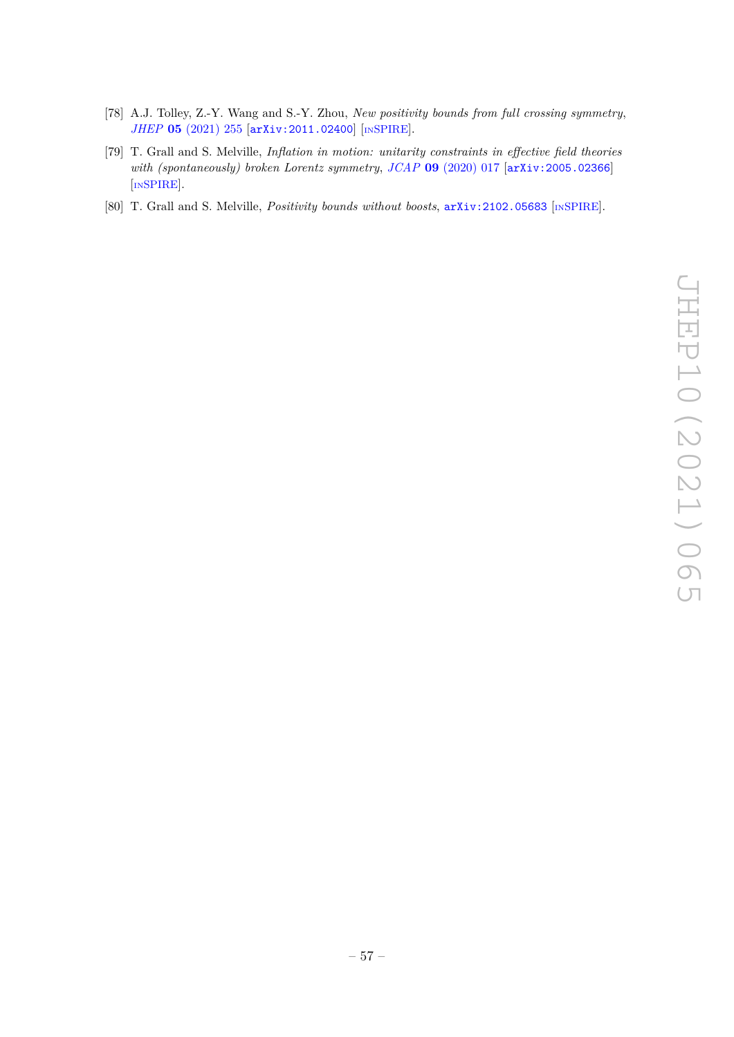- [78] A.J. Tolley, Z.-Y. Wang and S.-Y. Zhou, *New positivity bounds from full crossing symmetry*, *JHEP* **05** (2021) 255 [arXiv:2011.02400] [INSPIRE].
- [79] T. Grall and S. Melville, *Inflation in motion: unitarity constraints in effective field theories with (spontaneously) broken Lorentz symmetry*, *JCAP* **09** (2020) 017 [arXiv:2005.02366] [INSPIRE].
- [80] T. Grall and S. Melville, *Positivity bounds without boosts*, arXiv:2102.05683 [INSPIRE].